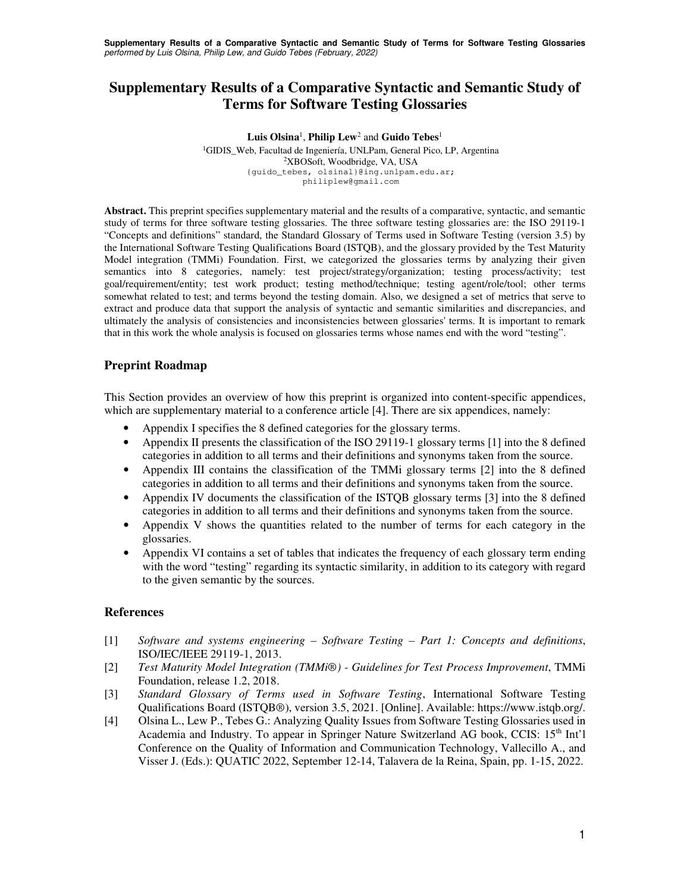# Supplementary Results of a Comparative Syntactic and Semantic Study of Terms for Software Testing Glossaries

**Luis Olsina**[1], **Philip Lew**[2] and **Guido Tebes**[1]

[1]GIDIS_Web, Facultad de Ingeniería, UNLPam, General Pico, LP, Argentina
[2]XBOSoft, Woodbridge, VA, USA
{guido_tebes, olsinal}@ing.unlpam.edu.ar;
philiplew@gmail.com

**Abstract.** This preprint specifies supplementary material and the results of a comparative, syntactic, and semantic study of terms for three software testing glossaries. The three software testing glossaries are: the ISO 29119-1 "Concepts and definitions" standard, the Standard Glossary of Terms used in Software Testing (version 3.5) by the International Software Testing Qualifications Board (ISTQB), and the glossary provided by the Test Maturity Model integration (TMMi) Foundation. First, we categorized the glossaries terms by analyzing their given semantics into 8 categories, namely: test project/strategy/organization; testing process/activity; test goal/requirement/entity; test work product; testing method/technique; testing agent/role/tool; other terms somewhat related to test; and terms beyond the testing domain. Also, we designed a set of metrics that serve to extract and produce data that support the analysis of syntactic and semantic similarities and discrepancies, and ultimately the analysis of consistencies and inconsistencies between glossaries' terms. It is important to remark that in this work the whole analysis is focused on glossaries terms whose names end with the word "testing".

## Preprint Roadmap

This Section provides an overview of how this preprint is organized into content-specific appendices, which are supplementary material to a conference article [4]. There are six appendices, namely:

- Appendix I specifies the 8 defined categories for the glossary terms.
- Appendix II presents the classification of the ISO 29119-1 glossary terms [1] into the 8 defined categories in addition to all terms and their definitions and synonyms taken from the source.
- Appendix III contains the classification of the TMMi glossary terms [2] into the 8 defined categories in addition to all terms and their definitions and synonyms taken from the source.
- Appendix IV documents the classification of the ISTQB glossary terms [3] into the 8 defined categories in addition to all terms and their definitions and synonyms taken from the source.
- Appendix V shows the quantities related to the number of terms for each category in the glossaries.
- Appendix VI contains a set of tables that indicates the frequency of each glossary term ending with the word "testing" regarding its syntactic similarity, in addition to its category with regard to the given semantic by the sources.

## References

[1] *Software and systems engineering – Software Testing – Part 1: Concepts and definitions*, ISO/IEC/IEEE 29119-1, 2013.

[2] *Test Maturity Model Integration (TMMi®) - Guidelines for Test Process Improvement*, TMMi Foundation, release 1.2, 2018.

[3] *Standard Glossary of Terms used in Software Testing*, International Software Testing Qualifications Board (ISTQB®), version 3.5, 2021. [Online]. Available: https://www.istqb.org/.

[4] Olsina L., Lew P., Tebes G.: Analyzing Quality Issues from Software Testing Glossaries used in Academia and Industry. To appear in Springer Nature Switzerland AG book, CCIS: 15th Int'l Conference on the Quality of Information and Communication Technology, Vallecillo A., and Visser J. (Eds.): QUATIC 2022, September 12-14, Talavera de la Reina, Spain, pp. 1-15, 2022.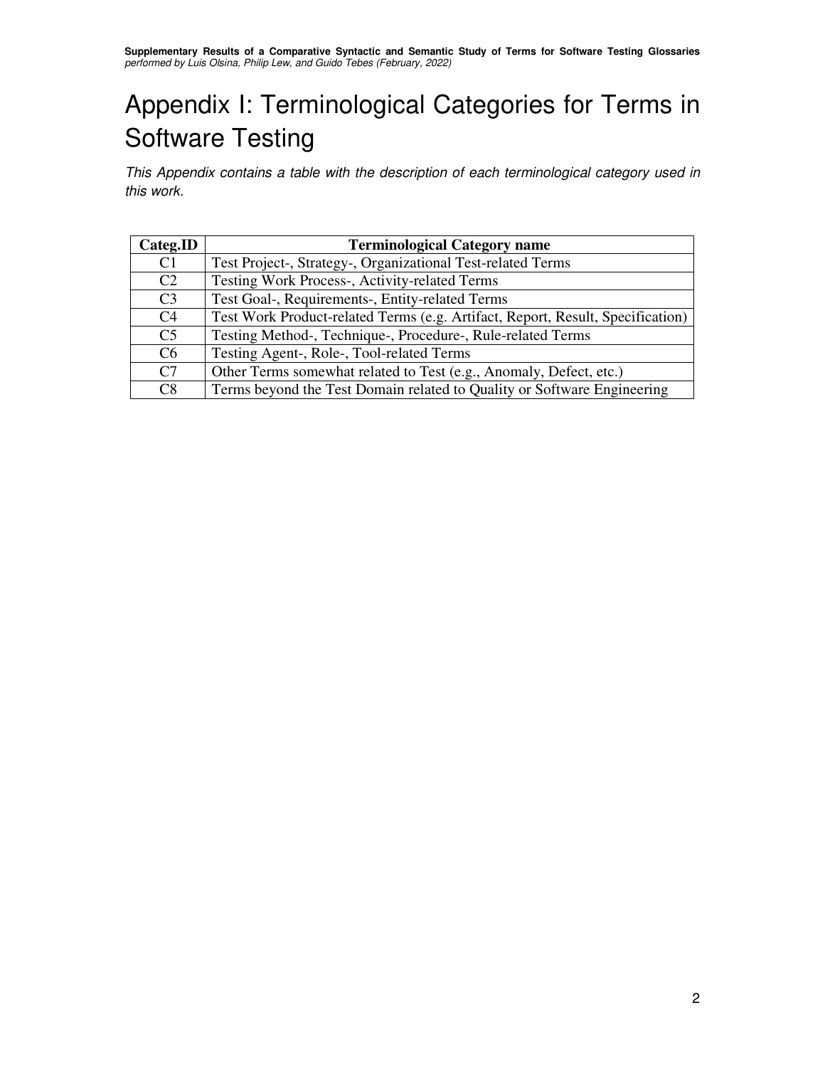# Appendix I: Terminological Categories for Terms in Software Testing

*This Appendix contains a table with the description of each terminological category used in this work.*

| **Categ.ID** | **Terminological Category name** |
|---|---|
| C1 | Test Project-, Strategy-, Organizational Test-related Terms |
| C2 | Testing Work Process-, Activity-related Terms |
| C3 | Test Goal-, Requirements-, Entity-related Terms |
| C4 | Test Work Product-related Terms (e.g. Artifact, Report, Result, Specification) |
| C5 | Testing Method-, Technique-, Procedure-, Rule-related Terms |
| C6 | Testing Agent-, Role-, Tool-related Terms |
| C7 | Other Terms somewhat related to Test (e.g., Anomaly, Defect, etc.) |
| C8 | Terms beyond the Test Domain related to Quality or Software Engineering |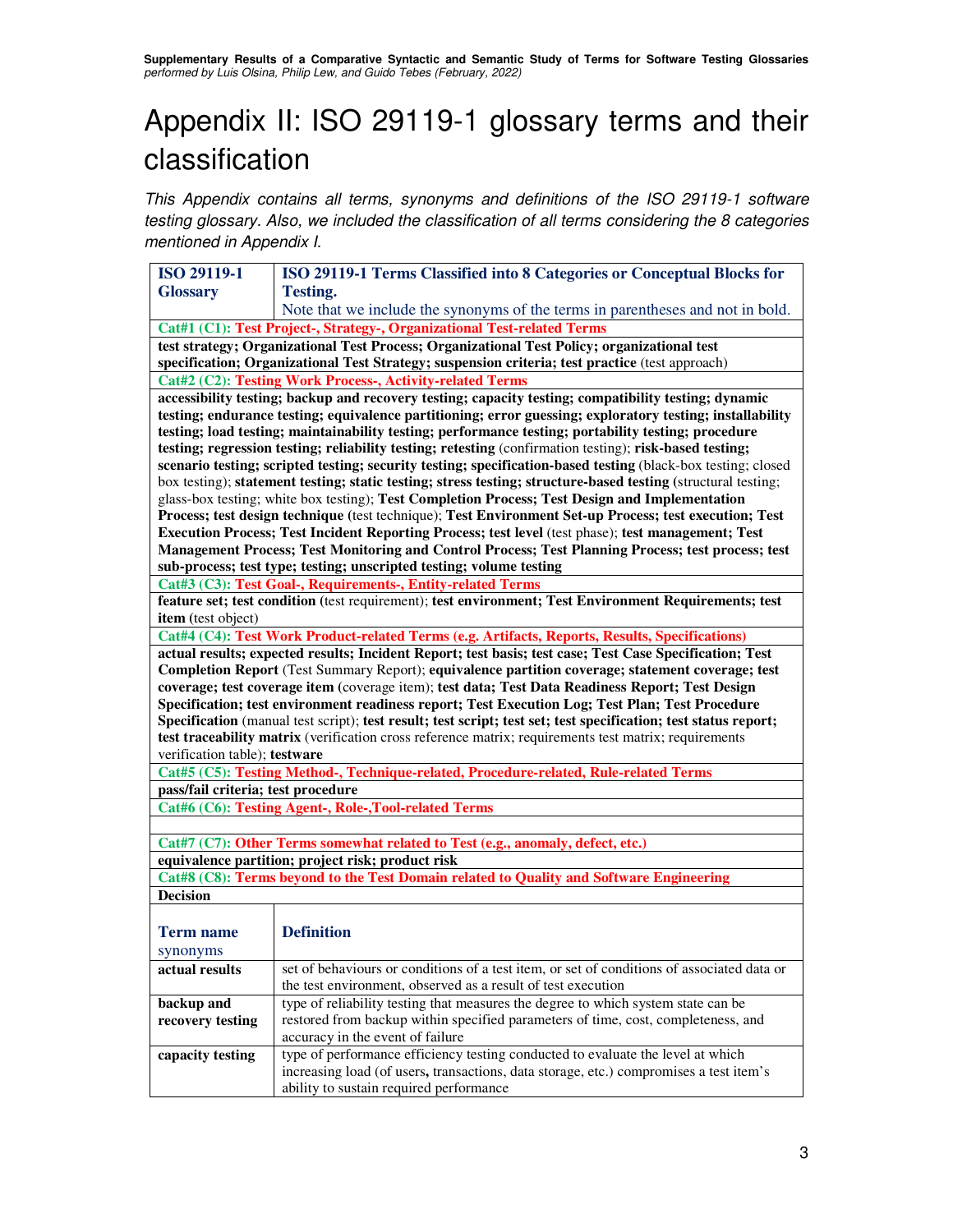# Appendix II: ISO 29119-1 glossary terms and their classification

*This Appendix contains all terms, synonyms and definitions of the ISO 29119-1 software testing glossary. Also, we included the classification of all terms considering the 8 categories mentioned in Appendix I.*

| ISO 29119-1 Glossary | ISO 29119-1 Terms Classified into 8 Categories or Conceptual Blocks for Testing. Note that we include the synonyms of the terms in parentheses and not in bold. |
|---|---|
| **Cat#1 (C1): Test Project-, Strategy-, Organizational Test-related Terms** | |
| **test strategy; Organizational Test Process; Organizational Test Policy; organizational test specification; Organizational Test Strategy; suspension criteria; test practice** (test approach) | |
| **Cat#2 (C2): Testing Work Process-, Activity-related Terms** | |
| **accessibility testing; backup and recovery testing; capacity testing; compatibility testing; dynamic testing; endurance testing; equivalence partitioning; error guessing; exploratory testing; installability testing; load testing; maintainability testing; performance testing; portability testing; procedure testing; regression testing; reliability testing; retesting** (confirmation testing); **risk-based testing; scenario testing; scripted testing; security testing; specification-based testing** (black-box testing; closed box testing); **statement testing; static testing; stress testing; structure-based testing** (structural testing; glass-box testing; white box testing); **Test Completion Process; Test Design and Implementation Process; test design technique** (test technique); **Test Environment Set-up Process; test execution; Test Execution Process; Test Incident Reporting Process; test level** (test phase); **test management; Test Management Process; Test Monitoring and Control Process; Test Planning Process; test process; test sub-process; test type; testing; unscripted testing; volume testing** | |
| **Cat#3 (C3): Test Goal-, Requirements-, Entity-related Terms** | |
| **feature set; test condition** (test requirement); **test environment; Test Environment Requirements; test item** (test object) | |
| **Cat#4 (C4): Test Work Product-related Terms (e.g. Artifacts, Reports, Results, Specifications)** | |
| **actual results; expected results; Incident Report; test basis; test case; Test Case Specification; Test Completion Report** (Test Summary Report); **equivalence partition coverage; statement coverage; test coverage; test coverage item** (coverage item); **test data; Test Data Readiness Report; Test Design Specification; test environment readiness report; Test Execution Log; Test Plan; Test Procedure Specification** (manual test script); **test result; test script; test set; test specification; test status report; test traceability matrix** (verification cross reference matrix; requirements test matrix; requirements verification table); **testware** | |
| **Cat#5 (C5): Testing Method-, Technique-related, Procedure-related, Rule-related Terms** | |
| **pass/fail criteria; test procedure** | |
| **Cat#6 (C6): Testing Agent-, Role-,Tool-related Terms** | |
| | |
| **Cat#7 (C7): Other Terms somewhat related to Test (e.g., anomaly, defect, etc.)** | |
| **equivalence partition; project risk; product risk** | |
| **Cat#8 (C8): Terms beyond to the Test Domain related to Quality and Software Engineering** | |
| **Decision** | |

| **Term name** synonyms | **Definition** |
|---|---|
| **actual results** | set of behaviours or conditions of a test item, or set of conditions of associated data or the test environment, observed as a result of test execution |
| **backup and recovery testing** | type of reliability testing that measures the degree to which system state can be restored from backup within specified parameters of time, cost, completeness, and accuracy in the event of failure |
| **capacity testing** | type of performance efficiency testing conducted to evaluate the level at which increasing load (of users, transactions, data storage, etc.) compromises a test item's ability to sustain required performance |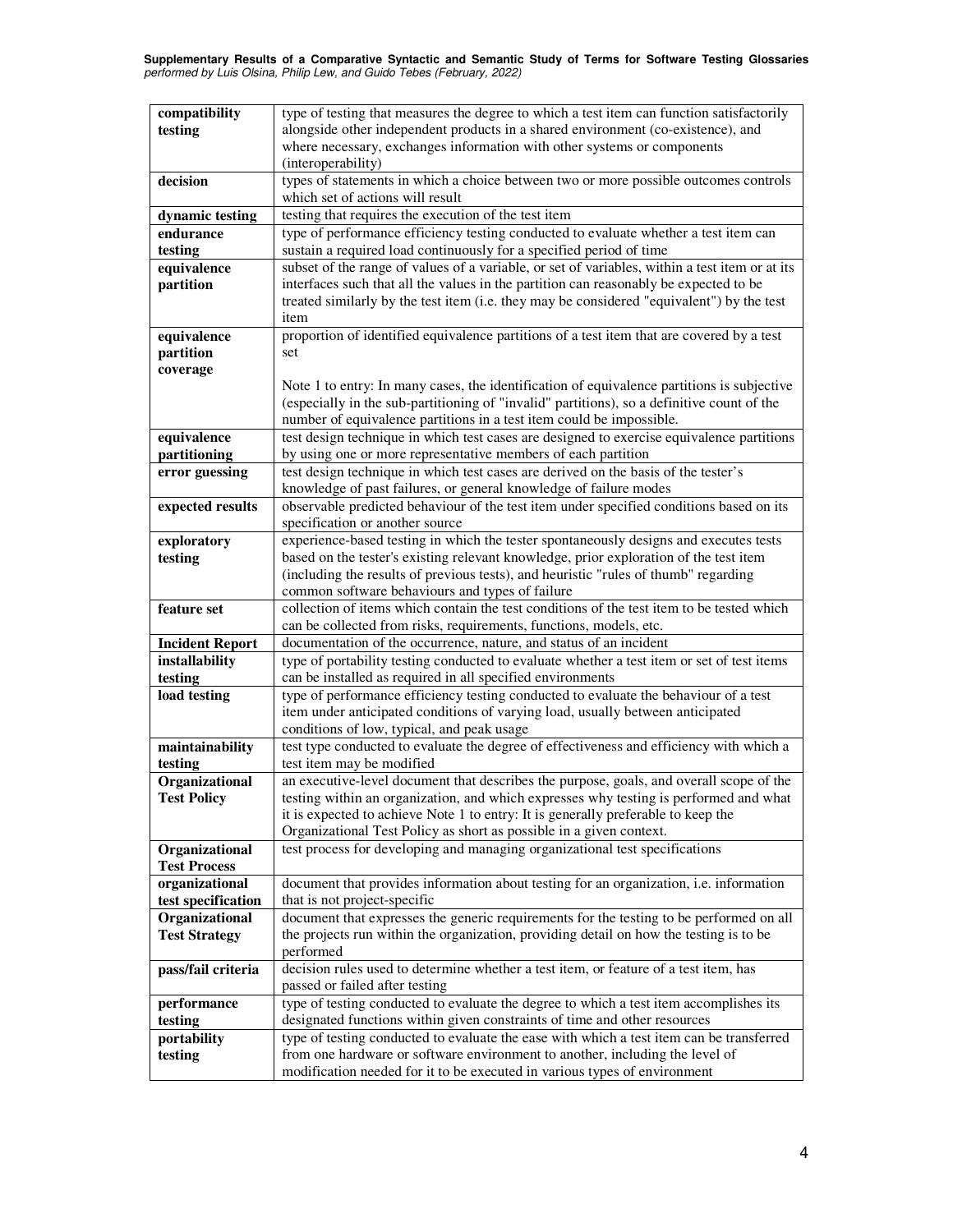| | |
|---|---|
| **compatibility testing** | type of testing that measures the degree to which a test item can function satisfactorily alongside other independent products in a shared environment (co-existence), and where necessary, exchanges information with other systems or components (interoperability) |
| **decision** | types of statements in which a choice between two or more possible outcomes controls which set of actions will result |
| **dynamic testing** | testing that requires the execution of the test item |
| **endurance testing** | type of performance efficiency testing conducted to evaluate whether a test item can sustain a required load continuously for a specified period of time |
| **equivalence partition** | subset of the range of values of a variable, or set of variables, within a test item or at its interfaces such that all the values in the partition can reasonably be expected to be treated similarly by the test item (i.e. they may be considered "equivalent") by the test item |
| **equivalence partition coverage** | proportion of identified equivalence partitions of a test item that are covered by a test set<br><br>Note 1 to entry: In many cases, the identification of equivalence partitions is subjective (especially in the sub-partitioning of "invalid" partitions), so a definitive count of the number of equivalence partitions in a test item could be impossible. |
| **equivalence partitioning** | test design technique in which test cases are designed to exercise equivalence partitions by using one or more representative members of each partition |
| **error guessing** | test design technique in which test cases are derived on the basis of the tester's knowledge of past failures, or general knowledge of failure modes |
| **expected results** | observable predicted behaviour of the test item under specified conditions based on its specification or another source |
| **exploratory testing** | experience-based testing in which the tester spontaneously designs and executes tests based on the tester's existing relevant knowledge, prior exploration of the test item (including the results of previous tests), and heuristic "rules of thumb" regarding common software behaviours and types of failure |
| **feature set** | collection of items which contain the test conditions of the test item to be tested which can be collected from risks, requirements, functions, models, etc. |
| **Incident Report** | documentation of the occurrence, nature, and status of an incident |
| **installability testing** | type of portability testing conducted to evaluate whether a test item or set of test items can be installed as required in all specified environments |
| **load testing** | type of performance efficiency testing conducted to evaluate the behaviour of a test item under anticipated conditions of varying load, usually between anticipated conditions of low, typical, and peak usage |
| **maintainability testing** | test type conducted to evaluate the degree of effectiveness and efficiency with which a test item may be modified |
| **Organizational Test Policy** | an executive-level document that describes the purpose, goals, and overall scope of the testing within an organization, and which expresses why testing is performed and what it is expected to achieve Note 1 to entry: It is generally preferable to keep the Organizational Test Policy as short as possible in a given context. |
| **Organizational Test Process** | test process for developing and managing organizational test specifications |
| **organizational test specification** | document that provides information about testing for an organization, i.e. information that is not project-specific |
| **Organizational Test Strategy** | document that expresses the generic requirements for the testing to be performed on all the projects run within the organization, providing detail on how the testing is to be performed |
| **pass/fail criteria** | decision rules used to determine whether a test item, or feature of a test item, has passed or failed after testing |
| **performance testing** | type of testing conducted to evaluate the degree to which a test item accomplishes its designated functions within given constraints of time and other resources |
| **portability testing** | type of testing conducted to evaluate the ease with which a test item can be transferred from one hardware or software environment to another, including the level of modification needed for it to be executed in various types of environment |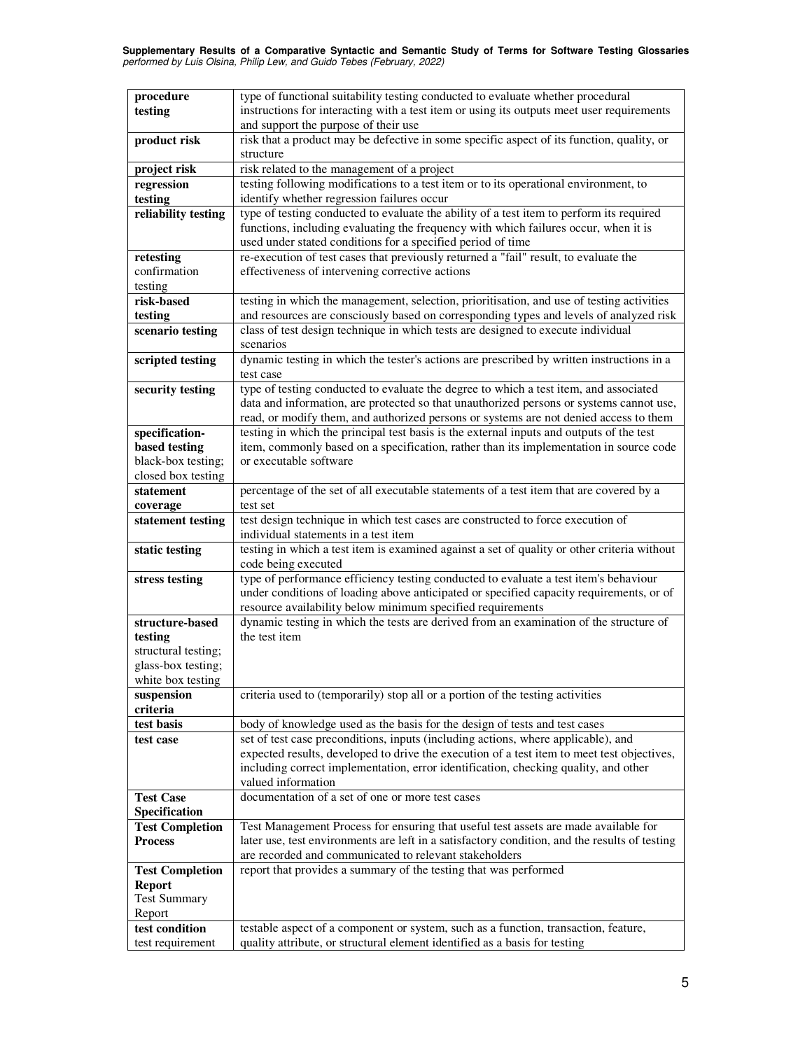| | |
|---|---|
| **procedure testing** | type of functional suitability testing conducted to evaluate whether procedural instructions for interacting with a test item or using its outputs meet user requirements and support the purpose of their use |
| **product risk** | risk that a product may be defective in some specific aspect of its function, quality, or structure |
| **project risk** | risk related to the management of a project |
| **regression testing** | testing following modifications to a test item or to its operational environment, to identify whether regression failures occur |
| **reliability testing** | type of testing conducted to evaluate the ability of a test item to perform its required functions, including evaluating the frequency with which failures occur, when it is used under stated conditions for a specified period of time |
| **retesting** confirmation testing | re-execution of test cases that previously returned a "fail" result, to evaluate the effectiveness of intervening corrective actions |
| **risk-based testing** | testing in which the management, selection, prioritisation, and use of testing activities and resources are consciously based on corresponding types and levels of analyzed risk |
| **scenario testing** | class of test design technique in which tests are designed to execute individual scenarios |
| **scripted testing** | dynamic testing in which the tester's actions are prescribed by written instructions in a test case |
| **security testing** | type of testing conducted to evaluate the degree to which a test item, and associated data and information, are protected so that unauthorized persons or systems cannot use, read, or modify them, and authorized persons or systems are not denied access to them |
| **specification-based testing** black-box testing; closed box testing | testing in which the principal test basis is the external inputs and outputs of the test item, commonly based on a specification, rather than its implementation in source code or executable software |
| **statement coverage** | percentage of the set of all executable statements of a test item that are covered by a test set |
| **statement testing** | test design technique in which test cases are constructed to force execution of individual statements in a test item |
| **static testing** | testing in which a test item is examined against a set of quality or other criteria without code being executed |
| **stress testing** | type of performance efficiency testing conducted to evaluate a test item's behaviour under conditions of loading above anticipated or specified capacity requirements, or of resource availability below minimum specified requirements |
| **structure-based testing** structural testing; glass-box testing; white box testing | dynamic testing in which the tests are derived from an examination of the structure of the test item |
| **suspension criteria** | criteria used to (temporarily) stop all or a portion of the testing activities |
| **test basis** | body of knowledge used as the basis for the design of tests and test cases |
| **test case** | set of test case preconditions, inputs (including actions, where applicable), and expected results, developed to drive the execution of a test item to meet test objectives, including correct implementation, error identification, checking quality, and other valued information |
| **Test Case Specification** | documentation of a set of one or more test cases |
| **Test Completion Process** | Test Management Process for ensuring that useful test assets are made available for later use, test environments are left in a satisfactory condition, and the results of testing are recorded and communicated to relevant stakeholders |
| **Test Completion Report** Test Summary Report | report that provides a summary of the testing that was performed |
| **test condition** test requirement | testable aspect of a component or system, such as a function, transaction, feature, quality attribute, or structural element identified as a basis for testing |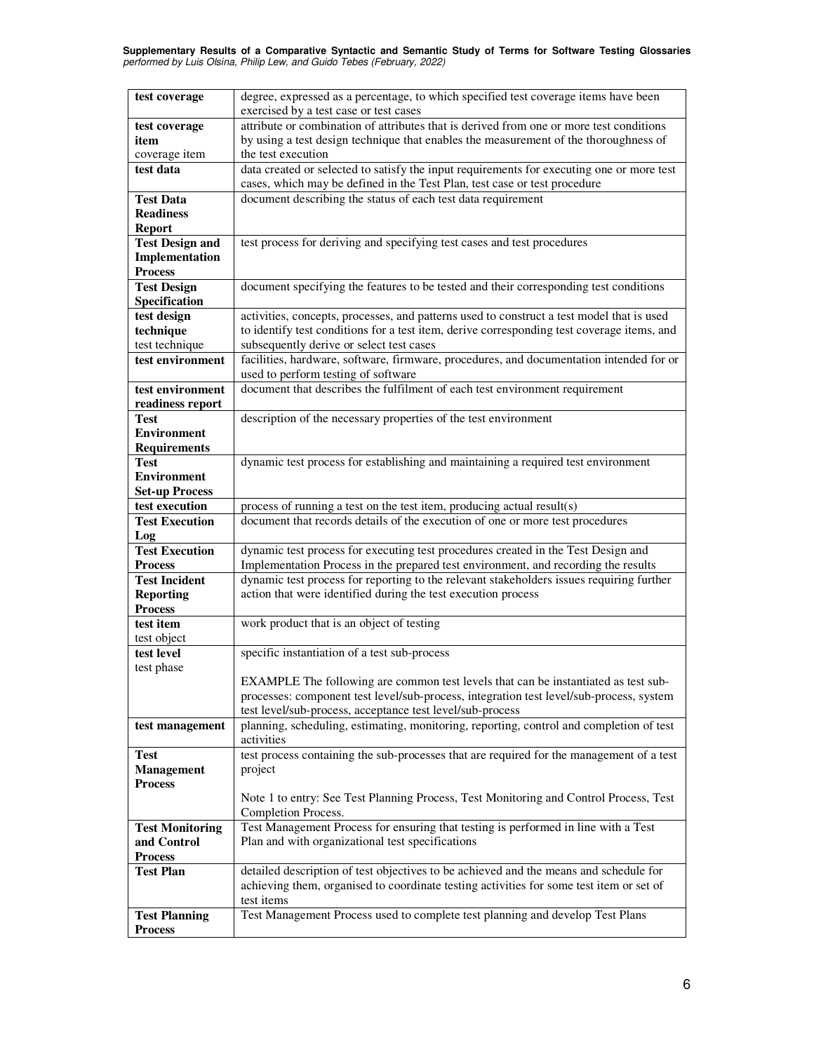| | |
|---|---|
| **test coverage** | degree, expressed as a percentage, to which specified test coverage items have been exercised by a test case or test cases |
| **test coverage item**<br>coverage item | attribute or combination of attributes that is derived from one or more test conditions by using a test design technique that enables the measurement of the thoroughness of the test execution |
| **test data** | data created or selected to satisfy the input requirements for executing one or more test cases, which may be defined in the Test Plan, test case or test procedure |
| **Test Data Readiness Report** | document describing the status of each test data requirement |
| **Test Design and Implementation Process** | test process for deriving and specifying test cases and test procedures |
| **Test Design Specification** | document specifying the features to be tested and their corresponding test conditions |
| **test design technique**<br>test technique | activities, concepts, processes, and patterns used to construct a test model that is used to identify test conditions for a test item, derive corresponding test coverage items, and subsequently derive or select test cases |
| **test environment** | facilities, hardware, software, firmware, procedures, and documentation intended for or used to perform testing of software |
| **test environment readiness report** | document that describes the fulfilment of each test environment requirement |
| **Test Environment Requirements** | description of the necessary properties of the test environment |
| **Test Environment Set-up Process** | dynamic test process for establishing and maintaining a required test environment |
| **test execution** | process of running a test on the test item, producing actual result(s) |
| **Test Execution Log** | document that records details of the execution of one or more test procedures |
| **Test Execution Process** | dynamic test process for executing test procedures created in the Test Design and Implementation Process in the prepared test environment, and recording the results |
| **Test Incident Reporting Process** | dynamic test process for reporting to the relevant stakeholders issues requiring further action that were identified during the test execution process |
| **test item**<br>test object | work product that is an object of testing |
| **test level**<br>test phase | specific instantiation of a test sub-process<br><br>EXAMPLE The following are common test levels that can be instantiated as test sub-processes: component test level/sub-process, integration test level/sub-process, system test level/sub-process, acceptance test level/sub-process |
| **test management** | planning, scheduling, estimating, monitoring, reporting, control and completion of test activities |
| **Test Management Process** | test process containing the sub-processes that are required for the management of a test project<br><br>Note 1 to entry: See Test Planning Process, Test Monitoring and Control Process, Test Completion Process. |
| **Test Monitoring and Control Process** | Test Management Process for ensuring that testing is performed in line with a Test Plan and with organizational test specifications |
| **Test Plan** | detailed description of test objectives to be achieved and the means and schedule for achieving them, organised to coordinate testing activities for some test item or set of test items |
| **Test Planning Process** | Test Management Process used to complete test planning and develop Test Plans |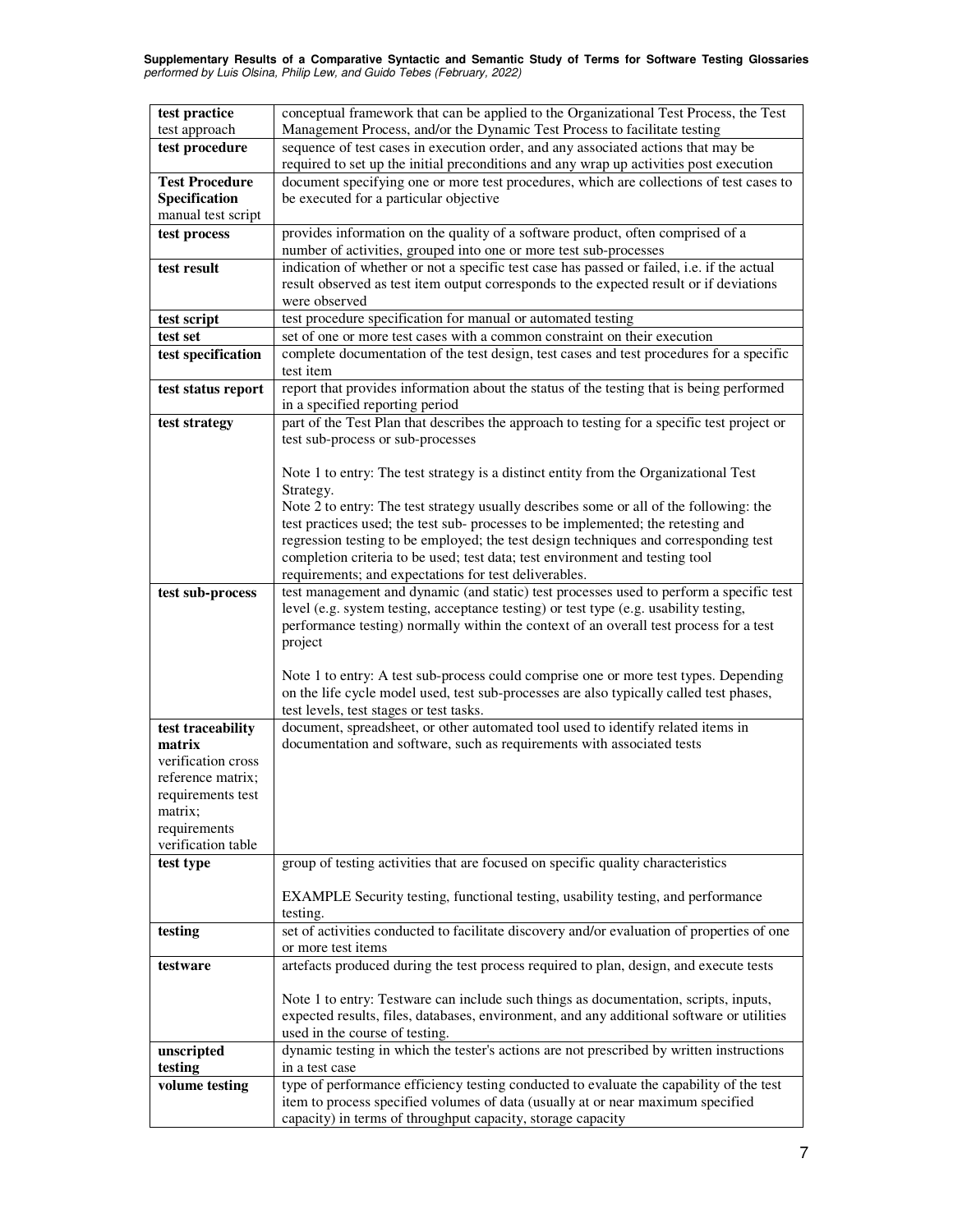| **test practice** test approach | conceptual framework that can be applied to the Organizational Test Process, the Test Management Process, and/or the Dynamic Test Process to facilitate testing |
|---|---|
| **test procedure** | sequence of test cases in execution order, and any associated actions that may be required to set up the initial preconditions and any wrap up activities post execution |
| **Test Procedure Specification** manual test script | document specifying one or more test procedures, which are collections of test cases to be executed for a particular objective |
| **test process** | provides information on the quality of a software product, often comprised of a number of activities, grouped into one or more test sub-processes |
| **test result** | indication of whether or not a specific test case has passed or failed, i.e. if the actual result observed as test item output corresponds to the expected result or if deviations were observed |
| **test script** | test procedure specification for manual or automated testing |
| **test set** | set of one or more test cases with a common constraint on their execution |
| **test specification** | complete documentation of the test design, test cases and test procedures for a specific test item |
| **test status report** | report that provides information about the status of the testing that is being performed in a specified reporting period |
| **test strategy** | part of the Test Plan that describes the approach to testing for a specific test project or test sub-process or sub-processes<br><br>Note 1 to entry: The test strategy is a distinct entity from the Organizational Test Strategy.<br>Note 2 to entry: The test strategy usually describes some or all of the following: the test practices used; the test sub- processes to be implemented; the retesting and regression testing to be employed; the test design techniques and corresponding test completion criteria to be used; test data; test environment and testing tool requirements; and expectations for test deliverables. |
| **test sub-process** | test management and dynamic (and static) test processes used to perform a specific test level (e.g. system testing, acceptance testing) or test type (e.g. usability testing, performance testing) normally within the context of an overall test process for a test project<br><br>Note 1 to entry: A test sub-process could comprise one or more test types. Depending on the life cycle model used, test sub-processes are also typically called test phases, test levels, test stages or test tasks. |
| **test traceability matrix** verification cross reference matrix; requirements test matrix; requirements verification table | document, spreadsheet, or other automated tool used to identify related items in documentation and software, such as requirements with associated tests |
| **test type** | group of testing activities that are focused on specific quality characteristics<br><br>EXAMPLE Security testing, functional testing, usability testing, and performance testing. |
| **testing** | set of activities conducted to facilitate discovery and/or evaluation of properties of one or more test items |
| **testware** | artefacts produced during the test process required to plan, design, and execute tests<br><br>Note 1 to entry: Testware can include such things as documentation, scripts, inputs, expected results, files, databases, environment, and any additional software or utilities used in the course of testing. |
| **unscripted testing** | dynamic testing in which the tester's actions are not prescribed by written instructions in a test case |
| **volume testing** | type of performance efficiency testing conducted to evaluate the capability of the test item to process specified volumes of data (usually at or near maximum specified capacity) in terms of throughput capacity, storage capacity |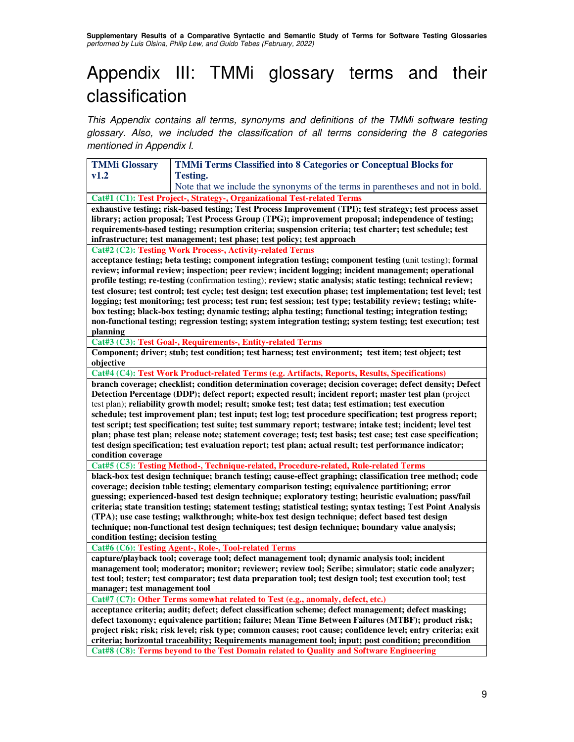# Appendix III: TMMi glossary terms and their classification

*This Appendix contains all terms, synonyms and definitions of the TMMi software testing glossary. Also, we included the classification of all terms considering the 8 categories mentioned in Appendix I.*

| **TMMi Glossary v1.2** | **TMMi Terms Classified into 8 Categories or Conceptual Blocks for Testing.** Note that we include the synonyms of the terms in parentheses and not in bold. |
|---|---|
| **Cat#1 (C1): Test Project-, Strategy-, Organizational Test-related Terms** | |
| **exhaustive testing; risk-based testing; Test Process Improvement (TPI); test strategy; test process asset library; action proposal; Test Process Group (TPG); improvement proposal; independence of testing; requirements-based testing; resumption criteria; suspension criteria; test charter; test schedule; test infrastructure; test management; test phase; test policy; test approach** | |
| **Cat#2 (C2): Testing Work Process-, Activity-related Terms** | |
| **acceptance testing; beta testing; component integration testing; component testing** (unit testing); **formal review; informal review; inspection; peer review; incident logging; incident management; operational profile testing; re-testing** (confirmation testing); **review; static analysis; static testing; technical review; test closure; test control; test cycle; test design; test execution phase; test implementation; test level; test logging; test monitoring; test process; test run; test session; test type; testability review; testing; white-box testing; black-box testing; dynamic testing; alpha testing; functional testing; integration testing; non-functional testing; regression testing; system integration testing; system testing; test execution; test planning** | |
| **Cat#3 (C3): Test Goal-, Requirements-, Entity-related Terms** | |
| **Component; driver; stub; test condition; test harness; test environment; test item; test object; test objective** | |
| **Cat#4 (C4): Test Work Product-related Terms (e.g. Artifacts, Reports, Results, Specifications)** | |
| **branch coverage; checklist; condition determination coverage; decision coverage; defect density; Defect Detection Percentage (DDP); defect report; expected result; incident report; master test plan** (project test plan); **reliability growth model; result; smoke test; test data; test estimation; test execution schedule; test improvement plan; test input; test log; test procedure specification; test progress report; test script; test specification; test suite; test summary report; testware; intake test; incident; level test plan; phase test plan; release note; statement coverage; test; test basis; test case; test case specification; test design specification; test evaluation report; test plan; actual result; test performance indicator; condition coverage** | |
| **Cat#5 (C5): Testing Method-, Technique-related, Procedure-related, Rule-related Terms** | |
| **black-box test design technique; branch testing; cause-effect graphing; classification tree method; code coverage; decision table testing; elementary comparison testing; equivalence partitioning; error guessing; experienced-based test design technique; exploratory testing; heuristic evaluation; pass/fail criteria; state transition testing; statement testing; statistical testing; syntax testing; Test Point Analysis (TPA); use case testing; walkthrough; white-box test design technique; defect based test design technique; non-functional test design techniques; test design technique; boundary value analysis; condition testing; decision testing** | |
| **Cat#6 (C6): Testing Agent-, Role-, Tool-related Terms** | |
| **capture/playback tool; coverage tool; defect management tool; dynamic analysis tool; incident management tool; moderator; monitor; reviewer; review tool; Scribe; simulator; static code analyzer; test tool; tester; test comparator; test data preparation tool; test design tool; test execution tool; test manager; test management tool** | |
| **Cat#7 (C7): Other Terms somewhat related to Test (e.g., anomaly, defect, etc.)** | |
| **acceptance criteria; audit; defect; defect classification scheme; defect management; defect masking; defect taxonomy; equivalence partition; failure; Mean Time Between Failures (MTBF); product risk; project risk; risk; risk level; risk type; common causes; root cause; confidence level; entry criteria; exit criteria; horizontal traceability; Requirements management tool; input; post condition; precondition** | |
| **Cat#8 (C8): Terms beyond to the Test Domain related to Quality and Software Engineering** | |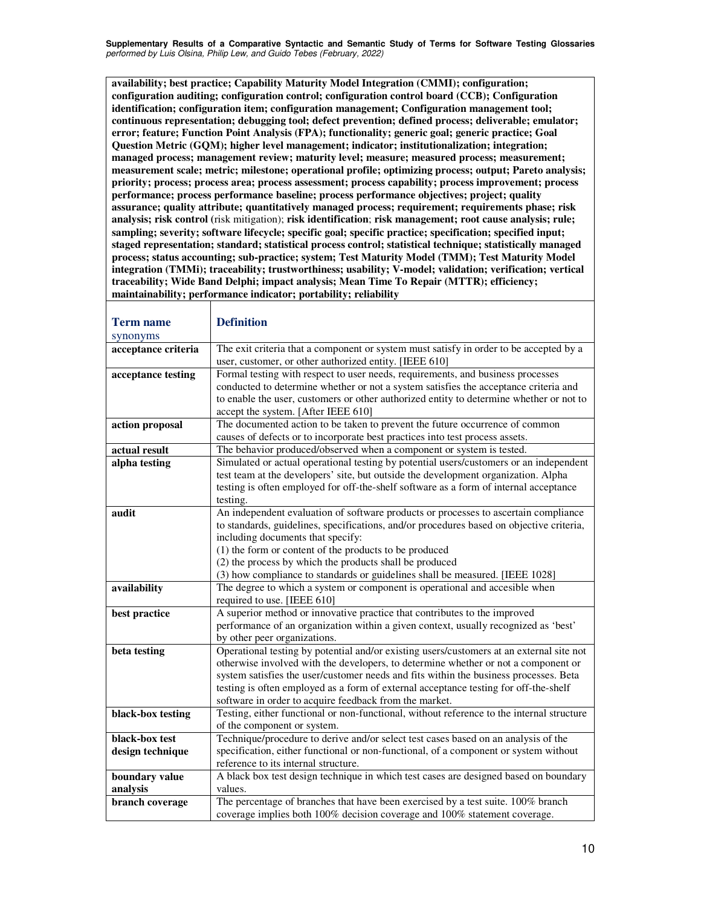**availability; best practice; Capability Maturity Model Integration (CMMI); configuration; configuration auditing; configuration control; configuration control board (CCB); Configuration identification; configuration item; configuration management; Configuration management tool; continuous representation; debugging tool; defect prevention; defined process; deliverable; emulator; error; feature; Function Point Analysis (FPA); functionality; generic goal; generic practice; Goal Question Metric (GQM); higher level management; indicator; institutionalization; integration; managed process; management review; maturity level; measure; measured process; measurement; measurement scale; metric; milestone; operational profile; optimizing process; output; Pareto analysis; priority; process; process area; process assessment; process capability; process improvement; process performance; process performance baseline; process performance objectives; project; quality assurance; quality attribute; quantitatively managed process; requirement; requirements phase; risk analysis; risk control** (risk mitigation); **risk identification**; **risk management; root cause analysis; rule; sampling; severity; software lifecycle; specific goal; specific practice; specification; specified input; staged representation; standard; statistical process control; statistical technique; statistically managed process; status accounting; sub-practice; system; Test Maturity Model (TMM); Test Maturity Model integration (TMMi); traceability; trustworthiness; usability; V-model; validation; verification; vertical traceability; Wide Band Delphi; impact analysis; Mean Time To Repair (MTTR); efficiency; maintainability; performance indicator; portability; reliability**

| **Term name** synonyms | **Definition** |
|---|---|
| **acceptance criteria** | The exit criteria that a component or system must satisfy in order to be accepted by a user, customer, or other authorized entity. [IEEE 610] |
| **acceptance testing** | Formal testing with respect to user needs, requirements, and business processes conducted to determine whether or not a system satisfies the acceptance criteria and to enable the user, customers or other authorized entity to determine whether or not to accept the system. [After IEEE 610] |
| **action proposal** | The documented action to be taken to prevent the future occurrence of common causes of defects or to incorporate best practices into test process assets. |
| **actual result** | The behavior produced/observed when a component or system is tested. |
| **alpha testing** | Simulated or actual operational testing by potential users/customers or an independent test team at the developers' site, but outside the development organization. Alpha testing is often employed for off-the-shelf software as a form of internal acceptance testing. |
| **audit** | An independent evaluation of software products or processes to ascertain compliance to standards, guidelines, specifications, and/or procedures based on objective criteria, including documents that specify:<br>(1) the form or content of the products to be produced<br>(2) the process by which the products shall be produced<br>(3) how compliance to standards or guidelines shall be measured. [IEEE 1028] |
| **availability** | The degree to which a system or component is operational and accesible when required to use. [IEEE 610] |
| **best practice** | A superior method or innovative practice that contributes to the improved performance of an organization within a given context, usually recognized as 'best' by other peer organizations. |
| **beta testing** | Operational testing by potential and/or existing users/customers at an external site not otherwise involved with the developers, to determine whether or not a component or system satisfies the user/customer needs and fits within the business processes. Beta testing is often employed as a form of external acceptance testing for off-the-shelf software in order to acquire feedback from the market. |
| **black-box testing** | Testing, either functional or non-functional, without reference to the internal structure of the component or system. |
| **black-box test design technique** | Technique/procedure to derive and/or select test cases based on an analysis of the specification, either functional or non-functional, of a component or system without reference to its internal structure. |
| **boundary value analysis** | A black box test design technique in which test cases are designed based on boundary values. |
| **branch coverage** | The percentage of branches that have been exercised by a test suite. 100% branch coverage implies both 100% decision coverage and 100% statement coverage. |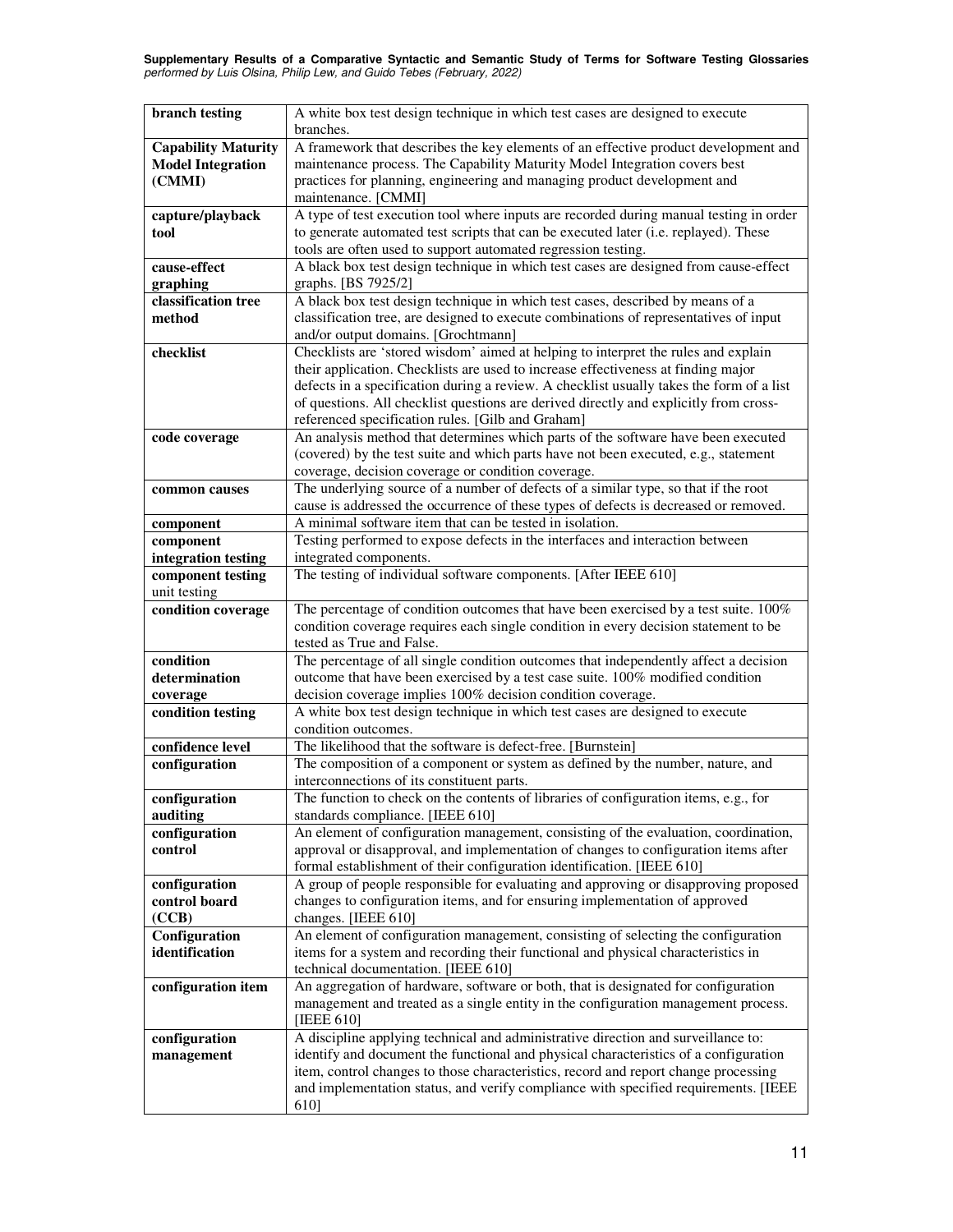| | |
|---|---|
| **branch testing** | A white box test design technique in which test cases are designed to execute branches. |
| **Capability Maturity Model Integration (CMMI)** | A framework that describes the key elements of an effective product development and maintenance process. The Capability Maturity Model Integration covers best practices for planning, engineering and managing product development and maintenance. [CMMI] |
| **capture/playback tool** | A type of test execution tool where inputs are recorded during manual testing in order to generate automated test scripts that can be executed later (i.e. replayed). These tools are often used to support automated regression testing. |
| **cause-effect graphing** | A black box test design technique in which test cases are designed from cause-effect graphs. [BS 7925/2] |
| **classification tree method** | A black box test design technique in which test cases, described by means of a classification tree, are designed to execute combinations of representatives of input and/or output domains. [Grochtmann] |
| **checklist** | Checklists are 'stored wisdom' aimed at helping to interpret the rules and explain their application. Checklists are used to increase effectiveness at finding major defects in a specification during a review. A checklist usually takes the form of a list of questions. All checklist questions are derived directly and explicitly from cross-referenced specification rules. [Gilb and Graham] |
| **code coverage** | An analysis method that determines which parts of the software have been executed (covered) by the test suite and which parts have not been executed, e.g., statement coverage, decision coverage or condition coverage. |
| **common causes** | The underlying source of a number of defects of a similar type, so that if the root cause is addressed the occurrence of these types of defects is decreased or removed. |
| **component** | A minimal software item that can be tested in isolation. |
| **component integration testing** | Testing performed to expose defects in the interfaces and interaction between integrated components. |
| **component testing** unit testing | The testing of individual software components. [After IEEE 610] |
| **condition coverage** | The percentage of condition outcomes that have been exercised by a test suite. 100% condition coverage requires each single condition in every decision statement to be tested as True and False. |
| **condition determination coverage** | The percentage of all single condition outcomes that independently affect a decision outcome that have been exercised by a test case suite. 100% modified condition decision coverage implies 100% decision condition coverage. |
| **condition testing** | A white box test design technique in which test cases are designed to execute condition outcomes. |
| **confidence level** | The likelihood that the software is defect-free. [Burnstein] |
| **configuration** | The composition of a component or system as defined by the number, nature, and interconnections of its constituent parts. |
| **configuration auditing** | The function to check on the contents of libraries of configuration items, e.g., for standards compliance. [IEEE 610] |
| **configuration control** | An element of configuration management, consisting of the evaluation, coordination, approval or disapproval, and implementation of changes to configuration items after formal establishment of their configuration identification. [IEEE 610] |
| **configuration control board (CCB)** | A group of people responsible for evaluating and approving or disapproving proposed changes to configuration items, and for ensuring implementation of approved changes. [IEEE 610] |
| **Configuration identification** | An element of configuration management, consisting of selecting the configuration items for a system and recording their functional and physical characteristics in technical documentation. [IEEE 610] |
| **configuration item** | An aggregation of hardware, software or both, that is designated for configuration management and treated as a single entity in the configuration management process. [IEEE 610] |
| **configuration management** | A discipline applying technical and administrative direction and surveillance to: identify and document the functional and physical characteristics of a configuration item, control changes to those characteristics, record and report change processing and implementation status, and verify compliance with specified requirements. [IEEE 610] |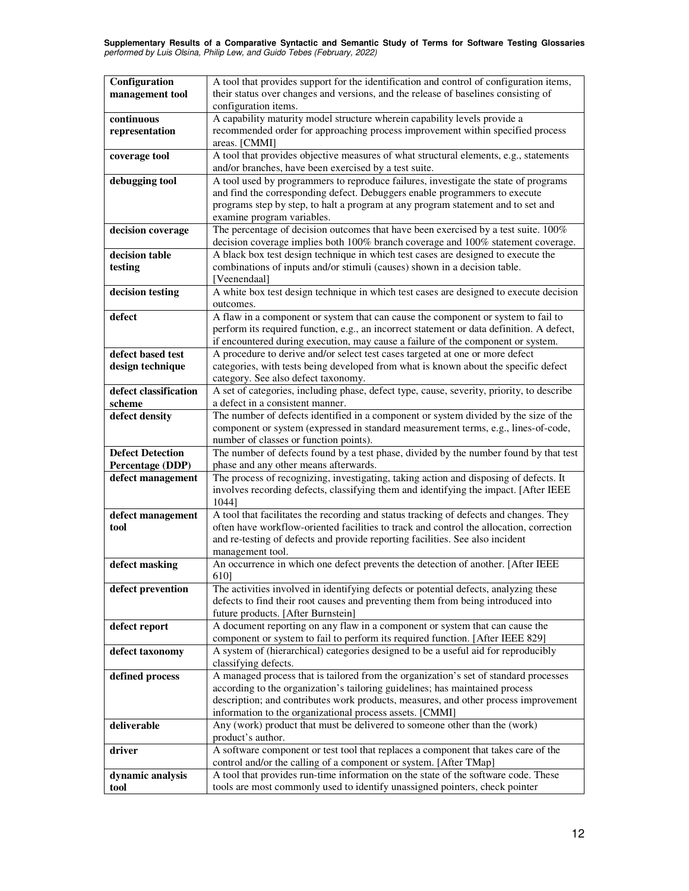| | |
|---|---|
| **Configuration management tool** | A tool that provides support for the identification and control of configuration items, their status over changes and versions, and the release of baselines consisting of configuration items. |
| **continuous representation** | A capability maturity model structure wherein capability levels provide a recommended order for approaching process improvement within specified process areas. [CMMI] |
| **coverage tool** | A tool that provides objective measures of what structural elements, e.g., statements and/or branches, have been exercised by a test suite. |
| **debugging tool** | A tool used by programmers to reproduce failures, investigate the state of programs and find the corresponding defect. Debuggers enable programmers to execute programs step by step, to halt a program at any program statement and to set and examine program variables. |
| **decision coverage** | The percentage of decision outcomes that have been exercised by a test suite. 100% decision coverage implies both 100% branch coverage and 100% statement coverage. |
| **decision table testing** | A black box test design technique in which test cases are designed to execute the combinations of inputs and/or stimuli (causes) shown in a decision table. [Veenendaal] |
| **decision testing** | A white box test design technique in which test cases are designed to execute decision outcomes. |
| **defect** | A flaw in a component or system that can cause the component or system to fail to perform its required function, e.g., an incorrect statement or data definition. A defect, if encountered during execution, may cause a failure of the component or system. |
| **defect based test design technique** | A procedure to derive and/or select test cases targeted at one or more defect categories, with tests being developed from what is known about the specific defect category. See also defect taxonomy. |
| **defect classification scheme** | A set of categories, including phase, defect type, cause, severity, priority, to describe a defect in a consistent manner. |
| **defect density** | The number of defects identified in a component or system divided by the size of the component or system (expressed in standard measurement terms, e.g., lines-of-code, number of classes or function points). |
| **Defect Detection Percentage (DDP)** | The number of defects found by a test phase, divided by the number found by that test phase and any other means afterwards. |
| **defect management** | The process of recognizing, investigating, taking action and disposing of defects. It involves recording defects, classifying them and identifying the impact. [After IEEE 1044] |
| **defect management tool** | A tool that facilitates the recording and status tracking of defects and changes. They often have workflow-oriented facilities to track and control the allocation, correction and re-testing of defects and provide reporting facilities. See also incident management tool. |
| **defect masking** | An occurrence in which one defect prevents the detection of another. [After IEEE 610] |
| **defect prevention** | The activities involved in identifying defects or potential defects, analyzing these defects to find their root causes and preventing them from being introduced into future products. [After Burnstein] |
| **defect report** | A document reporting on any flaw in a component or system that can cause the component or system to fail to perform its required function. [After IEEE 829] |
| **defect taxonomy** | A system of (hierarchical) categories designed to be a useful aid for reproducibly classifying defects. |
| **defined process** | A managed process that is tailored from the organization's set of standard processes according to the organization's tailoring guidelines; has maintained process description; and contributes work products, measures, and other process improvement information to the organizational process assets. [CMMI] |
| **deliverable** | Any (work) product that must be delivered to someone other than the (work) product's author. |
| **driver** | A software component or test tool that replaces a component that takes care of the control and/or the calling of a component or system. [After TMap] |
| **dynamic analysis tool** | A tool that provides run-time information on the state of the software code. These tools are most commonly used to identify unassigned pointers, check pointer |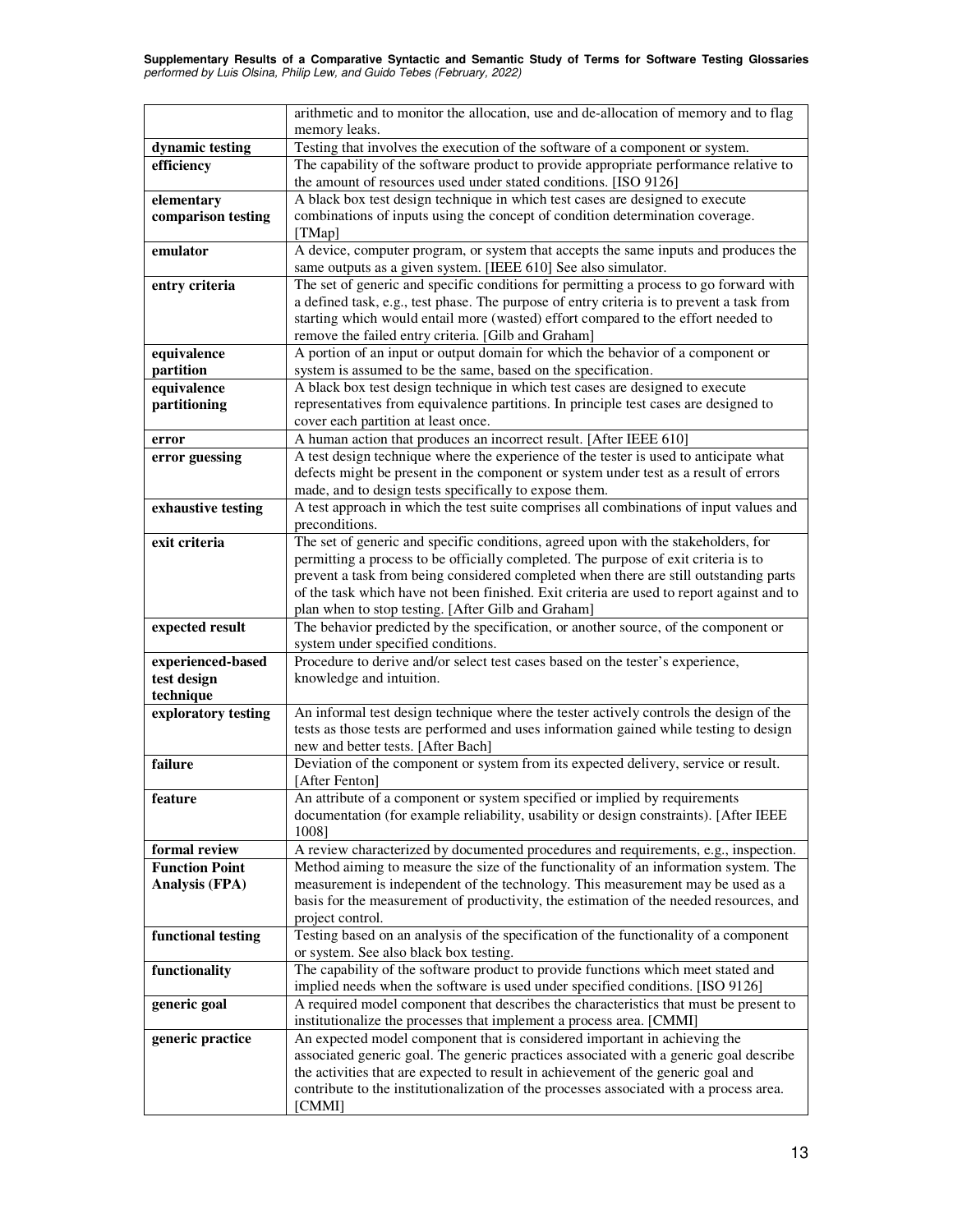| | |
|---|---|
| | arithmetic and to monitor the allocation, use and de-allocation of memory and to flag memory leaks. |
| **dynamic testing** | Testing that involves the execution of the software of a component or system. |
| **efficiency** | The capability of the software product to provide appropriate performance relative to the amount of resources used under stated conditions. [ISO 9126] |
| **elementary comparison testing** | A black box test design technique in which test cases are designed to execute combinations of inputs using the concept of condition determination coverage. [TMap] |
| **emulator** | A device, computer program, or system that accepts the same inputs and produces the same outputs as a given system. [IEEE 610] See also simulator. |
| **entry criteria** | The set of generic and specific conditions for permitting a process to go forward with a defined task, e.g., test phase. The purpose of entry criteria is to prevent a task from starting which would entail more (wasted) effort compared to the effort needed to remove the failed entry criteria. [Gilb and Graham] |
| **equivalence partition** | A portion of an input or output domain for which the behavior of a component or system is assumed to be the same, based on the specification. |
| **equivalence partitioning** | A black box test design technique in which test cases are designed to execute representatives from equivalence partitions. In principle test cases are designed to cover each partition at least once. |
| **error** | A human action that produces an incorrect result. [After IEEE 610] |
| **error guessing** | A test design technique where the experience of the tester is used to anticipate what defects might be present in the component or system under test as a result of errors made, and to design tests specifically to expose them. |
| **exhaustive testing** | A test approach in which the test suite comprises all combinations of input values and preconditions. |
| **exit criteria** | The set of generic and specific conditions, agreed upon with the stakeholders, for permitting a process to be officially completed. The purpose of exit criteria is to prevent a task from being considered completed when there are still outstanding parts of the task which have not been finished. Exit criteria are used to report against and to plan when to stop testing. [After Gilb and Graham] |
| **expected result** | The behavior predicted by the specification, or another source, of the component or system under specified conditions. |
| **experienced-based test design technique** | Procedure to derive and/or select test cases based on the tester's experience, knowledge and intuition. |
| **exploratory testing** | An informal test design technique where the tester actively controls the design of the tests as those tests are performed and uses information gained while testing to design new and better tests. [After Bach] |
| **failure** | Deviation of the component or system from its expected delivery, service or result. [After Fenton] |
| **feature** | An attribute of a component or system specified or implied by requirements documentation (for example reliability, usability or design constraints). [After IEEE 1008] |
| **formal review** | A review characterized by documented procedures and requirements, e.g., inspection. |
| **Function Point Analysis (FPA)** | Method aiming to measure the size of the functionality of an information system. The measurement is independent of the technology. This measurement may be used as a basis for the measurement of productivity, the estimation of the needed resources, and project control. |
| **functional testing** | Testing based on an analysis of the specification of the functionality of a component or system. See also black box testing. |
| **functionality** | The capability of the software product to provide functions which meet stated and implied needs when the software is used under specified conditions. [ISO 9126] |
| **generic goal** | A required model component that describes the characteristics that must be present to institutionalize the processes that implement a process area. [CMMI] |
| **generic practice** | An expected model component that is considered important in achieving the associated generic goal. The generic practices associated with a generic goal describe the activities that are expected to result in achievement of the generic goal and contribute to the institutionalization of the processes associated with a process area. [CMMI] |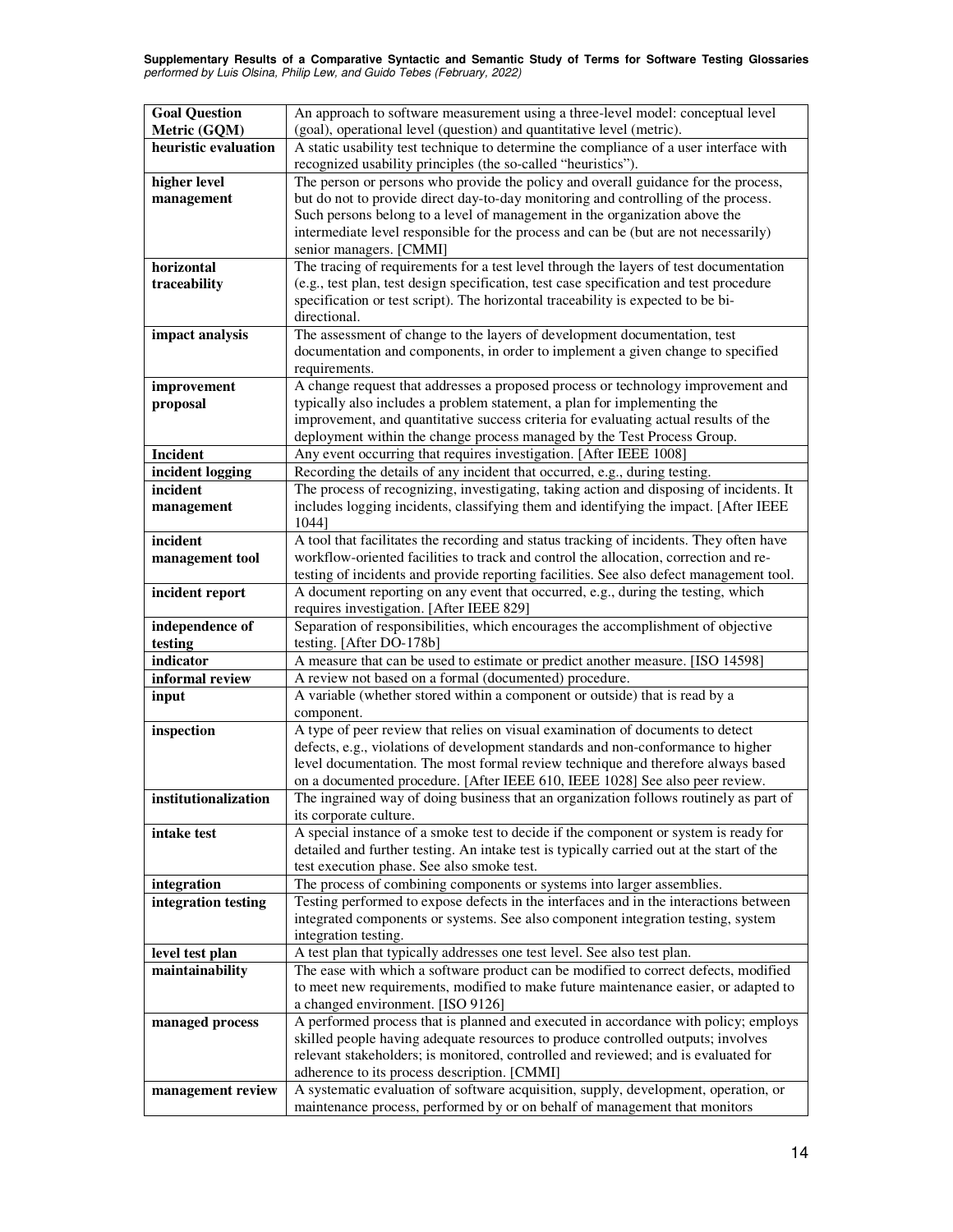| | |
|---|---|
| **Goal Question Metric (GQM)** | An approach to software measurement using a three-level model: conceptual level (goal), operational level (question) and quantitative level (metric). |
| **heuristic evaluation** | A static usability test technique to determine the compliance of a user interface with recognized usability principles (the so-called “heuristics”). |
| **higher level management** | The person or persons who provide the policy and overall guidance for the process, but do not to provide direct day-to-day monitoring and controlling of the process. Such persons belong to a level of management in the organization above the intermediate level responsible for the process and can be (but are not necessarily) senior managers. [CMMI] |
| **horizontal traceability** | The tracing of requirements for a test level through the layers of test documentation (e.g., test plan, test design specification, test case specification and test procedure specification or test script). The horizontal traceability is expected to be bi-directional. |
| **impact analysis** | The assessment of change to the layers of development documentation, test documentation and components, in order to implement a given change to specified requirements. |
| **improvement proposal** | A change request that addresses a proposed process or technology improvement and typically also includes a problem statement, a plan for implementing the improvement, and quantitative success criteria for evaluating actual results of the deployment within the change process managed by the Test Process Group. |
| **Incident** | Any event occurring that requires investigation. [After IEEE 1008] |
| **incident logging** | Recording the details of any incident that occurred, e.g., during testing. |
| **incident management** | The process of recognizing, investigating, taking action and disposing of incidents. It includes logging incidents, classifying them and identifying the impact. [After IEEE 1044] |
| **incident management tool** | A tool that facilitates the recording and status tracking of incidents. They often have workflow-oriented facilities to track and control the allocation, correction and re-testing of incidents and provide reporting facilities. See also defect management tool. |
| **incident report** | A document reporting on any event that occurred, e.g., during the testing, which requires investigation. [After IEEE 829] |
| **independence of testing** | Separation of responsibilities, which encourages the accomplishment of objective testing. [After DO-178b] |
| **indicator** | A measure that can be used to estimate or predict another measure. [ISO 14598] |
| **informal review** | A review not based on a formal (documented) procedure. |
| **input** | A variable (whether stored within a component or outside) that is read by a component. |
| **inspection** | A type of peer review that relies on visual examination of documents to detect defects, e.g., violations of development standards and non-conformance to higher level documentation. The most formal review technique and therefore always based on a documented procedure. [After IEEE 610, IEEE 1028] See also peer review. |
| **institutionalization** | The ingrained way of doing business that an organization follows routinely as part of its corporate culture. |
| **intake test** | A special instance of a smoke test to decide if the component or system is ready for detailed and further testing. An intake test is typically carried out at the start of the test execution phase. See also smoke test. |
| **integration** | The process of combining components or systems into larger assemblies. |
| **integration testing** | Testing performed to expose defects in the interfaces and in the interactions between integrated components or systems. See also component integration testing, system integration testing. |
| **level test plan** | A test plan that typically addresses one test level. See also test plan. |
| **maintainability** | The ease with which a software product can be modified to correct defects, modified to meet new requirements, modified to make future maintenance easier, or adapted to a changed environment. [ISO 9126] |
| **managed process** | A performed process that is planned and executed in accordance with policy; employs skilled people having adequate resources to produce controlled outputs; involves relevant stakeholders; is monitored, controlled and reviewed; and is evaluated for adherence to its process description. [CMMI] |
| **management review** | A systematic evaluation of software acquisition, supply, development, operation, or maintenance process, performed by or on behalf of management that monitors |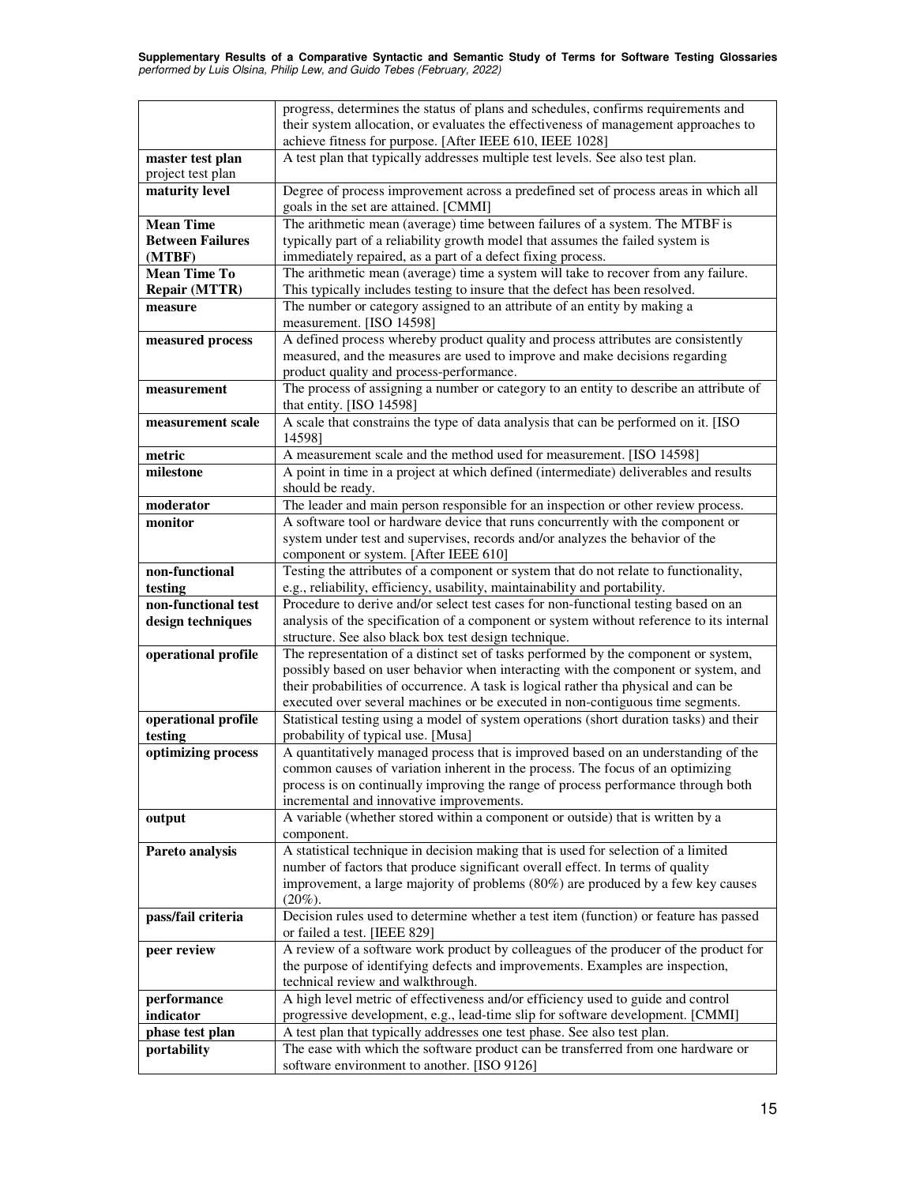| | |
|---|---|
| | progress, determines the status of plans and schedules, confirms requirements and their system allocation, or evaluates the effectiveness of management approaches to achieve fitness for purpose. [After IEEE 610, IEEE 1028] |
| **master test plan** project test plan | A test plan that typically addresses multiple test levels. See also test plan. |
| **maturity level** | Degree of process improvement across a predefined set of process areas in which all goals in the set are attained. [CMMI] |
| **Mean Time Between Failures (MTBF)** | The arithmetic mean (average) time between failures of a system. The MTBF is typically part of a reliability growth model that assumes the failed system is immediately repaired, as a part of a defect fixing process. |
| **Mean Time To Repair (MTTR)** | The arithmetic mean (average) time a system will take to recover from any failure. This typically includes testing to insure that the defect has been resolved. |
| **measure** | The number or category assigned to an attribute of an entity by making a measurement. [ISO 14598] |
| **measured process** | A defined process whereby product quality and process attributes are consistently measured, and the measures are used to improve and make decisions regarding product quality and process-performance. |
| **measurement** | The process of assigning a number or category to an entity to describe an attribute of that entity. [ISO 14598] |
| **measurement scale** | A scale that constrains the type of data analysis that can be performed on it. [ISO 14598] |
| **metric** | A measurement scale and the method used for measurement. [ISO 14598] |
| **milestone** | A point in time in a project at which defined (intermediate) deliverables and results should be ready. |
| **moderator** | The leader and main person responsible for an inspection or other review process. |
| **monitor** | A software tool or hardware device that runs concurrently with the component or system under test and supervises, records and/or analyzes the behavior of the component or system. [After IEEE 610] |
| **non-functional testing** | Testing the attributes of a component or system that do not relate to functionality, e.g., reliability, efficiency, usability, maintainability and portability. |
| **non-functional test design techniques** | Procedure to derive and/or select test cases for non-functional testing based on an analysis of the specification of a component or system without reference to its internal structure. See also black box test design technique. |
| **operational profile** | The representation of a distinct set of tasks performed by the component or system, possibly based on user behavior when interacting with the component or system, and their probabilities of occurrence. A task is logical rather tha physical and can be executed over several machines or be executed in non-contiguous time segments. |
| **operational profile testing** | Statistical testing using a model of system operations (short duration tasks) and their probability of typical use. [Musa] |
| **optimizing process** | A quantitatively managed process that is improved based on an understanding of the common causes of variation inherent in the process. The focus of an optimizing process is on continually improving the range of process performance through both incremental and innovative improvements. |
| **output** | A variable (whether stored within a component or outside) that is written by a component. |
| **Pareto analysis** | A statistical technique in decision making that is used for selection of a limited number of factors that produce significant overall effect. In terms of quality improvement, a large majority of problems (80%) are produced by a few key causes (20%). |
| **pass/fail criteria** | Decision rules used to determine whether a test item (function) or feature has passed or failed a test. [IEEE 829] |
| **peer review** | A review of a software work product by colleagues of the producer of the product for the purpose of identifying defects and improvements. Examples are inspection, technical review and walkthrough. |
| **performance indicator** | A high level metric of effectiveness and/or efficiency used to guide and control progressive development, e.g., lead-time slip for software development. [CMMI] |
| **phase test plan** | A test plan that typically addresses one test phase. See also test plan. |
| **portability** | The ease with which the software product can be transferred from one hardware or software environment to another. [ISO 9126] |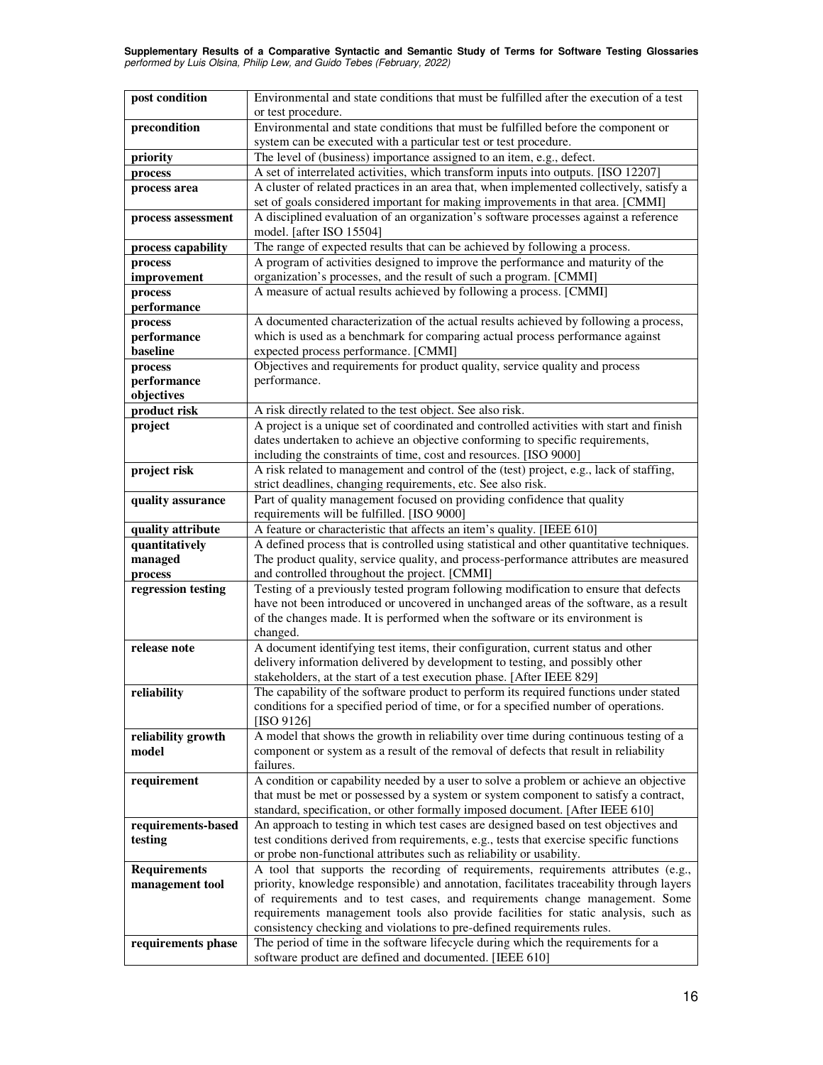| **post condition** | Environmental and state conditions that must be fulfilled after the execution of a test or test procedure. |
|---|---|
| **precondition** | Environmental and state conditions that must be fulfilled before the component or system can be executed with a particular test or test procedure. |
| **priority** | The level of (business) importance assigned to an item, e.g., defect. |
| **process** | A set of interrelated activities, which transform inputs into outputs. [ISO 12207] |
| **process area** | A cluster of related practices in an area that, when implemented collectively, satisfy a set of goals considered important for making improvements in that area. [CMMI] |
| **process assessment** | A disciplined evaluation of an organization's software processes against a reference model. [after ISO 15504] |
| **process capability** | The range of expected results that can be achieved by following a process. |
| **process improvement** | A program of activities designed to improve the performance and maturity of the organization's processes, and the result of such a program. [CMMI] |
| **process performance** | A measure of actual results achieved by following a process. [CMMI] |
| **process performance baseline** | A documented characterization of the actual results achieved by following a process, which is used as a benchmark for comparing actual process performance against expected process performance. [CMMI] |
| **process performance objectives** | Objectives and requirements for product quality, service quality and process performance. |
| **product risk** | A risk directly related to the test object. See also risk. |
| **project** | A project is a unique set of coordinated and controlled activities with start and finish dates undertaken to achieve an objective conforming to specific requirements, including the constraints of time, cost and resources. [ISO 9000] |
| **project risk** | A risk related to management and control of the (test) project, e.g., lack of staffing, strict deadlines, changing requirements, etc. See also risk. |
| **quality assurance** | Part of quality management focused on providing confidence that quality requirements will be fulfilled. [ISO 9000] |
| **quality attribute** | A feature or characteristic that affects an item's quality. [IEEE 610] |
| **quantitatively managed process** | A defined process that is controlled using statistical and other quantitative techniques. The product quality, service quality, and process-performance attributes are measured and controlled throughout the project. [CMMI] |
| **regression testing** | Testing of a previously tested program following modification to ensure that defects have not been introduced or uncovered in unchanged areas of the software, as a result of the changes made. It is performed when the software or its environment is changed. |
| **release note** | A document identifying test items, their configuration, current status and other delivery information delivered by development to testing, and possibly other stakeholders, at the start of a test execution phase. [After IEEE 829] |
| **reliability** | The capability of the software product to perform its required functions under stated conditions for a specified period of time, or for a specified number of operations. [ISO 9126] |
| **reliability growth model** | A model that shows the growth in reliability over time during continuous testing of a component or system as a result of the removal of defects that result in reliability failures. |
| **requirement** | A condition or capability needed by a user to solve a problem or achieve an objective that must be met or possessed by a system or system component to satisfy a contract, standard, specification, or other formally imposed document. [After IEEE 610] |
| **requirements-based testing** | An approach to testing in which test cases are designed based on test objectives and test conditions derived from requirements, e.g., tests that exercise specific functions or probe non-functional attributes such as reliability or usability. |
| **Requirements management tool** | A tool that supports the recording of requirements, requirements attributes (e.g., priority, knowledge responsible) and annotation, facilitates traceability through layers of requirements and to test cases, and requirements change management. Some requirements management tools also provide facilities for static analysis, such as consistency checking and violations to pre-defined requirements rules. |
| **requirements phase** | The period of time in the software lifecycle during which the requirements for a software product are defined and documented. [IEEE 610] |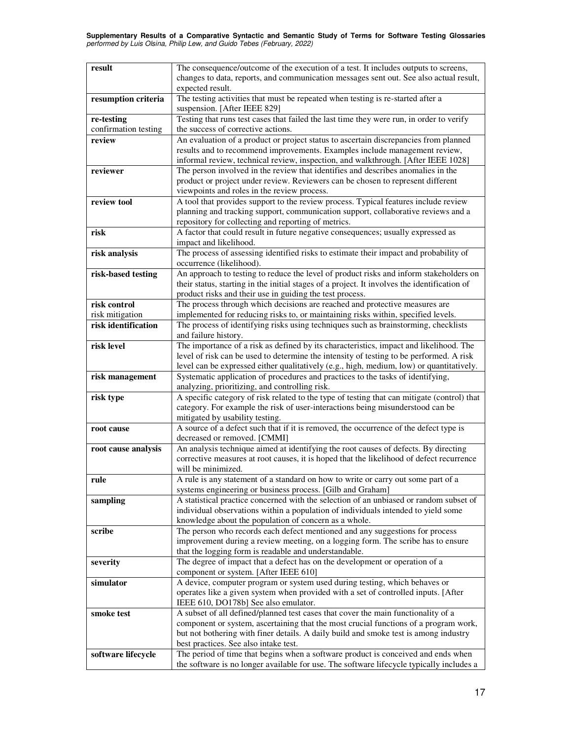| | |
|---|---|
| **result** | The consequence/outcome of the execution of a test. It includes outputs to screens, changes to data, reports, and communication messages sent out. See also actual result, expected result. |
| **resumption criteria** | The testing activities that must be repeated when testing is re-started after a suspension. [After IEEE 829] |
| **re-testing**<br>confirmation testing | Testing that runs test cases that failed the last time they were run, in order to verify the success of corrective actions. |
| **review** | An evaluation of a product or project status to ascertain discrepancies from planned results and to recommend improvements. Examples include management review, informal review, technical review, inspection, and walkthrough. [After IEEE 1028] |
| **reviewer** | The person involved in the review that identifies and describes anomalies in the product or project under review. Reviewers can be chosen to represent different viewpoints and roles in the review process. |
| **review tool** | A tool that provides support to the review process. Typical features include review planning and tracking support, communication support, collaborative reviews and a repository for collecting and reporting of metrics. |
| **risk** | A factor that could result in future negative consequences; usually expressed as impact and likelihood. |
| **risk analysis** | The process of assessing identified risks to estimate their impact and probability of occurrence (likelihood). |
| **risk-based testing** | An approach to testing to reduce the level of product risks and inform stakeholders on their status, starting in the initial stages of a project. It involves the identification of product risks and their use in guiding the test process. |
| **risk control**<br>risk mitigation | The process through which decisions are reached and protective measures are implemented for reducing risks to, or maintaining risks within, specified levels. |
| **risk identification** | The process of identifying risks using techniques such as brainstorming, checklists and failure history. |
| **risk level** | The importance of a risk as defined by its characteristics, impact and likelihood. The level of risk can be used to determine the intensity of testing to be performed. A risk level can be expressed either qualitatively (e.g., high, medium, low) or quantitatively. |
| **risk management** | Systematic application of procedures and practices to the tasks of identifying, analyzing, prioritizing, and controlling risk. |
| **risk type** | A specific category of risk related to the type of testing that can mitigate (control) that category. For example the risk of user-interactions being misunderstood can be mitigated by usability testing. |
| **root cause** | A source of a defect such that if it is removed, the occurrence of the defect type is decreased or removed. [CMMI] |
| **root cause analysis** | An analysis technique aimed at identifying the root causes of defects. By directing corrective measures at root causes, it is hoped that the likelihood of defect recurrence will be minimized. |
| **rule** | A rule is any statement of a standard on how to write or carry out some part of a systems engineering or business process. [Gilb and Graham] |
| **sampling** | A statistical practice concerned with the selection of an unbiased or random subset of individual observations within a population of individuals intended to yield some knowledge about the population of concern as a whole. |
| **scribe** | The person who records each defect mentioned and any suggestions for process improvement during a review meeting, on a logging form. The scribe has to ensure that the logging form is readable and understandable. |
| **severity** | The degree of impact that a defect has on the development or operation of a component or system. [After IEEE 610] |
| **simulator** | A device, computer program or system used during testing, which behaves or operates like a given system when provided with a set of controlled inputs. [After IEEE 610, DO178b] See also emulator. |
| **smoke test** | A subset of all defined/planned test cases that cover the main functionality of a component or system, ascertaining that the most crucial functions of a program work, but not bothering with finer details. A daily build and smoke test is among industry best practices. See also intake test. |
| **software lifecycle** | The period of time that begins when a software product is conceived and ends when the software is no longer available for use. The software lifecycle typically includes a |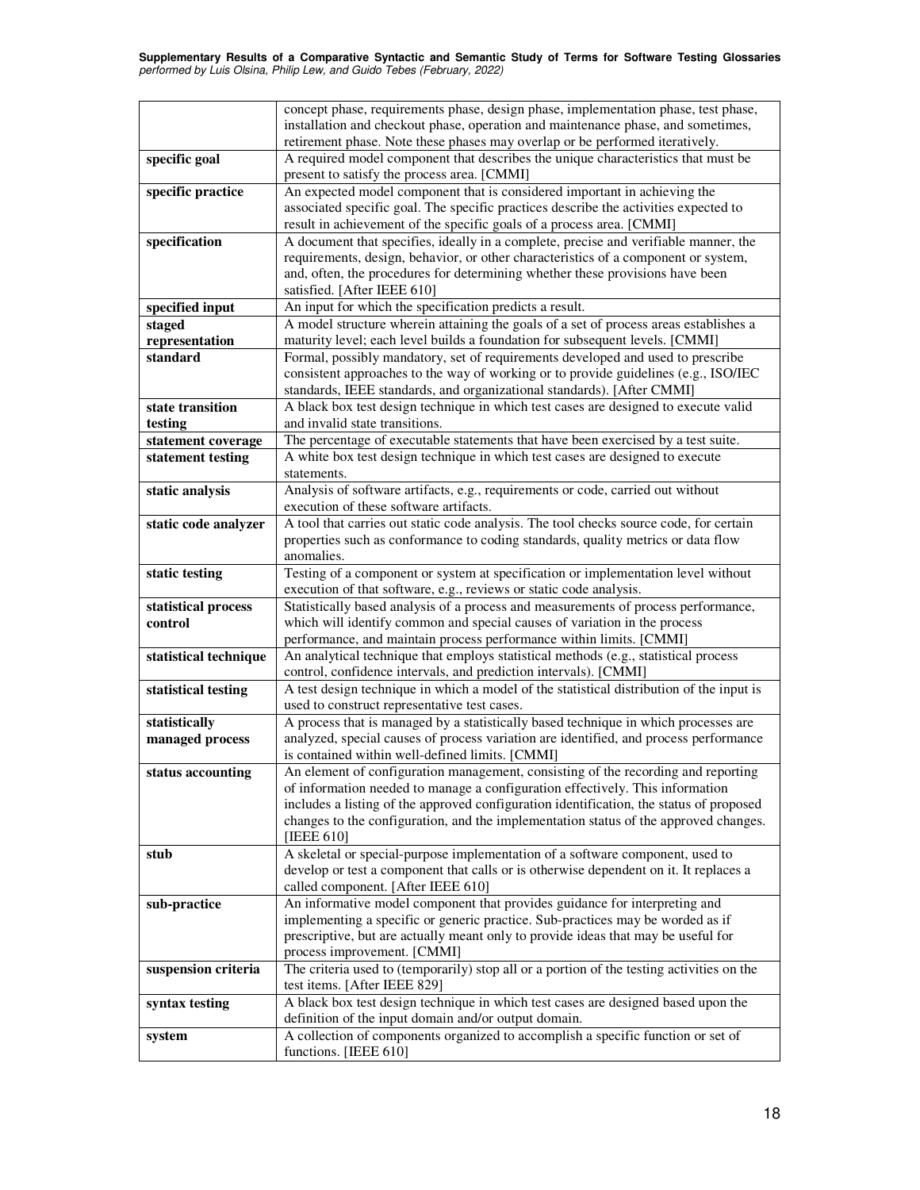| | |
|---|---|
| | concept phase, requirements phase, design phase, implementation phase, test phase, installation and checkout phase, operation and maintenance phase, and sometimes, retirement phase. Note these phases may overlap or be performed iteratively. |
| **specific goal** | A required model component that describes the unique characteristics that must be present to satisfy the process area. [CMMI] |
| **specific practice** | An expected model component that is considered important in achieving the associated specific goal. The specific practices describe the activities expected to result in achievement of the specific goals of a process area. [CMMI] |
| **specification** | A document that specifies, ideally in a complete, precise and verifiable manner, the requirements, design, behavior, or other characteristics of a component or system, and, often, the procedures for determining whether these provisions have been satisfied. [After IEEE 610] |
| **specified input** | An input for which the specification predicts a result. |
| **staged representation** | A model structure wherein attaining the goals of a set of process areas establishes a maturity level; each level builds a foundation for subsequent levels. [CMMI] |
| **standard** | Formal, possibly mandatory, set of requirements developed and used to prescribe consistent approaches to the way of working or to provide guidelines (e.g., ISO/IEC standards, IEEE standards, and organizational standards). [After CMMI] |
| **state transition testing** | A black box test design technique in which test cases are designed to execute valid and invalid state transitions. |
| **statement coverage** | The percentage of executable statements that have been exercised by a test suite. |
| **statement testing** | A white box test design technique in which test cases are designed to execute statements. |
| **static analysis** | Analysis of software artifacts, e.g., requirements or code, carried out without execution of these software artifacts. |
| **static code analyzer** | A tool that carries out static code analysis. The tool checks source code, for certain properties such as conformance to coding standards, quality metrics or data flow anomalies. |
| **static testing** | Testing of a component or system at specification or implementation level without execution of that software, e.g., reviews or static code analysis. |
| **statistical process control** | Statistically based analysis of a process and measurements of process performance, which will identify common and special causes of variation in the process performance, and maintain process performance within limits. [CMMI] |
| **statistical technique** | An analytical technique that employs statistical methods (e.g., statistical process control, confidence intervals, and prediction intervals). [CMMI] |
| **statistical testing** | A test design technique in which a model of the statistical distribution of the input is used to construct representative test cases. |
| **statistically managed process** | A process that is managed by a statistically based technique in which processes are analyzed, special causes of process variation are identified, and process performance is contained within well-defined limits. [CMMI] |
| **status accounting** | An element of configuration management, consisting of the recording and reporting of information needed to manage a configuration effectively. This information includes a listing of the approved configuration identification, the status of proposed changes to the configuration, and the implementation status of the approved changes. [IEEE 610] |
| **stub** | A skeletal or special-purpose implementation of a software component, used to develop or test a component that calls or is otherwise dependent on it. It replaces a called component. [After IEEE 610] |
| **sub-practice** | An informative model component that provides guidance for interpreting and implementing a specific or generic practice. Sub-practices may be worded as if prescriptive, but are actually meant only to provide ideas that may be useful for process improvement. [CMMI] |
| **suspension criteria** | The criteria used to (temporarily) stop all or a portion of the testing activities on the test items. [After IEEE 829] |
| **syntax testing** | A black box test design technique in which test cases are designed based upon the definition of the input domain and/or output domain. |
| **system** | A collection of components organized to accomplish a specific function or set of functions. [IEEE 610] |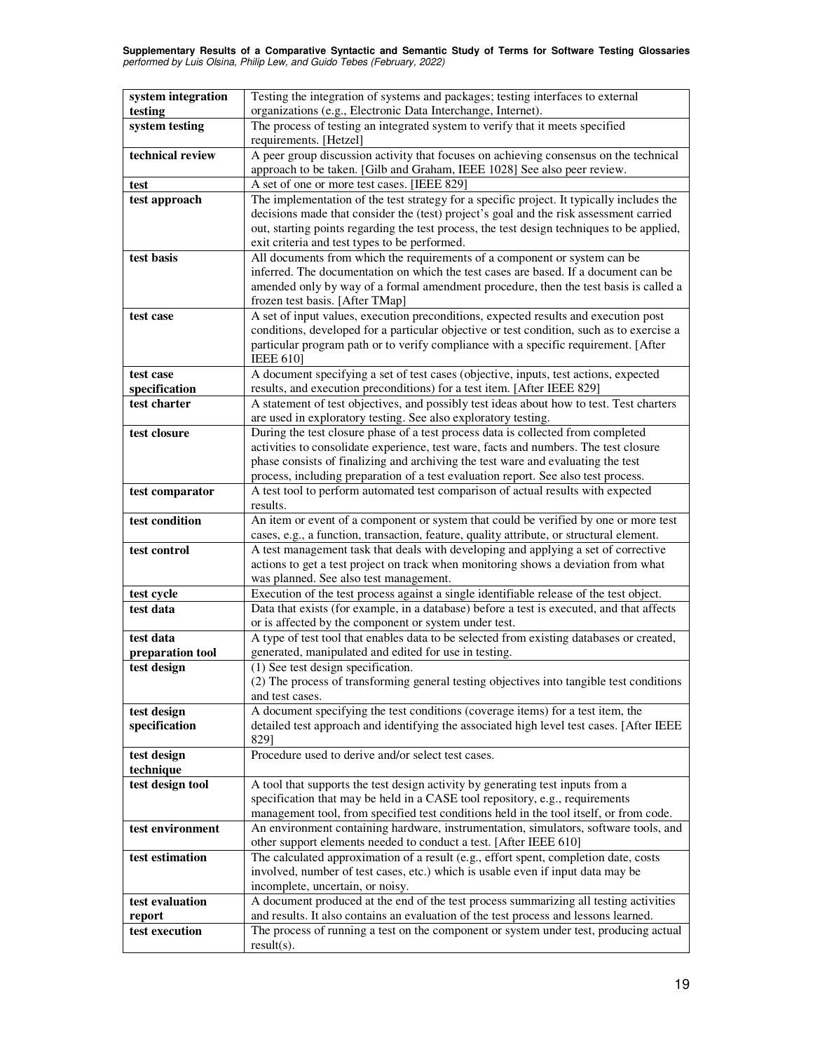| | |
|---|---|
| **system integration testing** | Testing the integration of systems and packages; testing interfaces to external organizations (e.g., Electronic Data Interchange, Internet). |
| **system testing** | The process of testing an integrated system to verify that it meets specified requirements. [Hetzel] |
| **technical review** | A peer group discussion activity that focuses on achieving consensus on the technical approach to be taken. [Gilb and Graham, IEEE 1028] See also peer review. |
| **test** | A set of one or more test cases. [IEEE 829] |
| **test approach** | The implementation of the test strategy for a specific project. It typically includes the decisions made that consider the (test) project's goal and the risk assessment carried out, starting points regarding the test process, the test design techniques to be applied, exit criteria and test types to be performed. |
| **test basis** | All documents from which the requirements of a component or system can be inferred. The documentation on which the test cases are based. If a document can be amended only by way of a formal amendment procedure, then the test basis is called a frozen test basis. [After TMap] |
| **test case** | A set of input values, execution preconditions, expected results and execution post conditions, developed for a particular objective or test condition, such as to exercise a particular program path or to verify compliance with a specific requirement. [After IEEE 610] |
| **test case specification** | A document specifying a set of test cases (objective, inputs, test actions, expected results, and execution preconditions) for a test item. [After IEEE 829] |
| **test charter** | A statement of test objectives, and possibly test ideas about how to test. Test charters are used in exploratory testing. See also exploratory testing. |
| **test closure** | During the test closure phase of a test process data is collected from completed activities to consolidate experience, test ware, facts and numbers. The test closure phase consists of finalizing and archiving the test ware and evaluating the test process, including preparation of a test evaluation report. See also test process. |
| **test comparator** | A test tool to perform automated test comparison of actual results with expected results. |
| **test condition** | An item or event of a component or system that could be verified by one or more test cases, e.g., a function, transaction, feature, quality attribute, or structural element. |
| **test control** | A test management task that deals with developing and applying a set of corrective actions to get a test project on track when monitoring shows a deviation from what was planned. See also test management. |
| **test cycle** | Execution of the test process against a single identifiable release of the test object. |
| **test data** | Data that exists (for example, in a database) before a test is executed, and that affects or is affected by the component or system under test. |
| **test data preparation tool** | A type of test tool that enables data to be selected from existing databases or created, generated, manipulated and edited for use in testing. |
| **test design** | (1) See test design specification.<br>(2) The process of transforming general testing objectives into tangible test conditions and test cases. |
| **test design specification** | A document specifying the test conditions (coverage items) for a test item, the detailed test approach and identifying the associated high level test cases. [After IEEE 829] |
| **test design technique** | Procedure used to derive and/or select test cases. |
| **test design tool** | A tool that supports the test design activity by generating test inputs from a specification that may be held in a CASE tool repository, e.g., requirements management tool, from specified test conditions held in the tool itself, or from code. |
| **test environment** | An environment containing hardware, instrumentation, simulators, software tools, and other support elements needed to conduct a test. [After IEEE 610] |
| **test estimation** | The calculated approximation of a result (e.g., effort spent, completion date, costs involved, number of test cases, etc.) which is usable even if input data may be incomplete, uncertain, or noisy. |
| **test evaluation report** | A document produced at the end of the test process summarizing all testing activities and results. It also contains an evaluation of the test process and lessons learned. |
| **test execution** | The process of running a test on the component or system under test, producing actual result(s). |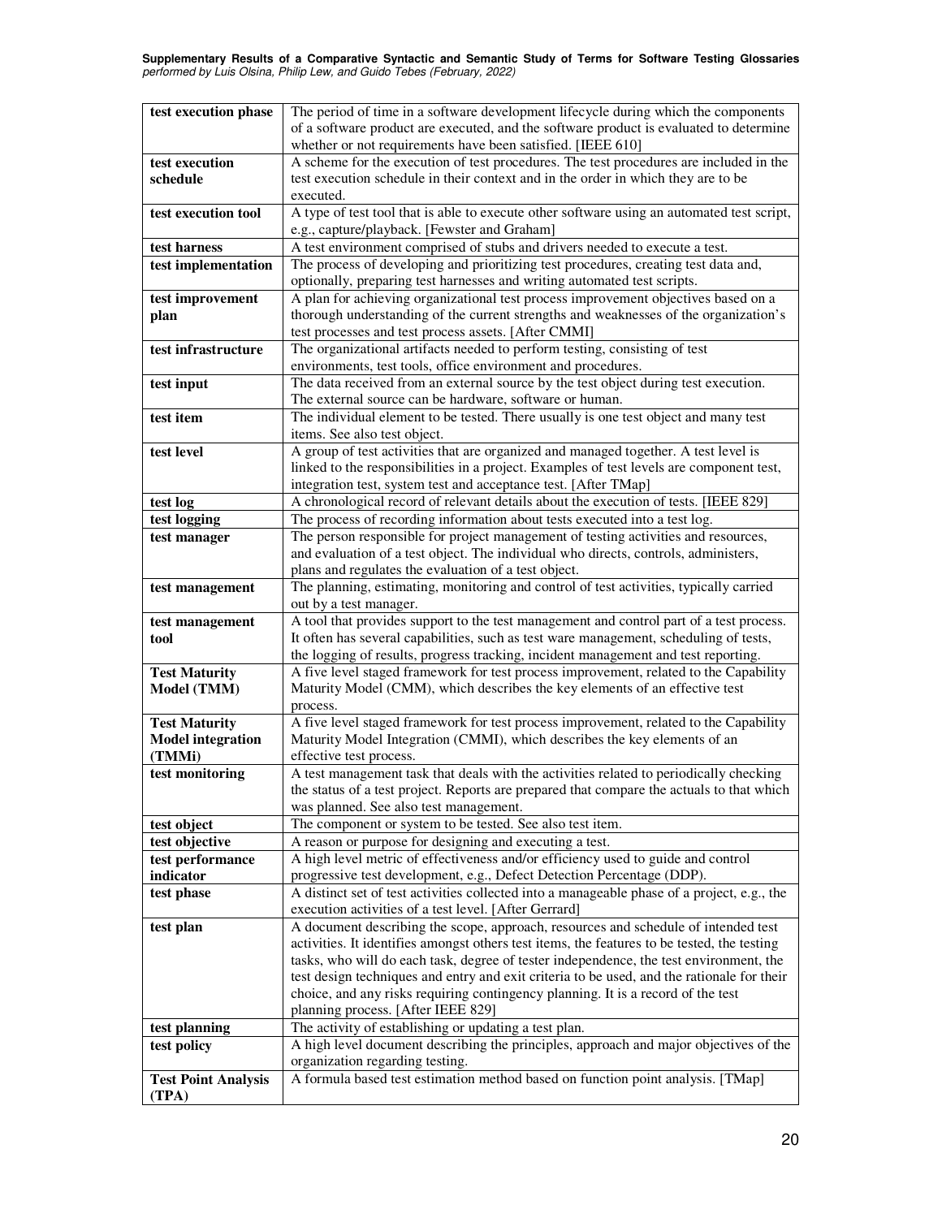| | |
|---|---|
| **test execution phase** | The period of time in a software development lifecycle during which the components of a software product are executed, and the software product is evaluated to determine whether or not requirements have been satisfied. [IEEE 610] |
| **test execution schedule** | A scheme for the execution of test procedures. The test procedures are included in the test execution schedule in their context and in the order in which they are to be executed. |
| **test execution tool** | A type of test tool that is able to execute other software using an automated test script, e.g., capture/playback. [Fewster and Graham] |
| **test harness** | A test environment comprised of stubs and drivers needed to execute a test. |
| **test implementation** | The process of developing and prioritizing test procedures, creating test data and, optionally, preparing test harnesses and writing automated test scripts. |
| **test improvement plan** | A plan for achieving organizational test process improvement objectives based on a thorough understanding of the current strengths and weaknesses of the organization's test processes and test process assets. [After CMMI] |
| **test infrastructure** | The organizational artifacts needed to perform testing, consisting of test environments, test tools, office environment and procedures. |
| **test input** | The data received from an external source by the test object during test execution. The external source can be hardware, software or human. |
| **test item** | The individual element to be tested. There usually is one test object and many test items. See also test object. |
| **test level** | A group of test activities that are organized and managed together. A test level is linked to the responsibilities in a project. Examples of test levels are component test, integration test, system test and acceptance test. [After TMap] |
| **test log** | A chronological record of relevant details about the execution of tests. [IEEE 829] |
| **test logging** | The process of recording information about tests executed into a test log. |
| **test manager** | The person responsible for project management of testing activities and resources, and evaluation of a test object. The individual who directs, controls, administers, plans and regulates the evaluation of a test object. |
| **test management** | The planning, estimating, monitoring and control of test activities, typically carried out by a test manager. |
| **test management tool** | A tool that provides support to the test management and control part of a test process. It often has several capabilities, such as test ware management, scheduling of tests, the logging of results, progress tracking, incident management and test reporting. |
| **Test Maturity Model (TMM)** | A five level staged framework for test process improvement, related to the Capability Maturity Model (CMM), which describes the key elements of an effective test process. |
| **Test Maturity Model integration (TMMi)** | A five level staged framework for test process improvement, related to the Capability Maturity Model Integration (CMMI), which describes the key elements of an effective test process. |
| **test monitoring** | A test management task that deals with the activities related to periodically checking the status of a test project. Reports are prepared that compare the actuals to that which was planned. See also test management. |
| **test object** | The component or system to be tested. See also test item. |
| **test objective** | A reason or purpose for designing and executing a test. |
| **test performance indicator** | A high level metric of effectiveness and/or efficiency used to guide and control progressive test development, e.g., Defect Detection Percentage (DDP). |
| **test phase** | A distinct set of test activities collected into a manageable phase of a project, e.g., the execution activities of a test level. [After Gerrard] |
| **test plan** | A document describing the scope, approach, resources and schedule of intended test activities. It identifies amongst others test items, the features to be tested, the testing tasks, who will do each task, degree of tester independence, the test environment, the test design techniques and entry and exit criteria to be used, and the rationale for their choice, and any risks requiring contingency planning. It is a record of the test planning process. [After IEEE 829] |
| **test planning** | The activity of establishing or updating a test plan. |
| **test policy** | A high level document describing the principles, approach and major objectives of the organization regarding testing. |
| **Test Point Analysis (TPA)** | A formula based test estimation method based on function point analysis. [TMap] |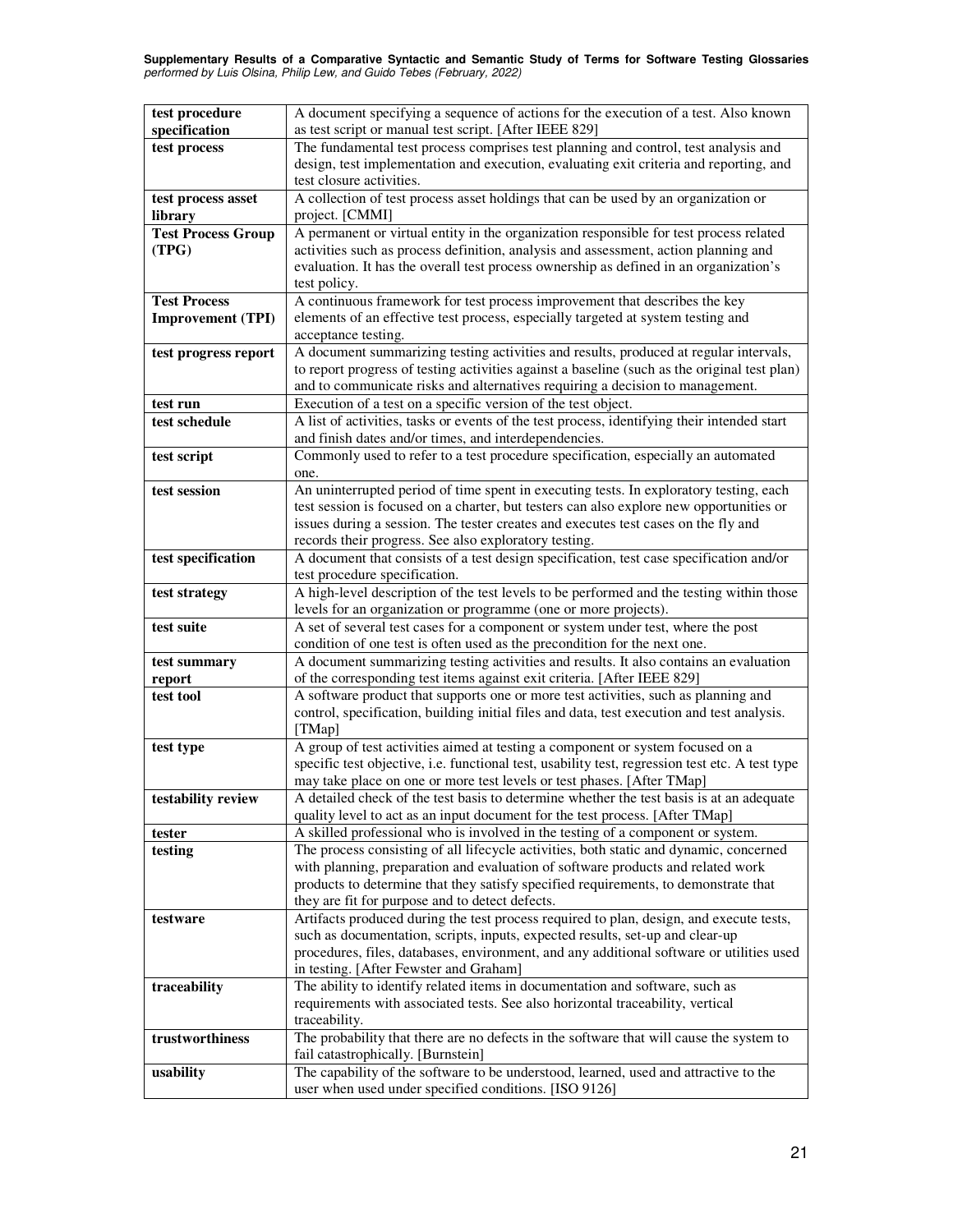| | |
|---|---|
| **test procedure specification** | A document specifying a sequence of actions for the execution of a test. Also known as test script or manual test script. [After IEEE 829] |
| **test process** | The fundamental test process comprises test planning and control, test analysis and design, test implementation and execution, evaluating exit criteria and reporting, and test closure activities. |
| **test process asset library** | A collection of test process asset holdings that can be used by an organization or project. [CMMI] |
| **Test Process Group (TPG)** | A permanent or virtual entity in the organization responsible for test process related activities such as process definition, analysis and assessment, action planning and evaluation. It has the overall test process ownership as defined in an organization's test policy. |
| **Test Process Improvement (TPI)** | A continuous framework for test process improvement that describes the key elements of an effective test process, especially targeted at system testing and acceptance testing. |
| **test progress report** | A document summarizing testing activities and results, produced at regular intervals, to report progress of testing activities against a baseline (such as the original test plan) and to communicate risks and alternatives requiring a decision to management. |
| **test run** | Execution of a test on a specific version of the test object. |
| **test schedule** | A list of activities, tasks or events of the test process, identifying their intended start and finish dates and/or times, and interdependencies. |
| **test script** | Commonly used to refer to a test procedure specification, especially an automated one. |
| **test session** | An uninterrupted period of time spent in executing tests. In exploratory testing, each test session is focused on a charter, but testers can also explore new opportunities or issues during a session. The tester creates and executes test cases on the fly and records their progress. See also exploratory testing. |
| **test specification** | A document that consists of a test design specification, test case specification and/or test procedure specification. |
| **test strategy** | A high-level description of the test levels to be performed and the testing within those levels for an organization or programme (one or more projects). |
| **test suite** | A set of several test cases for a component or system under test, where the post condition of one test is often used as the precondition for the next one. |
| **test summary report** | A document summarizing testing activities and results. It also contains an evaluation of the corresponding test items against exit criteria. [After IEEE 829] |
| **test tool** | A software product that supports one or more test activities, such as planning and control, specification, building initial files and data, test execution and test analysis. [TMap] |
| **test type** | A group of test activities aimed at testing a component or system focused on a specific test objective, i.e. functional test, usability test, regression test etc. A test type may take place on one or more test levels or test phases. [After TMap] |
| **testability review** | A detailed check of the test basis to determine whether the test basis is at an adequate quality level to act as an input document for the test process. [After TMap] |
| **tester** | A skilled professional who is involved in the testing of a component or system. |
| **testing** | The process consisting of all lifecycle activities, both static and dynamic, concerned with planning, preparation and evaluation of software products and related work products to determine that they satisfy specified requirements, to demonstrate that they are fit for purpose and to detect defects. |
| **testware** | Artifacts produced during the test process required to plan, design, and execute tests, such as documentation, scripts, inputs, expected results, set-up and clear-up procedures, files, databases, environment, and any additional software or utilities used in testing. [After Fewster and Graham] |
| **traceability** | The ability to identify related items in documentation and software, such as requirements with associated tests. See also horizontal traceability, vertical traceability. |
| **trustworthiness** | The probability that there are no defects in the software that will cause the system to fail catastrophically. [Burnstein] |
| **usability** | The capability of the software to be understood, learned, used and attractive to the user when used under specified conditions. [ISO 9126] |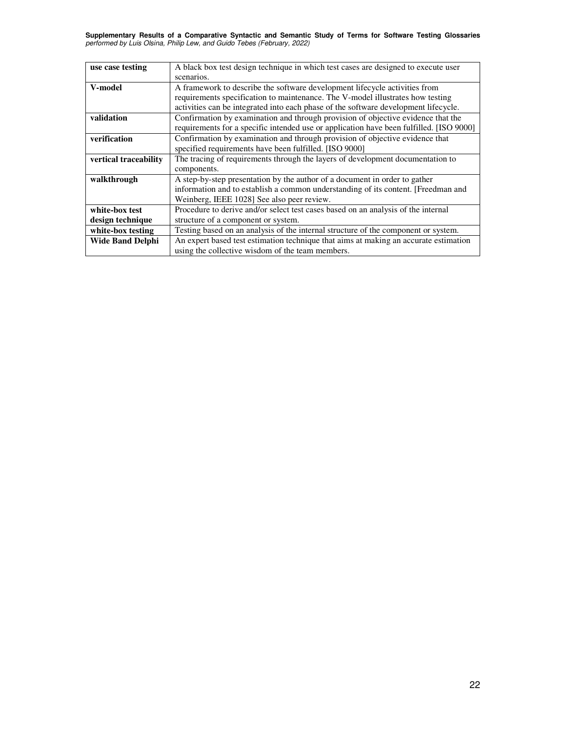| use case testing | A black box test design technique in which test cases are designed to execute user scenarios. |
|---|---|
| **V-model** | A framework to describe the software development lifecycle activities from requirements specification to maintenance. The V-model illustrates how testing activities can be integrated into each phase of the software development lifecycle. |
| **validation** | Confirmation by examination and through provision of objective evidence that the requirements for a specific intended use or application have been fulfilled. [ISO 9000] |
| **verification** | Confirmation by examination and through provision of objective evidence that specified requirements have been fulfilled. [ISO 9000] |
| **vertical traceability** | The tracing of requirements through the layers of development documentation to components. |
| **walkthrough** | A step-by-step presentation by the author of a document in order to gather information and to establish a common understanding of its content. [Freedman and Weinberg, IEEE 1028] See also peer review. |
| **white-box test design technique** | Procedure to derive and/or select test cases based on an analysis of the internal structure of a component or system. |
| **white-box testing** | Testing based on an analysis of the internal structure of the component or system. |
| **Wide Band Delphi** | An expert based test estimation technique that aims at making an accurate estimation using the collective wisdom of the team members. |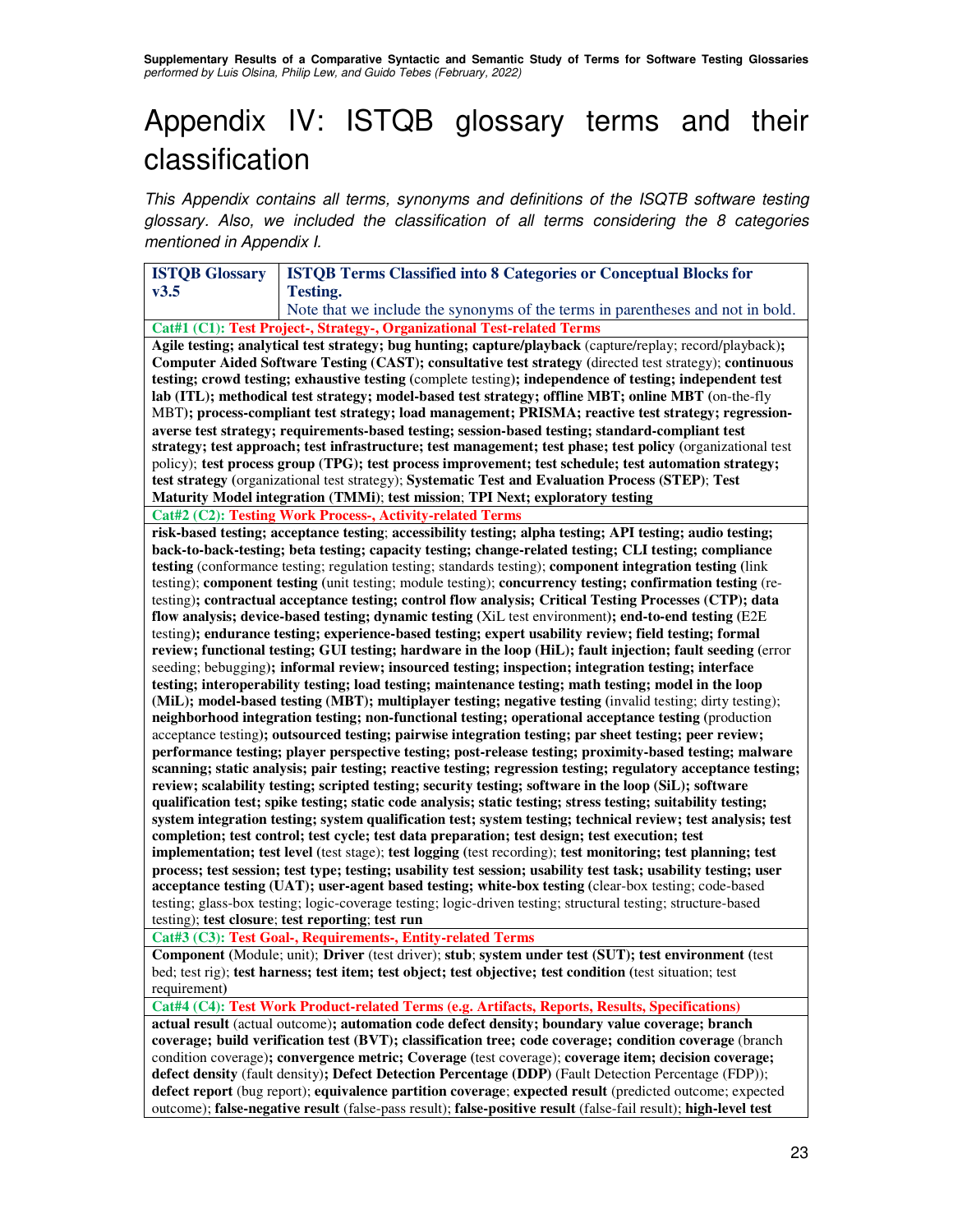# Appendix IV: ISTQB glossary terms and their classification

*This Appendix contains all terms, synonyms and definitions of the ISQTB software testing glossary. Also, we included the classification of all terms considering the 8 categories mentioned in Appendix I.*

| ISTQB Glossary v3.5 | ISTQB Terms Classified into 8 Categories or Conceptual Blocks for Testing. Note that we include the synonyms of the terms in parentheses and not in bold. |
|---|---|
| **Cat#1 (C1): Test Project-, Strategy-, Organizational Test-related Terms** | |
| **Agile testing; analytical test strategy; bug hunting; capture/playback** (capture/replay; record/playback)**; Computer Aided Software Testing (CAST); consultative test strategy** (directed test strategy); **continuous testing; crowd testing; exhaustive testing** (complete testing)**; independence of testing; independent test lab (ITL); methodical test strategy; model-based test strategy; offline MBT; online MBT** (on-the-fly MBT)**; process-compliant test strategy; load management; PRISMA; reactive test strategy; regression-averse test strategy; requirements-based testing; session-based testing; standard-compliant test strategy; test approach; test infrastructure; test management; test phase; test policy** (organizational test policy); **test process group (TPG); test process improvement; test schedule; test automation strategy; test strategy** (organizational test strategy); **Systematic Test and Evaluation Process (STEP)**; **Test Maturity Model integration (TMMi)**; **test mission**; **TPI Next; exploratory testing** | |
| **Cat#2 (C2): Testing Work Process-, Activity-related Terms** | |
| **risk-based testing; acceptance testing**; **accessibility testing; alpha testing; API testing; audio testing; back-to-back-testing; beta testing; capacity testing; change-related testing; CLI testing; compliance testing** (conformance testing; regulation testing; standards testing); **component integration testing** (link testing); **component testing** (unit testing; module testing); **concurrency testing; confirmation testing** (re-testing)**; contractual acceptance testing; control flow analysis; Critical Testing Processes (CTP); data flow analysis; device-based testing; dynamic testing** (XiL test environment)**; end-to-end testing** (E2E testing)**; endurance testing; experience-based testing; expert usability review; field testing; formal review; functional testing; GUI testing; hardware in the loop (HiL); fault injection; fault seeding** (error seeding; bebugging)**; informal review; insourced testing; inspection; integration testing; interface testing; interoperability testing; load testing; maintenance testing; math testing; model in the loop (MiL); model-based testing (MBT); multiplayer testing; negative testing** (invalid testing; dirty testing); **neighborhood integration testing; non-functional testing; operational acceptance testing** (production acceptance testing)**; outsourced testing; pairwise integration testing; par sheet testing; peer review; performance testing; player perspective testing; post-release testing; proximity-based testing; malware scanning; static analysis; pair testing; reactive testing; regression testing; regulatory acceptance testing; review; scalability testing; scripted testing; security testing; software in the loop (SiL); software qualification test; spike testing; static code analysis; static testing; stress testing; suitability testing; system integration testing; system qualification test; system testing; technical review; test analysis; test completion; test control; test cycle; test data preparation; test design; test execution; test implementation; test level** (test stage); **test logging** (test recording); **test monitoring; test planning; test process; test session; test type; testing; usability test session; usability test task; usability testing; user acceptance testing (UAT); user-agent based testing; white-box testing** (clear-box testing; code-based testing; glass-box testing; logic-coverage testing; logic-driven testing; structural testing; structure-based testing); **test closure**; **test reporting**; **test run** | |
| **Cat#3 (C3): Test Goal-, Requirements-, Entity-related Terms** | |
| **Component** (Module; unit); **Driver** (test driver); **stub**; **system under test (SUT); test environment** (test bed; test rig); **test harness; test item; test object; test objective; test condition** (test situation; test requirement) | |
| **Cat#4 (C4): Test Work Product-related Terms (e.g. Artifacts, Reports, Results, Specifications)** | |
| **actual result** (actual outcome)**; automation code defect density; boundary value coverage; branch coverage; build verification test (BVT); classification tree; code coverage; condition coverage** (branch condition coverage)**; convergence metric; Coverage** (test coverage); **coverage item; decision coverage; defect density** (fault density)**; Defect Detection Percentage (DDP)** (Fault Detection Percentage (FDP)); **defect report** (bug report); **equivalence partition coverage**; **expected result** (predicted outcome; expected outcome); **false-negative result** (false-pass result); **false-positive result** (false-fail result); **high-level test** | |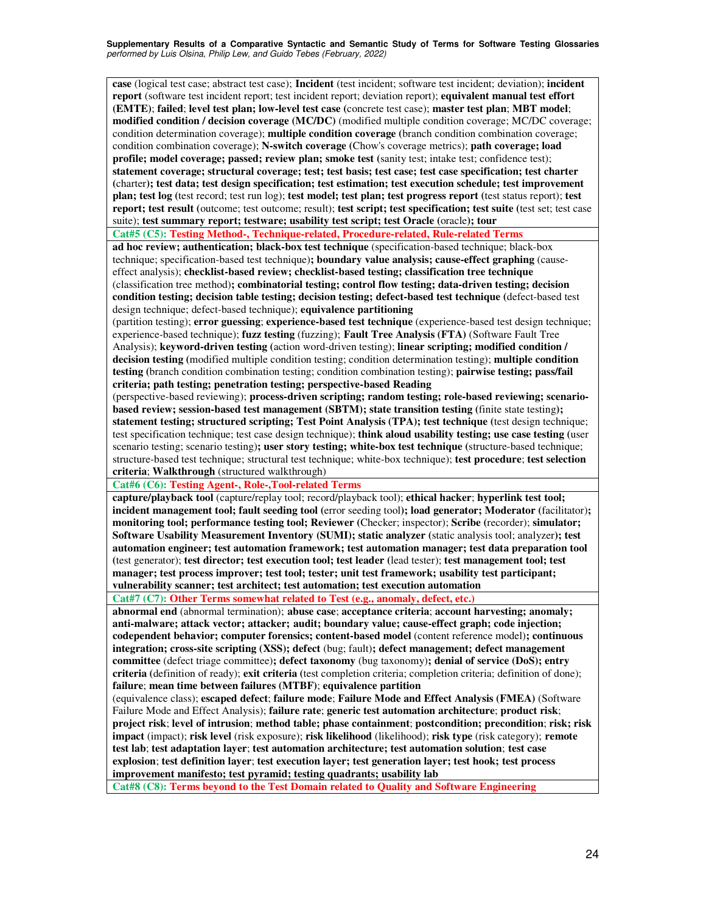| |
|---|
| **case** (logical test case; abstract test case); **Incident** (test incident; software test incident; deviation); **incident report** (software test incident report; test incident report; deviation report); **equivalent manual test effort (EMTE)**; **failed**; **level test plan; low-level test case (**concrete test case); **master test plan**; **MBT model**; **modified condition / decision coverage (MC/DC)** (modified multiple condition coverage; MC/DC coverage; condition determination coverage); **multiple condition coverage (**branch condition combination coverage; condition combination coverage); **N-switch coverage** (Chow's coverage metrics); **path coverage; load profile; model coverage; passed; review plan; smoke test (**sanity test; intake test; confidence test); **statement coverage; structural coverage; test; test basis; test case; test case specification; test charter (**charter**); test data; test design specification; test estimation; test execution schedule; test improvement plan; test log (**test record; test run log); **test model; test plan; test progress report (**test status report); **test report; test result (**outcome; test outcome; result); **test script; test specification; test suite (**test set; test case suite); **test summary report; testware; usability test script; test Oracle (**oracle**); tour** |
| **Cat#5 (C5): Testing Method-, Technique-related, Procedure-related, Rule-related Terms** |
| **ad hoc review; authentication; black-box test technique** (specification-based technique; black-box technique; specification-based test technique)**; boundary value analysis; cause-effect graphing** (cause-effect analysis); **checklist-based review; checklist-based testing; classification tree technique** (classification tree method)**; combinatorial testing; control flow testing; data-driven testing; decision condition testing; decision table testing; decision testing; defect-based test technique (**defect-based test design technique; defect-based technique); **equivalence partitioning** (partition testing); **error guessing**; **experience-based test technique** (experience-based test design technique; experience-based technique); **fuzz testing** (fuzzing); **Fault Tree Analysis (FTA)** (Software Fault Tree Analysis); **keyword-driven testing** (action word-driven testing); **linear scripting; modified condition / decision testing (**modified multiple condition testing; condition determination testing); **multiple condition testing (**branch condition combination testing; condition combination testing); **pairwise testing; pass/fail criteria; path testing; penetration testing; perspective-based Reading** (perspective-based reviewing); **process-driven scripting; random testing; role-based reviewing; scenario-based review; session-based test management (SBTM); state transition testing** (finite state testing)**; statement testing; structured scripting; Test Point Analysis (TPA); test technique (**test design technique; test specification technique; test case design technique); **think aloud usability testing; use case testing (**user scenario testing; scenario testing)**; user story testing; white-box test technique (**structure-based technique; structure-based test technique; structural test technique; white-box technique); **test procedure**; **test selection criteria**; **Walkthrough** (structured walkthrough) |
| **Cat#6 (C6): Testing Agent-, Role-,Tool-related Terms** |
| **capture/playback tool** (capture/replay tool; record/playback tool); **ethical hacker**; **hyperlink test tool; incident management tool; fault seeding tool (**error seeding tool**); load generator; Moderator (**facilitator**); monitoring tool; performance testing tool; Reviewer (**Checker; inspector); **Scribe (**recorder); **simulator; Software Usability Measurement Inventory (SUMI); static analyzer (**static analysis tool; analyzer**); test automation engineer; test automation framework; test automation manager; test data preparation tool (**test generator); **test director; test execution tool; test leader (**lead tester); **test management tool; test manager; test process improver; test tool; tester; unit test framework; usability test participant; vulnerability scanner; test architect; test automation; test execution automation** |
| **Cat#7 (C7): Other Terms somewhat related to Test (e.g., anomaly, defect, etc.)** |
| **abnormal end** (abnormal termination); **abuse case**; **acceptance criteria**; **account harvesting; anomaly; anti-malware; attack vector; attacker; audit; boundary value; cause-effect graph; code injection; codependent behavior; computer forensics; content-based model** (content reference model)**; continuous integration; cross-site scripting (XSS); defect** (bug; fault)**; defect management; defect management committee** (defect triage committee)**; defect taxonomy** (bug taxonomy)**; denial of service (DoS); entry criteria** (definition of ready); **exit criteria (**test completion criteria; completion criteria; definition of done); **failure**; **mean time between failures (MTBF)**; **equivalence partition** (equivalence class); **escaped defect**; **failure mode**; **Failure Mode and Effect Analysis (FMEA)** (Software Failure Mode and Effect Analysis); **failure rate**; **generic test automation architecture**; **product risk**; **project risk**; **level of intrusion**; **method table; phase containment**; **postcondition; precondition**; **risk; risk impact** (impact); **risk level** (risk exposure); **risk likelihood** (likelihood); **risk type** (risk category); **remote test lab**; **test adaptation layer**; **test automation architecture**; **test automation solution**; **test case explosion**; **test definition layer**; **test execution layer; test generation layer; test hook; test process improvement manifesto; test pyramid; testing quadrants; usability lab** |
| **Cat#8 (C8): Terms beyond to the Test Domain related to Quality and Software Engineering** |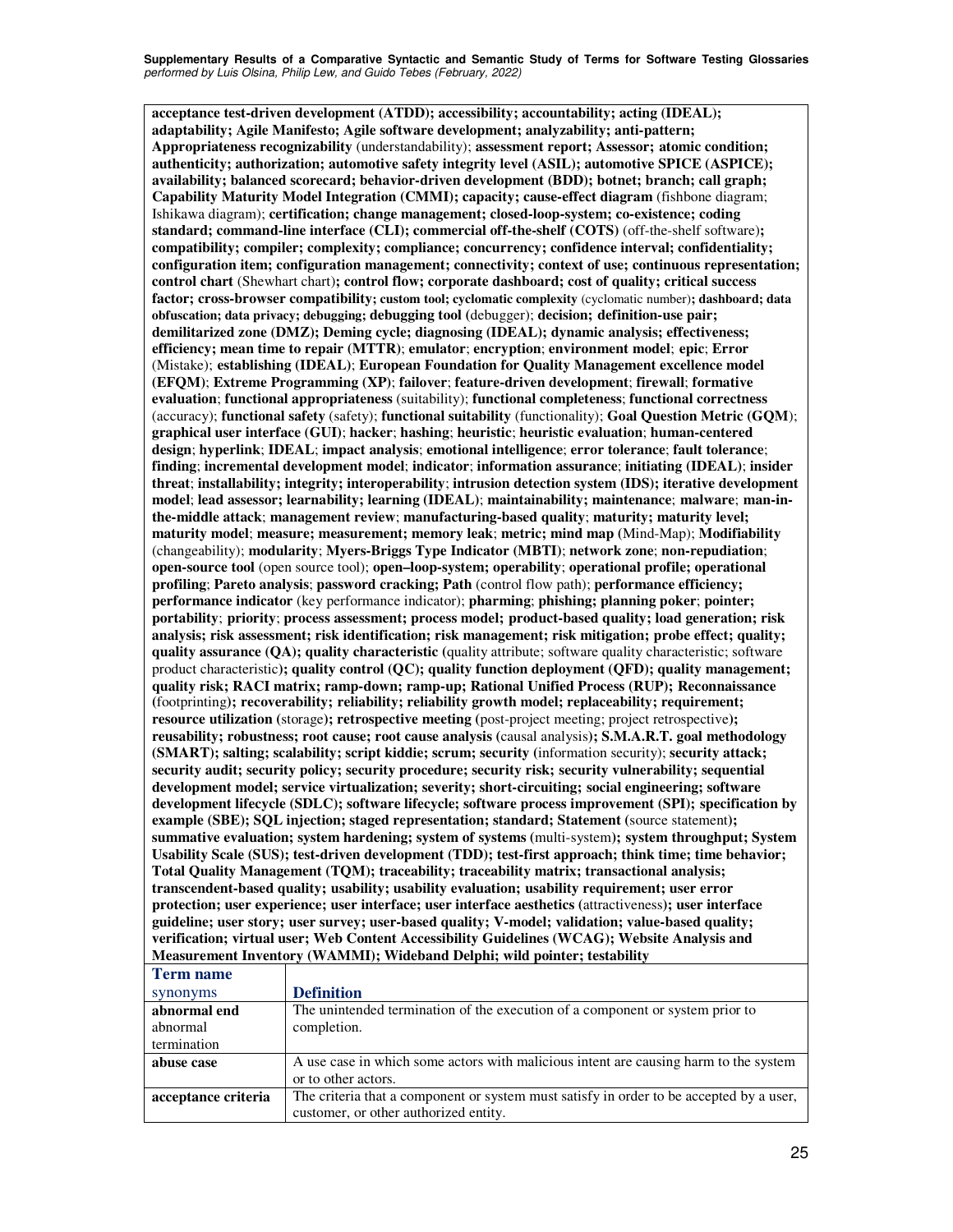**acceptance test-driven development (ATDD); accessibility; accountability; acting (IDEAL); adaptability; Agile Manifesto; Agile software development; analyzability; anti-pattern; Appropriateness recognizability** (understandability); **assessment report; Assessor; atomic condition; authenticity; authorization; automotive safety integrity level (ASIL); automotive SPICE (ASPICE); availability; balanced scorecard; behavior-driven development (BDD); botnet; branch; call graph; Capability Maturity Model Integration (CMMI); capacity; cause-effect diagram** (fishbone diagram; Ishikawa diagram); **certification; change management; closed-loop-system; co-existence; coding standard; command-line interface (CLI); commercial off-the-shelf (COTS)** (off-the-shelf software)**; compatibility; compiler; complexity; compliance; concurrency; confidence interval; confidentiality; configuration item; configuration management; connectivity; context of use; continuous representation; control chart** (Shewhart chart)**; control flow; corporate dashboard; cost of quality; critical success factor; cross-browser compatibility; custom tool; cyclomatic complexity** (cyclomatic number)**; dashboard; data obfuscation; data privacy; debugging; debugging tool (**debugger); **decision; definition-use pair; demilitarized zone (DMZ); Deming cycle; diagnosing (IDEAL); dynamic analysis; effectiveness; efficiency; mean time to repair (MTTR)**; **emulator**; **encryption**; **environment model**; **epic**; **Error** (Mistake); **establishing (IDEAL)**; **European Foundation for Quality Management excellence model (EFQM)**; **Extreme Programming (XP)**; **failover**; **feature-driven development**; **firewall**; **formative evaluation**; **functional appropriateness** (suitability); **functional completeness**; **functional correctness** (accuracy); **functional safety** (safety); **functional suitability** (functionality); **Goal Question Metric (GQM)**; **graphical user interface (GUI)**; **hacker**; **hashing**; **heuristic**; **heuristic evaluation**; **human-centered design**; **hyperlink**; **IDEAL**; **impact analysis**; **emotional intelligence**; **error tolerance**; **fault tolerance**; **finding**; **incremental development model**; **indicator**; **information assurance**; **initiating (IDEAL)**; **insider threat**; **installability; integrity; interoperability**; **intrusion detection system (IDS); iterative development model**; **lead assessor; learnability; learning (IDEAL)**; **maintainability; maintenance**; **malware**; **man-in-the-middle attack**; **management review**; **manufacturing-based quality**; **maturity; maturity level; maturity model**; **measure; measurement; memory leak**; **metric; mind map** (Mind-Map); **Modifiability** (changeability); **modularity**; **Myers-Briggs Type Indicator (MBTI)**; **network zone**; **non-repudiation**; **open-source tool** (open source tool); **open–loop-system; operability**; **operational profile; operational profiling**; **Pareto analysis**; **password cracking; Path** (control flow path); **performance efficiency; performance indicator** (key performance indicator); **pharming**; **phishing; planning poker**; **pointer; portability**; **priority**; **process assessment; process model; product-based quality; load generation; risk analysis; risk assessment; risk identification; risk management; risk mitigation; probe effect; quality; quality assurance (QA); quality characteristic (**quality attribute; software quality characteristic; software product characteristic)**; quality control (QC); quality function deployment (QFD); quality management; quality risk; RACI matrix; ramp-down; ramp-up; Rational Unified Process (RUP); Reconnaissance** (footprinting)**; recoverability; reliability; reliability growth model; replaceability; requirement; resource utilization** (storage)**; retrospective meeting (**post-project meeting; project retrospective)**; reusability; robustness; root cause; root cause analysis (**causal analysis)**; S.M.A.R.T. goal methodology (SMART); salting; scalability; script kiddie; scrum; security (**information security); **security attack; security audit; security policy; security procedure; security risk; security vulnerability; sequential development model; service virtualization; severity; short-circuiting; social engineering; software development lifecycle (SDLC); software lifecycle; software process improvement (SPI); specification by example (SBE); SQL injection; staged representation; standard; Statement (**source statement)**; summative evaluation; system hardening; system of systems (**multi-system)**; system throughput; System Usability Scale (SUS); test-driven development (TDD); test-first approach; think time; time behavior; Total Quality Management (TQM); traceability; traceability matrix; transactional analysis; transcendent-based quality; usability; usability evaluation; usability requirement; user error protection; user experience; user interface; user interface aesthetics (**attractiveness)**; user interface guideline; user story; user survey; user-based quality; V-model; validation; value-based quality; verification; virtual user; Web Content Accessibility Guidelines (WCAG); Website Analysis and Measurement Inventory (WAMMI); Wideband Delphi; wild pointer; testability**

| **Term name**<br>synonyms | **Definition** |
|---|---|
| **abnormal end**<br>abnormal termination | The unintended termination of the execution of a component or system prior to completion. |
| **abuse case** | A use case in which some actors with malicious intent are causing harm to the system or to other actors. |
| **acceptance criteria** | The criteria that a component or system must satisfy in order to be accepted by a user, customer, or other authorized entity. |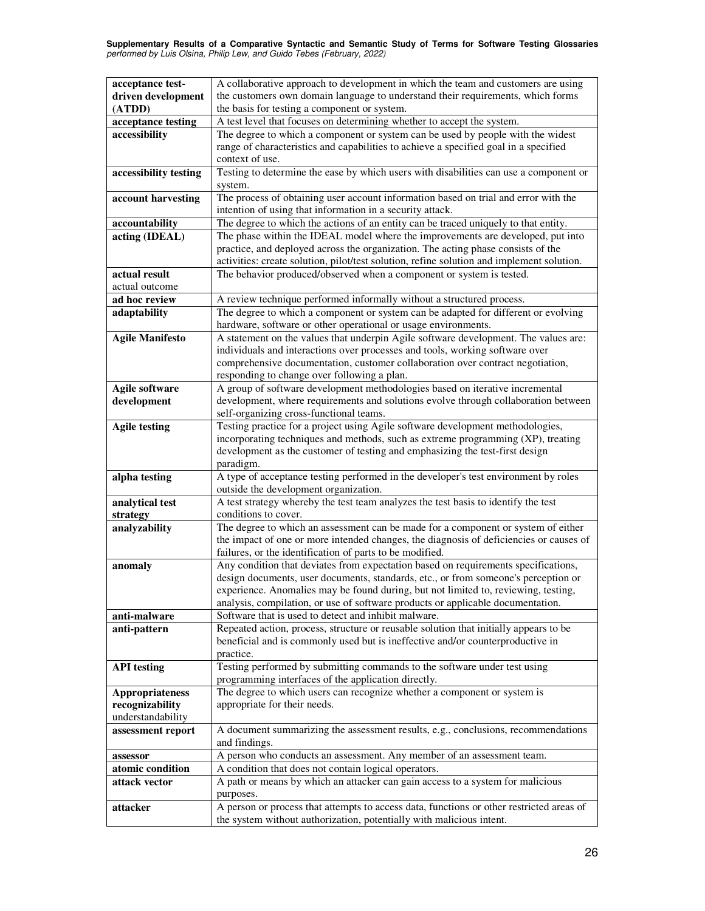| | |
|---|---|
| **acceptance test-driven development (ATDD)** | A collaborative approach to development in which the team and customers are using the customers own domain language to understand their requirements, which forms the basis for testing a component or system. |
| **acceptance testing** | A test level that focuses on determining whether to accept the system. |
| **accessibility** | The degree to which a component or system can be used by people with the widest range of characteristics and capabilities to achieve a specified goal in a specified context of use. |
| **accessibility testing** | Testing to determine the ease by which users with disabilities can use a component or system. |
| **account harvesting** | The process of obtaining user account information based on trial and error with the intention of using that information in a security attack. |
| **accountability** | The degree to which the actions of an entity can be traced uniquely to that entity. |
| **acting (IDEAL)** | The phase within the IDEAL model where the improvements are developed, put into practice, and deployed across the organization. The acting phase consists of the activities: create solution, pilot/test solution, refine solution and implement solution. |
| **actual result** actual outcome | The behavior produced/observed when a component or system is tested. |
| **ad hoc review** | A review technique performed informally without a structured process. |
| **adaptability** | The degree to which a component or system can be adapted for different or evolving hardware, software or other operational or usage environments. |
| **Agile Manifesto** | A statement on the values that underpin Agile software development. The values are: individuals and interactions over processes and tools, working software over comprehensive documentation, customer collaboration over contract negotiation, responding to change over following a plan. |
| **Agile software development** | A group of software development methodologies based on iterative incremental development, where requirements and solutions evolve through collaboration between self-organizing cross-functional teams. |
| **Agile testing** | Testing practice for a project using Agile software development methodologies, incorporating techniques and methods, such as extreme programming (XP), treating development as the customer of testing and emphasizing the test-first design paradigm. |
| **alpha testing** | A type of acceptance testing performed in the developer's test environment by roles outside the development organization. |
| **analytical test strategy** | A test strategy whereby the test team analyzes the test basis to identify the test conditions to cover. |
| **analyzability** | The degree to which an assessment can be made for a component or system of either the impact of one or more intended changes, the diagnosis of deficiencies or causes of failures, or the identification of parts to be modified. |
| **anomaly** | Any condition that deviates from expectation based on requirements specifications, design documents, user documents, standards, etc., or from someone's perception or experience. Anomalies may be found during, but not limited to, reviewing, testing, analysis, compilation, or use of software products or applicable documentation. |
| **anti-malware** | Software that is used to detect and inhibit malware. |
| **anti-pattern** | Repeated action, process, structure or reusable solution that initially appears to be beneficial and is commonly used but is ineffective and/or counterproductive in practice. |
| **API testing** | Testing performed by submitting commands to the software under test using programming interfaces of the application directly. |
| **Appropriateness recognizability** understandability | The degree to which users can recognize whether a component or system is appropriate for their needs. |
| **assessment report** | A document summarizing the assessment results, e.g., conclusions, recommendations and findings. |
| **assessor** | A person who conducts an assessment. Any member of an assessment team. |
| **atomic condition** | A condition that does not contain logical operators. |
| **attack vector** | A path or means by which an attacker can gain access to a system for malicious purposes. |
| **attacker** | A person or process that attempts to access data, functions or other restricted areas of the system without authorization, potentially with malicious intent. |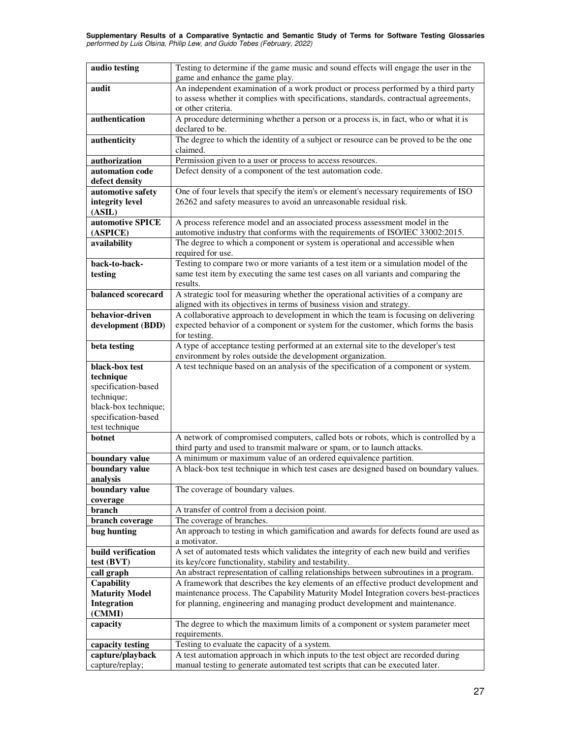| | |
|---|---|
| **audio testing** | Testing to determine if the game music and sound effects will engage the user in the game and enhance the game play. |
| **audit** | An independent examination of a work product or process performed by a third party to assess whether it complies with specifications, standards, contractual agreements, or other criteria. |
| **authentication** | A procedure determining whether a person or a process is, in fact, who or what it is declared to be. |
| **authenticity** | The degree to which the identity of a subject or resource can be proved to be the one claimed. |
| **authorization** | Permission given to a user or process to access resources. |
| **automation code defect density** | Defect density of a component of the test automation code. |
| **automotive safety integrity level (ASIL)** | One of four levels that specify the item's or element's necessary requirements of ISO 26262 and safety measures to avoid an unreasonable residual risk. |
| **automotive SPICE (ASPICE)** | A process reference model and an associated process assessment model in the automotive industry that conforms with the requirements of ISO/IEC 33002:2015. |
| **availability** | The degree to which a component or system is operational and accessible when required for use. |
| **back-to-back-testing** | Testing to compare two or more variants of a test item or a simulation model of the same test item by executing the same test cases on all variants and comparing the results. |
| **balanced scorecard** | A strategic tool for measuring whether the operational activities of a company are aligned with its objectives in terms of business vision and strategy. |
| **behavior-driven development (BDD)** | A collaborative approach to development in which the team is focusing on delivering expected behavior of a component or system for the customer, which forms the basis for testing. |
| **beta testing** | A type of acceptance testing performed at an external site to the developer's test environment by roles outside the development organization. |
| **black-box test technique** specification-based technique; black-box technique; specification-based test technique | A test technique based on an analysis of the specification of a component or system. |
| **botnet** | A network of compromised computers, called bots or robots, which is controlled by a third party and used to transmit malware or spam, or to launch attacks. |
| **boundary value** | A minimum or maximum value of an ordered equivalence partition. |
| **boundary value analysis** | A black-box test technique in which test cases are designed based on boundary values. |
| **boundary value coverage** | The coverage of boundary values. |
| **branch** | A transfer of control from a decision point. |
| **branch coverage** | The coverage of branches. |
| **bug hunting** | An approach to testing in which gamification and awards for defects found are used as a motivator. |
| **build verification test (BVT)** | A set of automated tests which validates the integrity of each new build and verifies its key/core functionality, stability and testability. |
| **call graph** | An abstract representation of calling relationships between subroutines in a program. |
| **Capability Maturity Model Integration (CMMI)** | A framework that describes the key elements of an effective product development and maintenance process. The Capability Maturity Model Integration covers best-practices for planning, engineering and managing product development and maintenance. |
| **capacity** | The degree to which the maximum limits of a component or system parameter meet requirements. |
| **capacity testing** | Testing to evaluate the capacity of a system. |
| **capture/playback** capture/replay; | A test automation approach in which inputs to the test object are recorded during manual testing to generate automated test scripts that can be executed later. |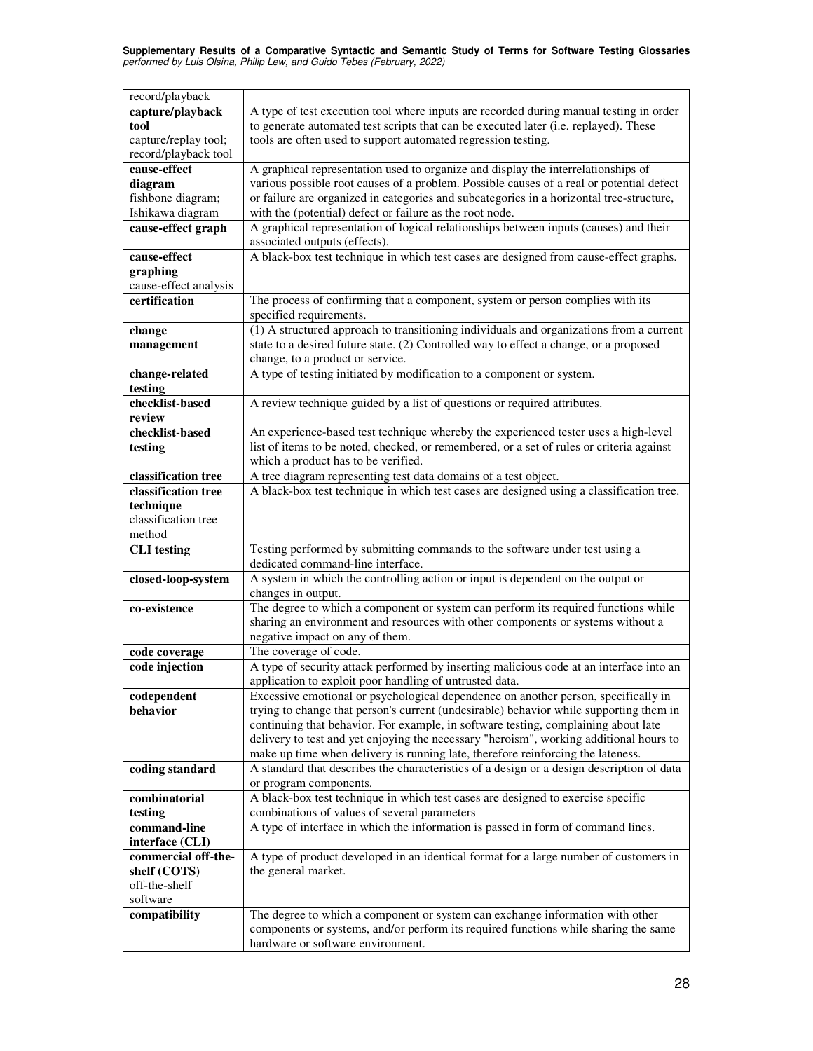| | |
|---|---|
| record/playback | |
| **capture/playback tool**<br>capture/replay tool; record/playback tool | A type of test execution tool where inputs are recorded during manual testing in order to generate automated test scripts that can be executed later (i.e. replayed). These tools are often used to support automated regression testing. |
| **cause-effect diagram**<br>fishbone diagram; Ishikawa diagram | A graphical representation used to organize and display the interrelationships of various possible root causes of a problem. Possible causes of a real or potential defect or failure are organized in categories and subcategories in a horizontal tree-structure, with the (potential) defect or failure as the root node. |
| **cause-effect graph** | A graphical representation of logical relationships between inputs (causes) and their associated outputs (effects). |
| **cause-effect graphing**<br>cause-effect analysis | A black-box test technique in which test cases are designed from cause-effect graphs. |
| **certification** | The process of confirming that a component, system or person complies with its specified requirements. |
| **change management** | (1) A structured approach to transitioning individuals and organizations from a current state to a desired future state. (2) Controlled way to effect a change, or a proposed change, to a product or service. |
| **change-related testing** | A type of testing initiated by modification to a component or system. |
| **checklist-based review** | A review technique guided by a list of questions or required attributes. |
| **checklist-based testing** | An experience-based test technique whereby the experienced tester uses a high-level list of items to be noted, checked, or remembered, or a set of rules or criteria against which a product has to be verified. |
| **classification tree** | A tree diagram representing test data domains of a test object. |
| **classification tree technique**<br>classification tree method | A black-box test technique in which test cases are designed using a classification tree. |
| **CLI testing** | Testing performed by submitting commands to the software under test using a dedicated command-line interface. |
| **closed-loop-system** | A system in which the controlling action or input is dependent on the output or changes in output. |
| **co-existence** | The degree to which a component or system can perform its required functions while sharing an environment and resources with other components or systems without a negative impact on any of them. |
| **code coverage** | The coverage of code. |
| **code injection** | A type of security attack performed by inserting malicious code at an interface into an application to exploit poor handling of untrusted data. |
| **codependent behavior** | Excessive emotional or psychological dependence on another person, specifically in trying to change that person's current (undesirable) behavior while supporting them in continuing that behavior. For example, in software testing, complaining about late delivery to test and yet enjoying the necessary "heroism", working additional hours to make up time when delivery is running late, therefore reinforcing the lateness. |
| **coding standard** | A standard that describes the characteristics of a design or a design description of data or program components. |
| **combinatorial testing** | A black-box test technique in which test cases are designed to exercise specific combinations of values of several parameters |
| **command-line interface (CLI)** | A type of interface in which the information is passed in form of command lines. |
| **commercial off-the-shelf (COTS)**<br>off-the-shelf software | A type of product developed in an identical format for a large number of customers in the general market. |
| **compatibility** | The degree to which a component or system can exchange information with other components or systems, and/or perform its required functions while sharing the same hardware or software environment. |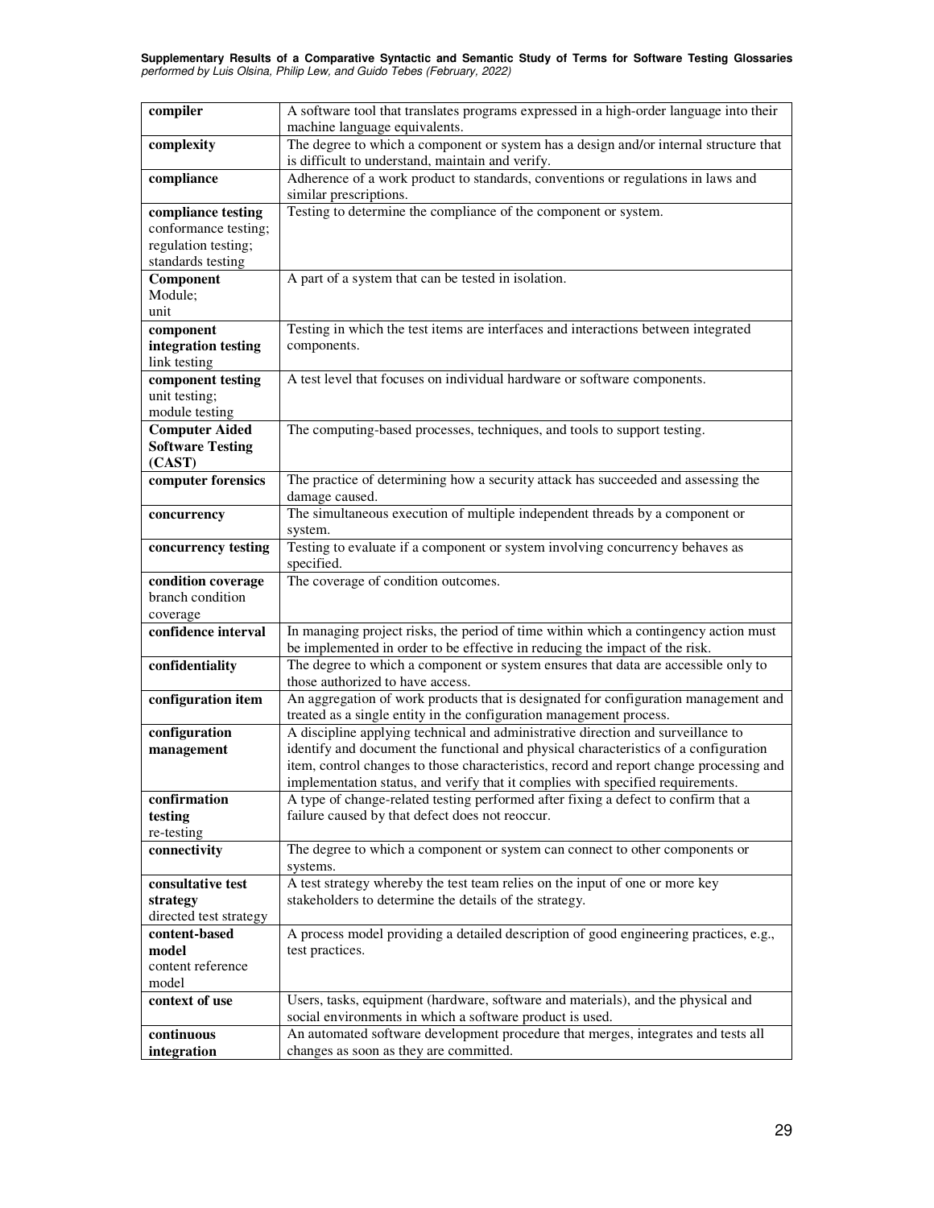| | |
|---|---|
| **compiler** | A software tool that translates programs expressed in a high-order language into their machine language equivalents. |
| **complexity** | The degree to which a component or system has a design and/or internal structure that is difficult to understand, maintain and verify. |
| **compliance** | Adherence of a work product to standards, conventions or regulations in laws and similar prescriptions. |
| **compliance testing** conformance testing; regulation testing; standards testing | Testing to determine the compliance of the component or system. |
| **Component** Module; unit | A part of a system that can be tested in isolation. |
| **component integration testing** link testing | Testing in which the test items are interfaces and interactions between integrated components. |
| **component testing** unit testing; module testing | A test level that focuses on individual hardware or software components. |
| **Computer Aided Software Testing (CAST)** | The computing-based processes, techniques, and tools to support testing. |
| **computer forensics** | The practice of determining how a security attack has succeeded and assessing the damage caused. |
| **concurrency** | The simultaneous execution of multiple independent threads by a component or system. |
| **concurrency testing** | Testing to evaluate if a component or system involving concurrency behaves as specified. |
| **condition coverage** branch condition coverage | The coverage of condition outcomes. |
| **confidence interval** | In managing project risks, the period of time within which a contingency action must be implemented in order to be effective in reducing the impact of the risk. |
| **confidentiality** | The degree to which a component or system ensures that data are accessible only to those authorized to have access. |
| **configuration item** | An aggregation of work products that is designated for configuration management and treated as a single entity in the configuration management process. |
| **configuration management** | A discipline applying technical and administrative direction and surveillance to identify and document the functional and physical characteristics of a configuration item, control changes to those characteristics, record and report change processing and implementation status, and verify that it complies with specified requirements. |
| **confirmation testing** re-testing | A type of change-related testing performed after fixing a defect to confirm that a failure caused by that defect does not reoccur. |
| **connectivity** | The degree to which a component or system can connect to other components or systems. |
| **consultative test strategy** directed test strategy | A test strategy whereby the test team relies on the input of one or more key stakeholders to determine the details of the strategy. |
| **content-based model** content reference model | A process model providing a detailed description of good engineering practices, e.g., test practices. |
| **context of use** | Users, tasks, equipment (hardware, software and materials), and the physical and social environments in which a software product is used. |
| **continuous integration** | An automated software development procedure that merges, integrates and tests all changes as soon as they are committed. |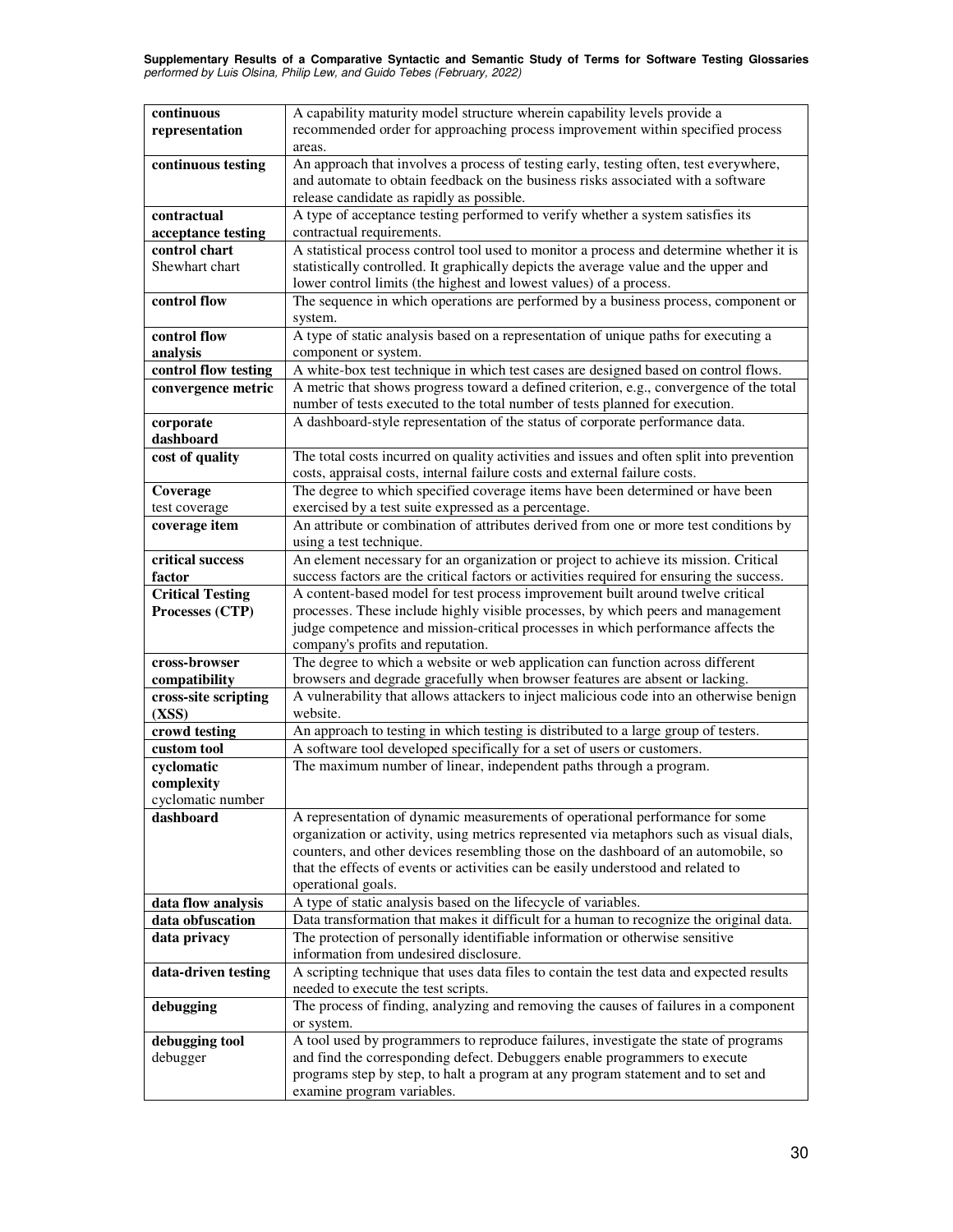| | |
|---|---|
| **continuous representation** | A capability maturity model structure wherein capability levels provide a recommended order for approaching process improvement within specified process areas. |
| **continuous testing** | An approach that involves a process of testing early, testing often, test everywhere, and automate to obtain feedback on the business risks associated with a software release candidate as rapidly as possible. |
| **contractual acceptance testing** | A type of acceptance testing performed to verify whether a system satisfies its contractual requirements. |
| **control chart** Shewhart chart | A statistical process control tool used to monitor a process and determine whether it is statistically controlled. It graphically depicts the average value and the upper and lower control limits (the highest and lowest values) of a process. |
| **control flow** | The sequence in which operations are performed by a business process, component or system. |
| **control flow analysis** | A type of static analysis based on a representation of unique paths for executing a component or system. |
| **control flow testing** | A white-box test technique in which test cases are designed based on control flows. |
| **convergence metric** | A metric that shows progress toward a defined criterion, e.g., convergence of the total number of tests executed to the total number of tests planned for execution. |
| **corporate dashboard** | A dashboard-style representation of the status of corporate performance data. |
| **cost of quality** | The total costs incurred on quality activities and issues and often split into prevention costs, appraisal costs, internal failure costs and external failure costs. |
| **Coverage** test coverage | The degree to which specified coverage items have been determined or have been exercised by a test suite expressed as a percentage. |
| **coverage item** | An attribute or combination of attributes derived from one or more test conditions by using a test technique. |
| **critical success factor** | An element necessary for an organization or project to achieve its mission. Critical success factors are the critical factors or activities required for ensuring the success. |
| **Critical Testing Processes (CTP)** | A content-based model for test process improvement built around twelve critical processes. These include highly visible processes, by which peers and management judge competence and mission-critical processes in which performance affects the company's profits and reputation. |
| **cross-browser compatibility** | The degree to which a website or web application can function across different browsers and degrade gracefully when browser features are absent or lacking. |
| **cross-site scripting (XSS)** | A vulnerability that allows attackers to inject malicious code into an otherwise benign website. |
| **crowd testing** | An approach to testing in which testing is distributed to a large group of testers. |
| **custom tool** | A software tool developed specifically for a set of users or customers. |
| **cyclomatic complexity** cyclomatic number | The maximum number of linear, independent paths through a program. |
| **dashboard** | A representation of dynamic measurements of operational performance for some organization or activity, using metrics represented via metaphors such as visual dials, counters, and other devices resembling those on the dashboard of an automobile, so that the effects of events or activities can be easily understood and related to operational goals. |
| **data flow analysis** | A type of static analysis based on the lifecycle of variables. |
| **data obfuscation** | Data transformation that makes it difficult for a human to recognize the original data. |
| **data privacy** | The protection of personally identifiable information or otherwise sensitive information from undesired disclosure. |
| **data-driven testing** | A scripting technique that uses data files to contain the test data and expected results needed to execute the test scripts. |
| **debugging** | The process of finding, analyzing and removing the causes of failures in a component or system. |
| **debugging tool** debugger | A tool used by programmers to reproduce failures, investigate the state of programs and find the corresponding defect. Debuggers enable programmers to execute programs step by step, to halt a program at any program statement and to set and examine program variables. |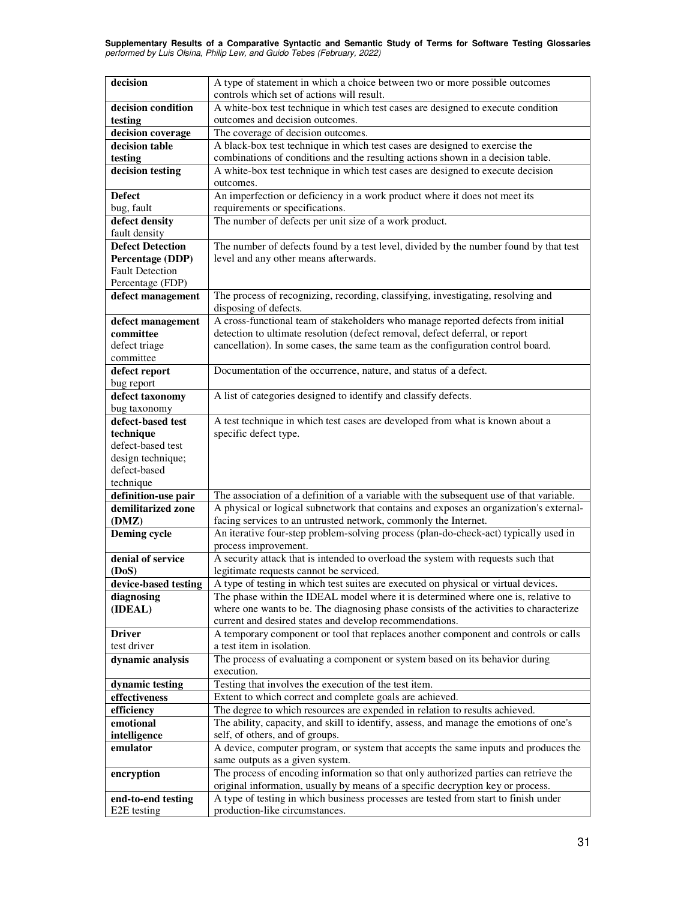| | |
|---|---|
| **decision** | A type of statement in which a choice between two or more possible outcomes controls which set of actions will result. |
| **decision condition testing** | A white-box test technique in which test cases are designed to execute condition outcomes and decision outcomes. |
| **decision coverage** | The coverage of decision outcomes. |
| **decision table testing** | A black-box test technique in which test cases are designed to exercise the combinations of conditions and the resulting actions shown in a decision table. |
| **decision testing** | A white-box test technique in which test cases are designed to execute decision outcomes. |
| **Defect**<br>bug, fault | An imperfection or deficiency in a work product where it does not meet its requirements or specifications. |
| **defect density**<br>fault density | The number of defects per unit size of a work product. |
| **Defect Detection Percentage (DDP)**<br>Fault Detection Percentage (FDP) | The number of defects found by a test level, divided by the number found by that test level and any other means afterwards. |
| **defect management** | The process of recognizing, recording, classifying, investigating, resolving and disposing of defects. |
| **defect management committee**<br>defect triage committee | A cross-functional team of stakeholders who manage reported defects from initial detection to ultimate resolution (defect removal, defect deferral, or report cancellation). In some cases, the same team as the configuration control board. |
| **defect report**<br>bug report | Documentation of the occurrence, nature, and status of a defect. |
| **defect taxonomy**<br>bug taxonomy | A list of categories designed to identify and classify defects. |
| **defect-based test technique**<br>defect-based test design technique; defect-based technique | A test technique in which test cases are developed from what is known about a specific defect type. |
| **definition-use pair** | The association of a definition of a variable with the subsequent use of that variable. |
| **demilitarized zone (DMZ)** | A physical or logical subnetwork that contains and exposes an organization's external-facing services to an untrusted network, commonly the Internet. |
| **Deming cycle** | An iterative four-step problem-solving process (plan-do-check-act) typically used in process improvement. |
| **denial of service (DoS)** | A security attack that is intended to overload the system with requests such that legitimate requests cannot be serviced. |
| **device-based testing** | A type of testing in which test suites are executed on physical or virtual devices. |
| **diagnosing (IDEAL)** | The phase within the IDEAL model where it is determined where one is, relative to where one wants to be. The diagnosing phase consists of the activities to characterize current and desired states and develop recommendations. |
| **Driver**<br>test driver | A temporary component or tool that replaces another component and controls or calls a test item in isolation. |
| **dynamic analysis** | The process of evaluating a component or system based on its behavior during execution. |
| **dynamic testing** | Testing that involves the execution of the test item. |
| **effectiveness** | Extent to which correct and complete goals are achieved. |
| **efficiency** | The degree to which resources are expended in relation to results achieved. |
| **emotional intelligence** | The ability, capacity, and skill to identify, assess, and manage the emotions of one's self, of others, and of groups. |
| **emulator** | A device, computer program, or system that accepts the same inputs and produces the same outputs as a given system. |
| **encryption** | The process of encoding information so that only authorized parties can retrieve the original information, usually by means of a specific decryption key or process. |
| **end-to-end testing**<br>E2E testing | A type of testing in which business processes are tested from start to finish under production-like circumstances. |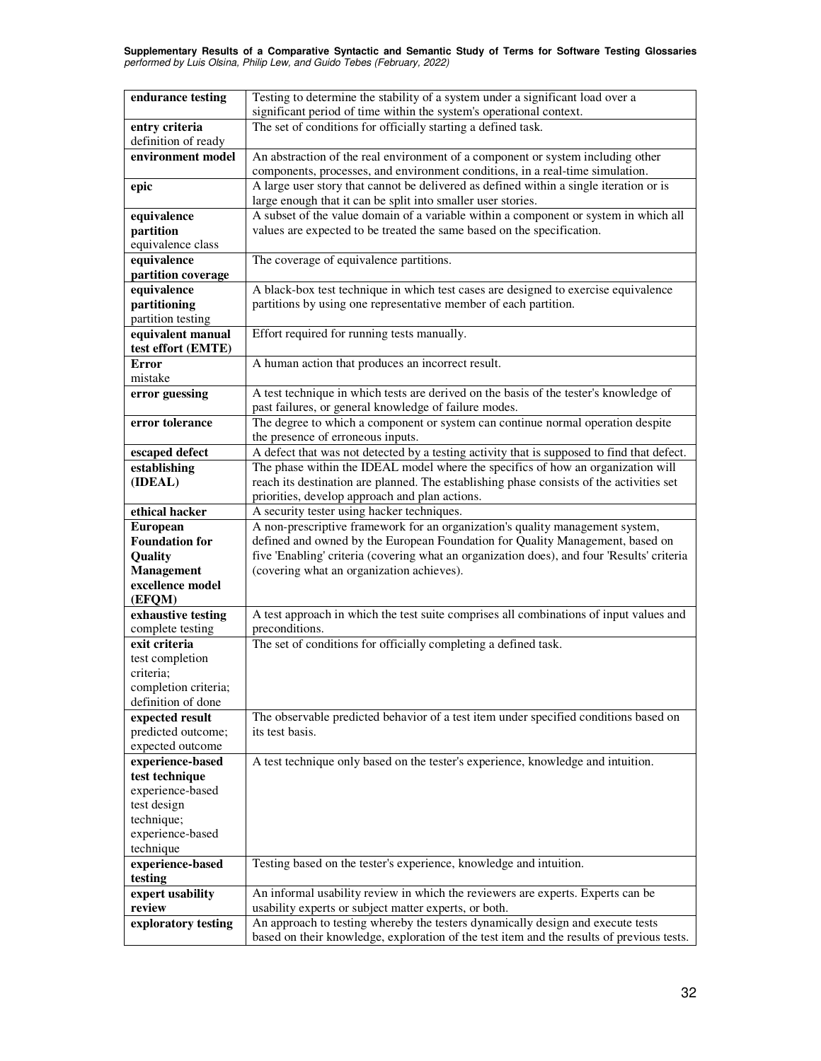| | |
|---|---|
| **endurance testing** | Testing to determine the stability of a system under a significant load over a significant period of time within the system's operational context. |
| **entry criteria** definition of ready | The set of conditions for officially starting a defined task. |
| **environment model** | An abstraction of the real environment of a component or system including other components, processes, and environment conditions, in a real-time simulation. |
| **epic** | A large user story that cannot be delivered as defined within a single iteration or is large enough that it can be split into smaller user stories. |
| **equivalence partition** equivalence class | A subset of the value domain of a variable within a component or system in which all values are expected to be treated the same based on the specification. |
| **equivalence partition coverage** | The coverage of equivalence partitions. |
| **equivalence partitioning** partition testing | A black-box test technique in which test cases are designed to exercise equivalence partitions by using one representative member of each partition. |
| **equivalent manual test effort (EMTE)** | Effort required for running tests manually. |
| **Error** mistake | A human action that produces an incorrect result. |
| **error guessing** | A test technique in which tests are derived on the basis of the tester's knowledge of past failures, or general knowledge of failure modes. |
| **error tolerance** | The degree to which a component or system can continue normal operation despite the presence of erroneous inputs. |
| **escaped defect** | A defect that was not detected by a testing activity that is supposed to find that defect. |
| **establishing (IDEAL)** | The phase within the IDEAL model where the specifics of how an organization will reach its destination are planned. The establishing phase consists of the activities set priorities, develop approach and plan actions. |
| **ethical hacker** | A security tester using hacker techniques. |
| **European Foundation for Quality Management excellence model (EFQM)** | A non-prescriptive framework for an organization's quality management system, defined and owned by the European Foundation for Quality Management, based on five 'Enabling' criteria (covering what an organization does), and four 'Results' criteria (covering what an organization achieves). |
| **exhaustive testing** complete testing | A test approach in which the test suite comprises all combinations of input values and preconditions. |
| **exit criteria** test completion criteria; completion criteria; definition of done | The set of conditions for officially completing a defined task. |
| **expected result** predicted outcome; expected outcome | The observable predicted behavior of a test item under specified conditions based on its test basis. |
| **experience-based test technique** experience-based test design technique; experience-based technique | A test technique only based on the tester's experience, knowledge and intuition. |
| **experience-based testing** | Testing based on the tester's experience, knowledge and intuition. |
| **expert usability review** | An informal usability review in which the reviewers are experts. Experts can be usability experts or subject matter experts, or both. |
| **exploratory testing** | An approach to testing whereby the testers dynamically design and execute tests based on their knowledge, exploration of the test item and the results of previous tests. |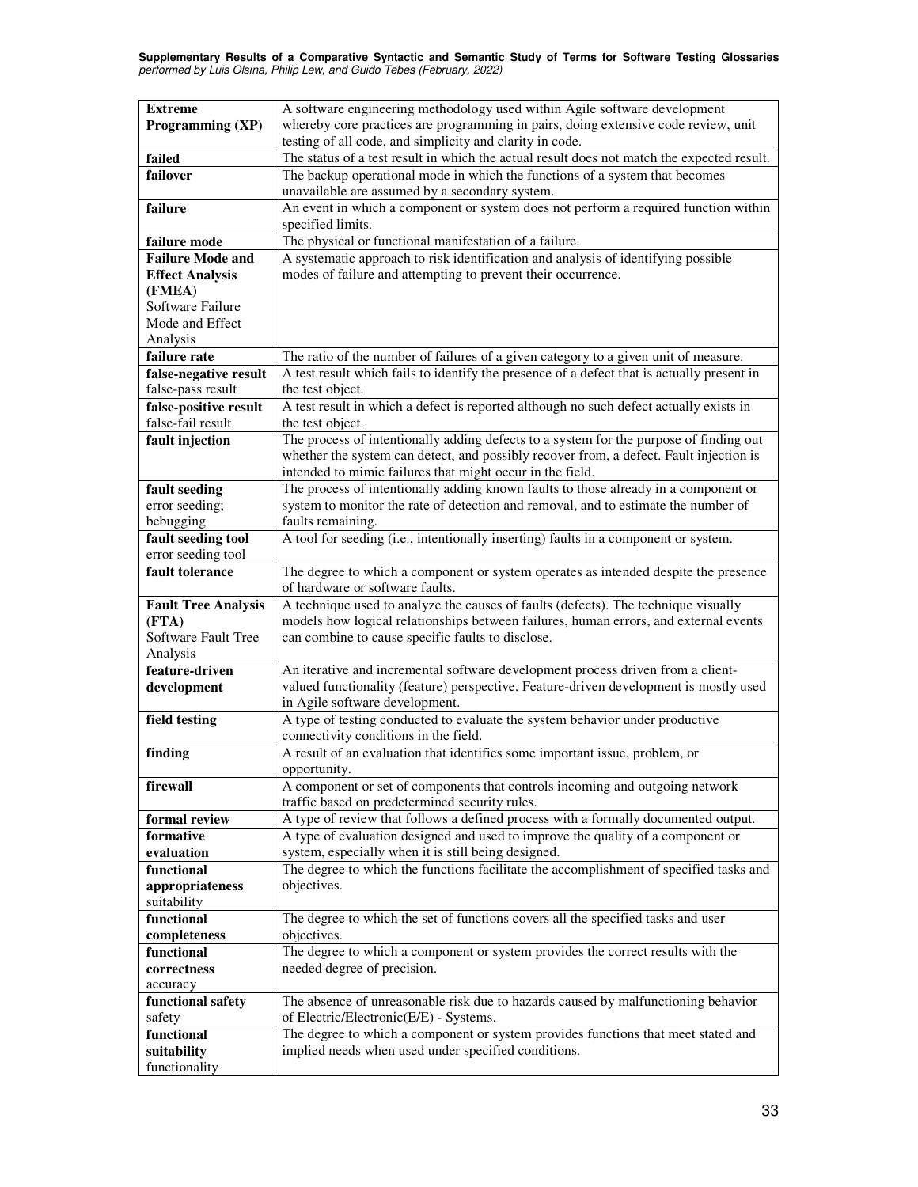| | |
|---|---|
| **Extreme Programming (XP)** | A software engineering methodology used within Agile software development whereby core practices are programming in pairs, doing extensive code review, unit testing of all code, and simplicity and clarity in code. |
| **failed** | The status of a test result in which the actual result does not match the expected result. |
| **failover** | The backup operational mode in which the functions of a system that becomes unavailable are assumed by a secondary system. |
| **failure** | An event in which a component or system does not perform a required function within specified limits. |
| **failure mode** | The physical or functional manifestation of a failure. |
| **Failure Mode and Effect Analysis (FMEA)** Software Failure Mode and Effect Analysis | A systematic approach to risk identification and analysis of identifying possible modes of failure and attempting to prevent their occurrence. |
| **failure rate** | The ratio of the number of failures of a given category to a given unit of measure. |
| **false-negative result** false-pass result | A test result which fails to identify the presence of a defect that is actually present in the test object. |
| **false-positive result** false-fail result | A test result in which a defect is reported although no such defect actually exists in the test object. |
| **fault injection** | The process of intentionally adding defects to a system for the purpose of finding out whether the system can detect, and possibly recover from, a defect. Fault injection is intended to mimic failures that might occur in the field. |
| **fault seeding** error seeding; bebugging | The process of intentionally adding known faults to those already in a component or system to monitor the rate of detection and removal, and to estimate the number of faults remaining. |
| **fault seeding tool** error seeding tool | A tool for seeding (i.e., intentionally inserting) faults in a component or system. |
| **fault tolerance** | The degree to which a component or system operates as intended despite the presence of hardware or software faults. |
| **Fault Tree Analysis (FTA)** Software Fault Tree Analysis | A technique used to analyze the causes of faults (defects). The technique visually models how logical relationships between failures, human errors, and external events can combine to cause specific faults to disclose. |
| **feature-driven development** | An iterative and incremental software development process driven from a client-valued functionality (feature) perspective. Feature-driven development is mostly used in Agile software development. |
| **field testing** | A type of testing conducted to evaluate the system behavior under productive connectivity conditions in the field. |
| **finding** | A result of an evaluation that identifies some important issue, problem, or opportunity. |
| **firewall** | A component or set of components that controls incoming and outgoing network traffic based on predetermined security rules. |
| **formal review** | A type of review that follows a defined process with a formally documented output. |
| **formative evaluation** | A type of evaluation designed and used to improve the quality of a component or system, especially when it is still being designed. |
| **functional appropriateness** suitability | The degree to which the functions facilitate the accomplishment of specified tasks and objectives. |
| **functional completeness** | The degree to which the set of functions covers all the specified tasks and user objectives. |
| **functional correctness** accuracy | The degree to which a component or system provides the correct results with the needed degree of precision. |
| **functional safety** safety | The absence of unreasonable risk due to hazards caused by malfunctioning behavior of Electric/Electronic(E/E) - Systems. |
| **functional suitability** functionality | The degree to which a component or system provides functions that meet stated and implied needs when used under specified conditions. |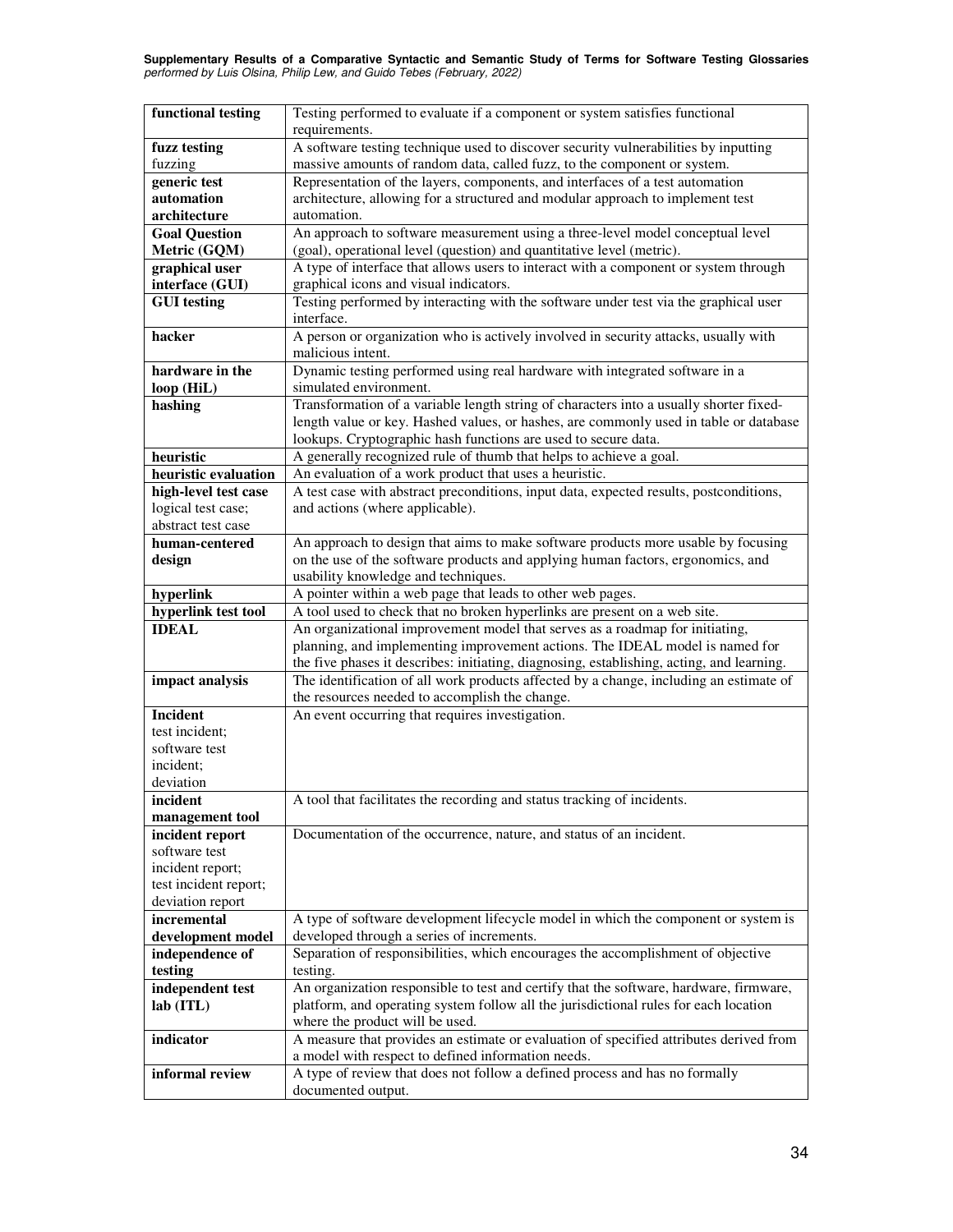| | |
|---|---|
| **functional testing** | Testing performed to evaluate if a component or system satisfies functional requirements. |
| **fuzz testing**<br>fuzzing | A software testing technique used to discover security vulnerabilities by inputting massive amounts of random data, called fuzz, to the component or system. |
| **generic test automation architecture** | Representation of the layers, components, and interfaces of a test automation architecture, allowing for a structured and modular approach to implement test automation. |
| **Goal Question Metric (GQM)** | An approach to software measurement using a three-level model conceptual level (goal), operational level (question) and quantitative level (metric). |
| **graphical user interface (GUI)** | A type of interface that allows users to interact with a component or system through graphical icons and visual indicators. |
| **GUI testing** | Testing performed by interacting with the software under test via the graphical user interface. |
| **hacker** | A person or organization who is actively involved in security attacks, usually with malicious intent. |
| **hardware in the loop (HiL)** | Dynamic testing performed using real hardware with integrated software in a simulated environment. |
| **hashing** | Transformation of a variable length string of characters into a usually shorter fixed-length value or key. Hashed values, or hashes, are commonly used in table or database lookups. Cryptographic hash functions are used to secure data. |
| **heuristic** | A generally recognized rule of thumb that helps to achieve a goal. |
| **heuristic evaluation** | An evaluation of a work product that uses a heuristic. |
| **high-level test case**<br>logical test case;<br>abstract test case | A test case with abstract preconditions, input data, expected results, postconditions, and actions (where applicable). |
| **human-centered design** | An approach to design that aims to make software products more usable by focusing on the use of the software products and applying human factors, ergonomics, and usability knowledge and techniques. |
| **hyperlink** | A pointer within a web page that leads to other web pages. |
| **hyperlink test tool** | A tool used to check that no broken hyperlinks are present on a web site. |
| **IDEAL** | An organizational improvement model that serves as a roadmap for initiating, planning, and implementing improvement actions. The IDEAL model is named for the five phases it describes: initiating, diagnosing, establishing, acting, and learning. |
| **impact analysis** | The identification of all work products affected by a change, including an estimate of the resources needed to accomplish the change. |
| **Incident**<br>test incident;<br>software test incident;<br>deviation | An event occurring that requires investigation. |
| **incident management tool** | A tool that facilitates the recording and status tracking of incidents. |
| **incident report**<br>software test incident report;<br>test incident report;<br>deviation report | Documentation of the occurrence, nature, and status of an incident. |
| **incremental development model** | A type of software development lifecycle model in which the component or system is developed through a series of increments. |
| **independence of testing** | Separation of responsibilities, which encourages the accomplishment of objective testing. |
| **independent test lab (ITL)** | An organization responsible to test and certify that the software, hardware, firmware, platform, and operating system follow all the jurisdictional rules for each location where the product will be used. |
| **indicator** | A measure that provides an estimate or evaluation of specified attributes derived from a model with respect to defined information needs. |
| **informal review** | A type of review that does not follow a defined process and has no formally documented output. |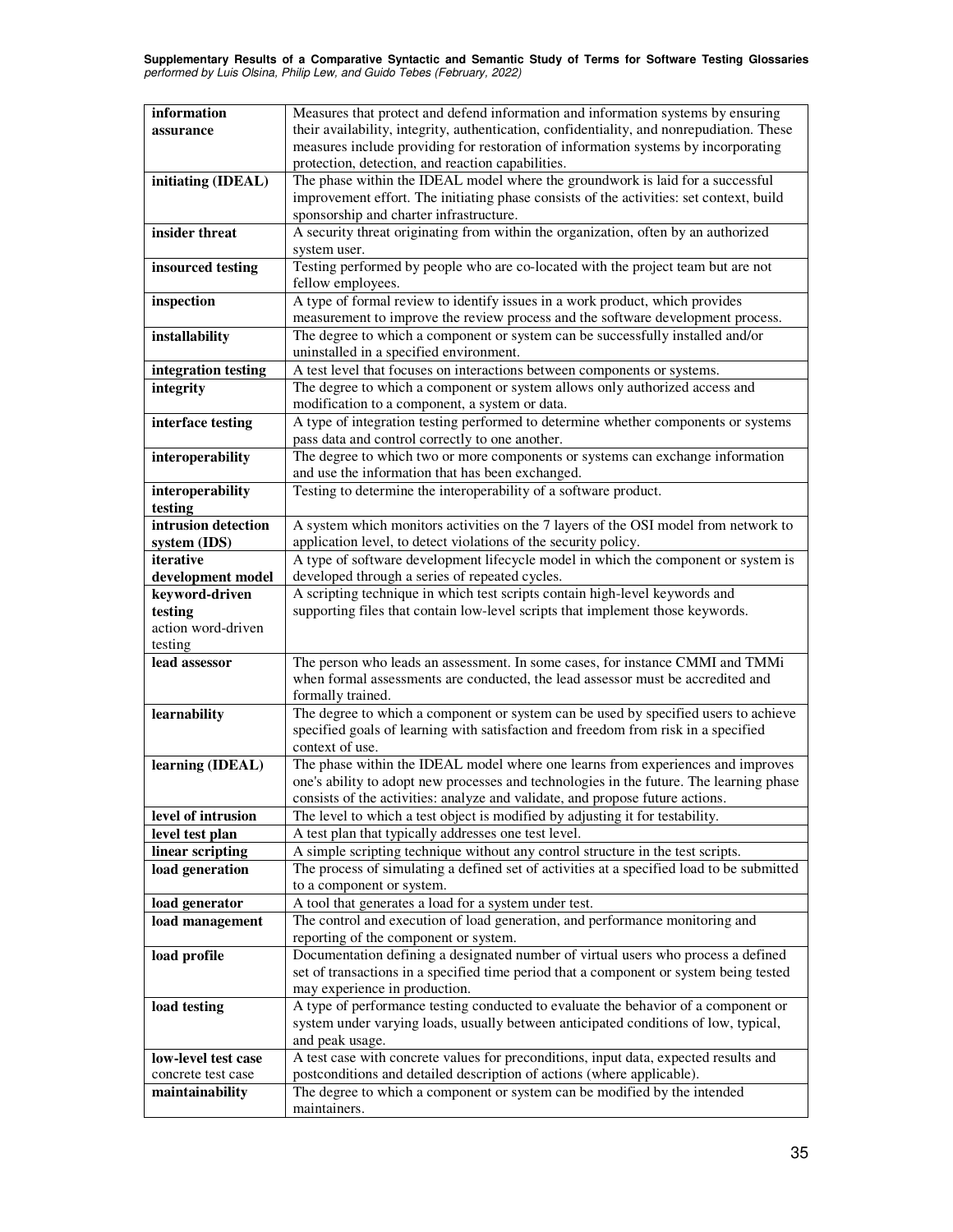| | |
|---|---|
| **information assurance** | Measures that protect and defend information and information systems by ensuring their availability, integrity, authentication, confidentiality, and nonrepudiation. These measures include providing for restoration of information systems by incorporating protection, detection, and reaction capabilities. |
| **initiating (IDEAL)** | The phase within the IDEAL model where the groundwork is laid for a successful improvement effort. The initiating phase consists of the activities: set context, build sponsorship and charter infrastructure. |
| **insider threat** | A security threat originating from within the organization, often by an authorized system user. |
| **insourced testing** | Testing performed by people who are co-located with the project team but are not fellow employees. |
| **inspection** | A type of formal review to identify issues in a work product, which provides measurement to improve the review process and the software development process. |
| **installability** | The degree to which a component or system can be successfully installed and/or uninstalled in a specified environment. |
| **integration testing** | A test level that focuses on interactions between components or systems. |
| **integrity** | The degree to which a component or system allows only authorized access and modification to a component, a system or data. |
| **interface testing** | A type of integration testing performed to determine whether components or systems pass data and control correctly to one another. |
| **interoperability** | The degree to which two or more components or systems can exchange information and use the information that has been exchanged. |
| **interoperability testing** | Testing to determine the interoperability of a software product. |
| **intrusion detection system (IDS)** | A system which monitors activities on the 7 layers of the OSI model from network to application level, to detect violations of the security policy. |
| **iterative development model** | A type of software development lifecycle model in which the component or system is developed through a series of repeated cycles. |
| **keyword-driven testing** action word-driven testing | A scripting technique in which test scripts contain high-level keywords and supporting files that contain low-level scripts that implement those keywords. |
| **lead assessor** | The person who leads an assessment. In some cases, for instance CMMI and TMMi when formal assessments are conducted, the lead assessor must be accredited and formally trained. |
| **learnability** | The degree to which a component or system can be used by specified users to achieve specified goals of learning with satisfaction and freedom from risk in a specified context of use. |
| **learning (IDEAL)** | The phase within the IDEAL model where one learns from experiences and improves one's ability to adopt new processes and technologies in the future. The learning phase consists of the activities: analyze and validate, and propose future actions. |
| **level of intrusion** | The level to which a test object is modified by adjusting it for testability. |
| **level test plan** | A test plan that typically addresses one test level. |
| **linear scripting** | A simple scripting technique without any control structure in the test scripts. |
| **load generation** | The process of simulating a defined set of activities at a specified load to be submitted to a component or system. |
| **load generator** | A tool that generates a load for a system under test. |
| **load management** | The control and execution of load generation, and performance monitoring and reporting of the component or system. |
| **load profile** | Documentation defining a designated number of virtual users who process a defined set of transactions in a specified time period that a component or system being tested may experience in production. |
| **load testing** | A type of performance testing conducted to evaluate the behavior of a component or system under varying loads, usually between anticipated conditions of low, typical, and peak usage. |
| **low-level test case** concrete test case | A test case with concrete values for preconditions, input data, expected results and postconditions and detailed description of actions (where applicable). |
| **maintainability** | The degree to which a component or system can be modified by the intended maintainers. |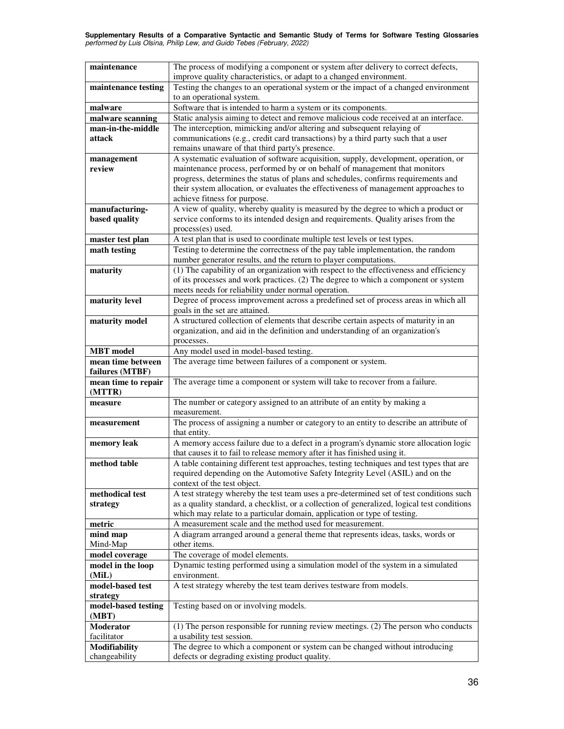| | |
|---|---|
| **maintenance** | The process of modifying a component or system after delivery to correct defects, improve quality characteristics, or adapt to a changed environment. |
| **maintenance testing** | Testing the changes to an operational system or the impact of a changed environment to an operational system. |
| **malware** | Software that is intended to harm a system or its components. |
| **malware scanning** | Static analysis aiming to detect and remove malicious code received at an interface. |
| **man-in-the-middle attack** | The interception, mimicking and/or altering and subsequent relaying of communications (e.g., credit card transactions) by a third party such that a user remains unaware of that third party's presence. |
| **management review** | A systematic evaluation of software acquisition, supply, development, operation, or maintenance process, performed by or on behalf of management that monitors progress, determines the status of plans and schedules, confirms requirements and their system allocation, or evaluates the effectiveness of management approaches to achieve fitness for purpose. |
| **manufacturing-based quality** | A view of quality, whereby quality is measured by the degree to which a product or service conforms to its intended design and requirements. Quality arises from the process(es) used. |
| **master test plan** | A test plan that is used to coordinate multiple test levels or test types. |
| **math testing** | Testing to determine the correctness of the pay table implementation, the random number generator results, and the return to player computations. |
| **maturity** | (1) The capability of an organization with respect to the effectiveness and efficiency of its processes and work practices. (2) The degree to which a component or system meets needs for reliability under normal operation. |
| **maturity level** | Degree of process improvement across a predefined set of process areas in which all goals in the set are attained. |
| **maturity model** | A structured collection of elements that describe certain aspects of maturity in an organization, and aid in the definition and understanding of an organization's processes. |
| **MBT model** | Any model used in model-based testing. |
| **mean time between failures (MTBF)** | The average time between failures of a component or system. |
| **mean time to repair (MTTR)** | The average time a component or system will take to recover from a failure. |
| **measure** | The number or category assigned to an attribute of an entity by making a measurement. |
| **measurement** | The process of assigning a number or category to an entity to describe an attribute of that entity. |
| **memory leak** | A memory access failure due to a defect in a program's dynamic store allocation logic that causes it to fail to release memory after it has finished using it. |
| **method table** | A table containing different test approaches, testing techniques and test types that are required depending on the Automotive Safety Integrity Level (ASIL) and on the context of the test object. |
| **methodical test strategy** | A test strategy whereby the test team uses a pre-determined set of test conditions such as a quality standard, a checklist, or a collection of generalized, logical test conditions which may relate to a particular domain, application or type of testing. |
| **metric** | A measurement scale and the method used for measurement. |
| **mind map** Mind-Map | A diagram arranged around a general theme that represents ideas, tasks, words or other items. |
| **model coverage** | The coverage of model elements. |
| **model in the loop (MiL)** | Dynamic testing performed using a simulation model of the system in a simulated environment. |
| **model-based test strategy** | A test strategy whereby the test team derives testware from models. |
| **model-based testing (MBT)** | Testing based on or involving models. |
| **Moderator** facilitator | (1) The person responsible for running review meetings. (2) The person who conducts a usability test session. |
| **Modifiability** changeability | The degree to which a component or system can be changed without introducing defects or degrading existing product quality. |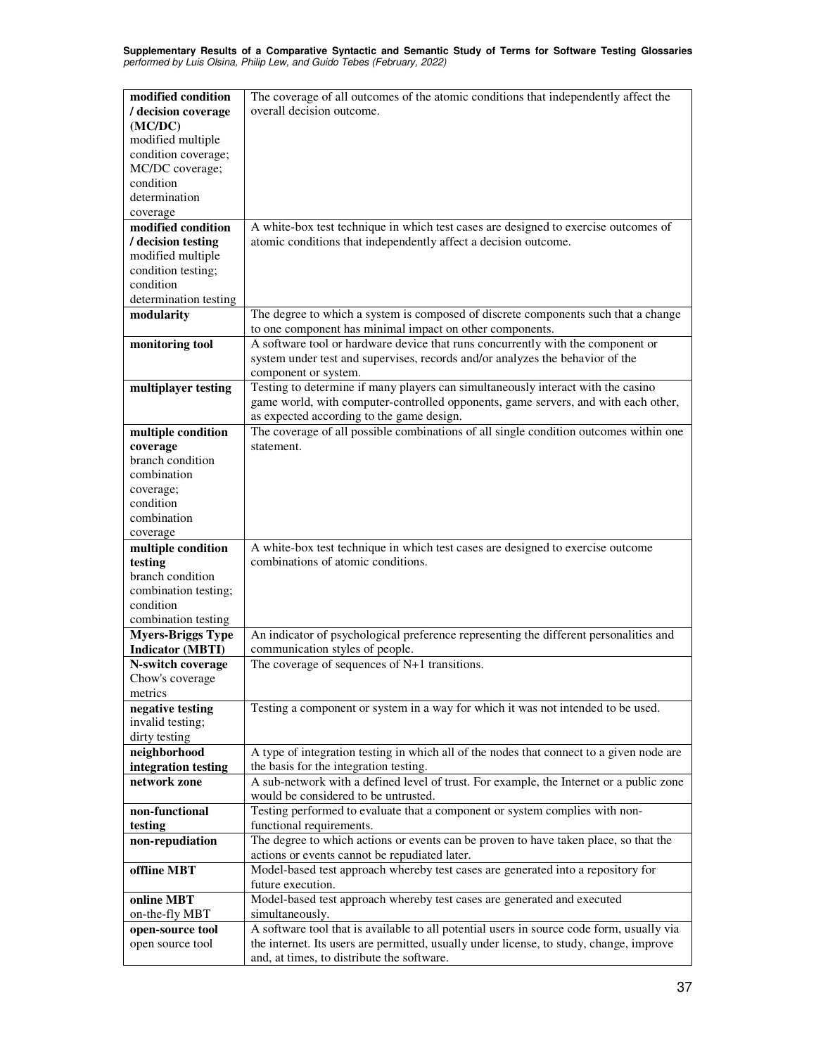| | |
|---|---|
| **modified condition / decision coverage (MC/DC)** modified multiple condition coverage; MC/DC coverage; condition determination coverage | The coverage of all outcomes of the atomic conditions that independently affect the overall decision outcome. |
| **modified condition / decision testing** modified multiple condition testing; condition determination testing | A white-box test technique in which test cases are designed to exercise outcomes of atomic conditions that independently affect a decision outcome. |
| **modularity** | The degree to which a system is composed of discrete components such that a change to one component has minimal impact on other components. |
| **monitoring tool** | A software tool or hardware device that runs concurrently with the component or system under test and supervises, records and/or analyzes the behavior of the component or system. |
| **multiplayer testing** | Testing to determine if many players can simultaneously interact with the casino game world, with computer-controlled opponents, game servers, and with each other, as expected according to the game design. |
| **multiple condition coverage** branch condition combination coverage; condition combination coverage | The coverage of all possible combinations of all single condition outcomes within one statement. |
| **multiple condition testing** branch condition combination testing; condition combination testing | A white-box test technique in which test cases are designed to exercise outcome combinations of atomic conditions. |
| **Myers-Briggs Type Indicator (MBTI)** | An indicator of psychological preference representing the different personalities and communication styles of people. |
| **N-switch coverage** Chow's coverage metrics | The coverage of sequences of N+1 transitions. |
| **negative testing** invalid testing; dirty testing | Testing a component or system in a way for which it was not intended to be used. |
| **neighborhood integration testing** | A type of integration testing in which all of the nodes that connect to a given node are the basis for the integration testing. |
| **network zone** | A sub-network with a defined level of trust. For example, the Internet or a public zone would be considered to be untrusted. |
| **non-functional testing** | Testing performed to evaluate that a component or system complies with non-functional requirements. |
| **non-repudiation** | The degree to which actions or events can be proven to have taken place, so that the actions or events cannot be repudiated later. |
| **offline MBT** | Model-based test approach whereby test cases are generated into a repository for future execution. |
| **online MBT** on-the-fly MBT | Model-based test approach whereby test cases are generated and executed simultaneously. |
| **open-source tool** open source tool | A software tool that is available to all potential users in source code form, usually via the internet. Its users are permitted, usually under license, to study, change, improve and, at times, to distribute the software. |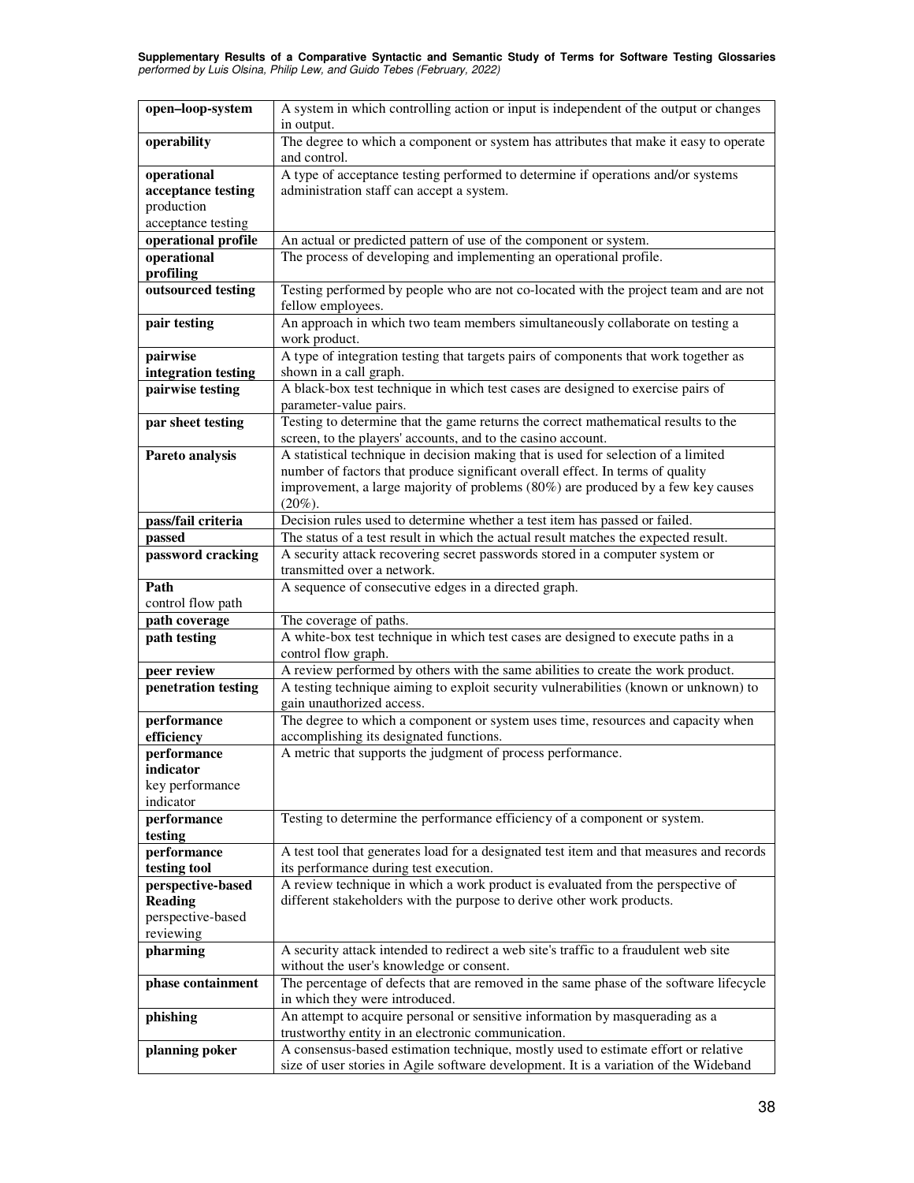| | |
|---|---|
| **open–loop-system** | A system in which controlling action or input is independent of the output or changes in output. |
| **operability** | The degree to which a component or system has attributes that make it easy to operate and control. |
| **operational acceptance testing** production acceptance testing | A type of acceptance testing performed to determine if operations and/or systems administration staff can accept a system. |
| **operational profile** | An actual or predicted pattern of use of the component or system. |
| **operational profiling** | The process of developing and implementing an operational profile. |
| **outsourced testing** | Testing performed by people who are not co-located with the project team and are not fellow employees. |
| **pair testing** | An approach in which two team members simultaneously collaborate on testing a work product. |
| **pairwise integration testing** | A type of integration testing that targets pairs of components that work together as shown in a call graph. |
| **pairwise testing** | A black-box test technique in which test cases are designed to exercise pairs of parameter-value pairs. |
| **par sheet testing** | Testing to determine that the game returns the correct mathematical results to the screen, to the players' accounts, and to the casino account. |
| **Pareto analysis** | A statistical technique in decision making that is used for selection of a limited number of factors that produce significant overall effect. In terms of quality improvement, a large majority of problems (80%) are produced by a few key causes (20%). |
| **pass/fail criteria** | Decision rules used to determine whether a test item has passed or failed. |
| **passed** | The status of a test result in which the actual result matches the expected result. |
| **password cracking** | A security attack recovering secret passwords stored in a computer system or transmitted over a network. |
| **Path** control flow path | A sequence of consecutive edges in a directed graph. |
| **path coverage** | The coverage of paths. |
| **path testing** | A white-box test technique in which test cases are designed to execute paths in a control flow graph. |
| **peer review** | A review performed by others with the same abilities to create the work product. |
| **penetration testing** | A testing technique aiming to exploit security vulnerabilities (known or unknown) to gain unauthorized access. |
| **performance efficiency** | The degree to which a component or system uses time, resources and capacity when accomplishing its designated functions. |
| **performance indicator** key performance indicator | A metric that supports the judgment of process performance. |
| **performance testing** | Testing to determine the performance efficiency of a component or system. |
| **performance testing tool** | A test tool that generates load for a designated test item and that measures and records its performance during test execution. |
| **perspective-based Reading** perspective-based reviewing | A review technique in which a work product is evaluated from the perspective of different stakeholders with the purpose to derive other work products. |
| **pharming** | A security attack intended to redirect a web site's traffic to a fraudulent web site without the user's knowledge or consent. |
| **phase containment** | The percentage of defects that are removed in the same phase of the software lifecycle in which they were introduced. |
| **phishing** | An attempt to acquire personal or sensitive information by masquerading as a trustworthy entity in an electronic communication. |
| **planning poker** | A consensus-based estimation technique, mostly used to estimate effort or relative size of user stories in Agile software development. It is a variation of the Wideband |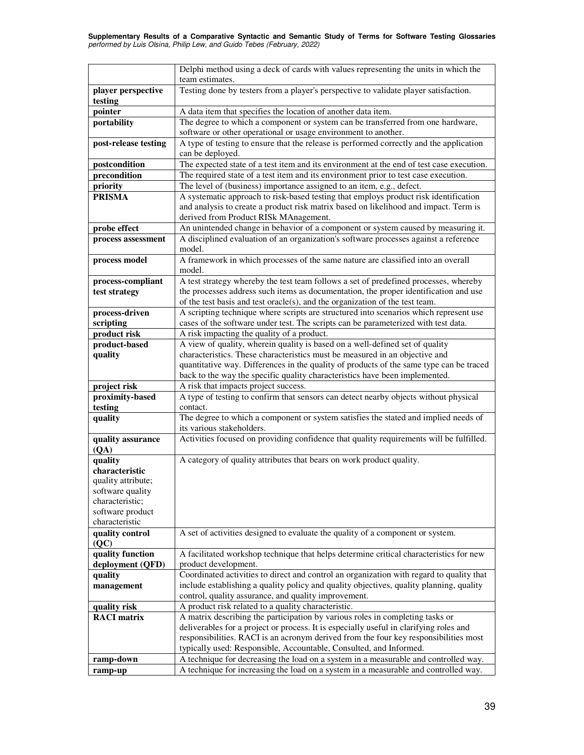| | |
|---|---|
| | Delphi method using a deck of cards with values representing the units in which the team estimates. |
| **player perspective testing** | Testing done by testers from a player's perspective to validate player satisfaction. |
| **pointer** | A data item that specifies the location of another data item. |
| **portability** | The degree to which a component or system can be transferred from one hardware, software or other operational or usage environment to another. |
| **post-release testing** | A type of testing to ensure that the release is performed correctly and the application can be deployed. |
| **postcondition** | The expected state of a test item and its environment at the end of test case execution. |
| **precondition** | The required state of a test item and its environment prior to test case execution. |
| **priority** | The level of (business) importance assigned to an item, e.g., defect. |
| **PRISMA** | A systematic approach to risk-based testing that employs product risk identification and analysis to create a product risk matrix based on likelihood and impact. Term is derived from Product RISk MAnagement. |
| **probe effect** | An unintended change in behavior of a component or system caused by measuring it. |
| **process assessment** | A disciplined evaluation of an organization's software processes against a reference model. |
| **process model** | A framework in which processes of the same nature are classified into an overall model. |
| **process-compliant test strategy** | A test strategy whereby the test team follows a set of predefined processes, whereby the processes address such items as documentation, the proper identification and use of the test basis and test oracle(s), and the organization of the test team. |
| **process-driven scripting** | A scripting technique where scripts are structured into scenarios which represent use cases of the software under test. The scripts can be parameterized with test data. |
| **product risk** | A risk impacting the quality of a product. |
| **product-based quality** | A view of quality, wherein quality is based on a well-defined set of quality characteristics. These characteristics must be measured in an objective and quantitative way. Differences in the quality of products of the same type can be traced back to the way the specific quality characteristics have been implemented. |
| **project risk** | A risk that impacts project success. |
| **proximity-based testing** | A type of testing to confirm that sensors can detect nearby objects without physical contact. |
| **quality** | The degree to which a component or system satisfies the stated and implied needs of its various stakeholders. |
| **quality assurance (QA)** | Activities focused on providing confidence that quality requirements will be fulfilled. |
| **quality characteristic** quality attribute; software quality characteristic; software product characteristic | A category of quality attributes that bears on work product quality. |
| **quality control (QC)** | A set of activities designed to evaluate the quality of a component or system. |
| **quality function deployment (QFD)** | A facilitated workshop technique that helps determine critical characteristics for new product development. |
| **quality management** | Coordinated activities to direct and control an organization with regard to quality that include establishing a quality policy and quality objectives, quality planning, quality control, quality assurance, and quality improvement. |
| **quality risk** | A product risk related to a quality characteristic. |
| **RACI matrix** | A matrix describing the participation by various roles in completing tasks or deliverables for a project or process. It is especially useful in clarifying roles and responsibilities. RACI is an acronym derived from the four key responsibilities most typically used: Responsible, Accountable, Consulted, and Informed. |
| **ramp-down** | A technique for decreasing the load on a system in a measurable and controlled way. |
| **ramp-up** | A technique for increasing the load on a system in a measurable and controlled way. |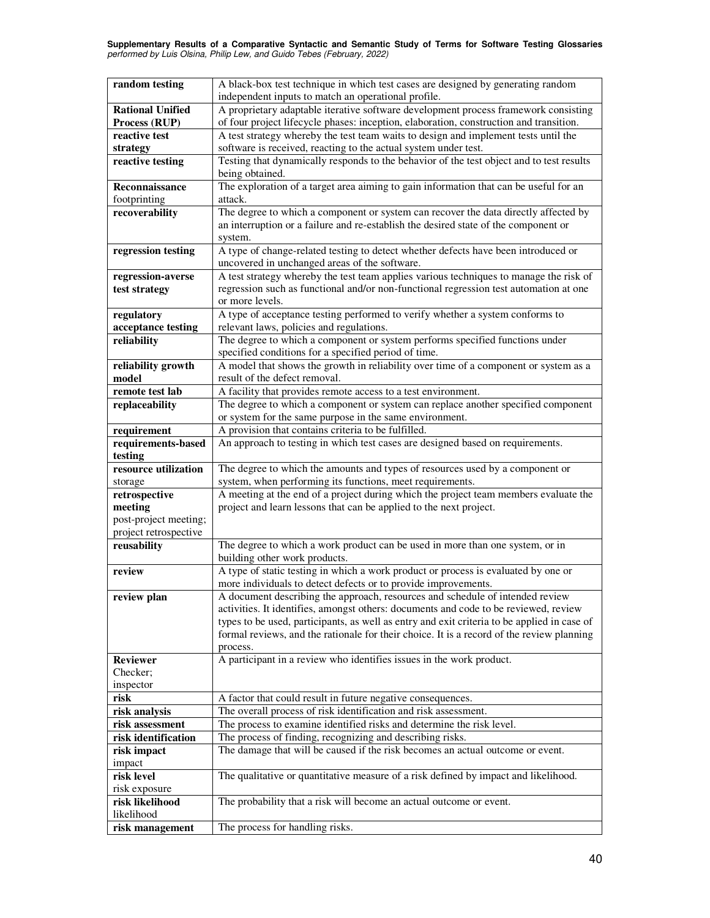| | |
|---|---|
| **random testing** | A black-box test technique in which test cases are designed by generating random independent inputs to match an operational profile. |
| **Rational Unified Process (RUP)** | A proprietary adaptable iterative software development process framework consisting of four project lifecycle phases: inception, elaboration, construction and transition. |
| **reactive test strategy** | A test strategy whereby the test team waits to design and implement tests until the software is received, reacting to the actual system under test. |
| **reactive testing** | Testing that dynamically responds to the behavior of the test object and to test results being obtained. |
| **Reconnaissance** footprinting | The exploration of a target area aiming to gain information that can be useful for an attack. |
| **recoverability** | The degree to which a component or system can recover the data directly affected by an interruption or a failure and re-establish the desired state of the component or system. |
| **regression testing** | A type of change-related testing to detect whether defects have been introduced or uncovered in unchanged areas of the software. |
| **regression-averse test strategy** | A test strategy whereby the test team applies various techniques to manage the risk of regression such as functional and/or non-functional regression test automation at one or more levels. |
| **regulatory acceptance testing** | A type of acceptance testing performed to verify whether a system conforms to relevant laws, policies and regulations. |
| **reliability** | The degree to which a component or system performs specified functions under specified conditions for a specified period of time. |
| **reliability growth model** | A model that shows the growth in reliability over time of a component or system as a result of the defect removal. |
| **remote test lab** | A facility that provides remote access to a test environment. |
| **replaceability** | The degree to which a component or system can replace another specified component or system for the same purpose in the same environment. |
| **requirement** | A provision that contains criteria to be fulfilled. |
| **requirements-based testing** | An approach to testing in which test cases are designed based on requirements. |
| **resource utilization** storage | The degree to which the amounts and types of resources used by a component or system, when performing its functions, meet requirements. |
| **retrospective meeting** post-project meeting; project retrospective | A meeting at the end of a project during which the project team members evaluate the project and learn lessons that can be applied to the next project. |
| **reusability** | The degree to which a work product can be used in more than one system, or in building other work products. |
| **review** | A type of static testing in which a work product or process is evaluated by one or more individuals to detect defects or to provide improvements. |
| **review plan** | A document describing the approach, resources and schedule of intended review activities. It identifies, amongst others: documents and code to be reviewed, review types to be used, participants, as well as entry and exit criteria to be applied in case of formal reviews, and the rationale for their choice. It is a record of the review planning process. |
| **Reviewer** Checker; inspector | A participant in a review who identifies issues in the work product. |
| **risk** | A factor that could result in future negative consequences. |
| **risk analysis** | The overall process of risk identification and risk assessment. |
| **risk assessment** | The process to examine identified risks and determine the risk level. |
| **risk identification** | The process of finding, recognizing and describing risks. |
| **risk impact** impact | The damage that will be caused if the risk becomes an actual outcome or event. |
| **risk level** risk exposure | The qualitative or quantitative measure of a risk defined by impact and likelihood. |
| **risk likelihood** likelihood | The probability that a risk will become an actual outcome or event. |
| **risk management** | The process for handling risks. |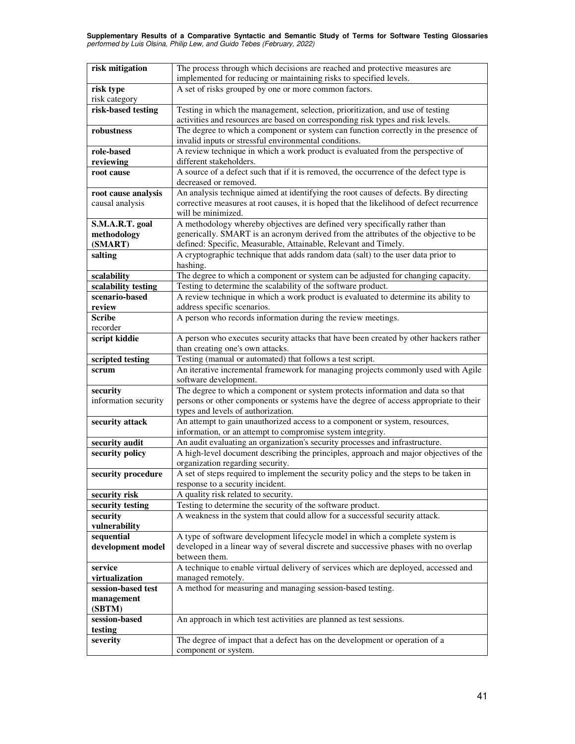| | |
|---|---|
| **risk mitigation** | The process through which decisions are reached and protective measures are implemented for reducing or maintaining risks to specified levels. |
| **risk type**<br>risk category | A set of risks grouped by one or more common factors. |
| **risk-based testing** | Testing in which the management, selection, prioritization, and use of testing activities and resources are based on corresponding risk types and risk levels. |
| **robustness** | The degree to which a component or system can function correctly in the presence of invalid inputs or stressful environmental conditions. |
| **role-based reviewing** | A review technique in which a work product is evaluated from the perspective of different stakeholders. |
| **root cause** | A source of a defect such that if it is removed, the occurrence of the defect type is decreased or removed. |
| **root cause analysis**<br>causal analysis | An analysis technique aimed at identifying the root causes of defects. By directing corrective measures at root causes, it is hoped that the likelihood of defect recurrence will be minimized. |
| **S.M.A.R.T. goal methodology (SMART)** | A methodology whereby objectives are defined very specifically rather than generically. SMART is an acronym derived from the attributes of the objective to be defined: Specific, Measurable, Attainable, Relevant and Timely. |
| **salting** | A cryptographic technique that adds random data (salt) to the user data prior to hashing. |
| **scalability** | The degree to which a component or system can be adjusted for changing capacity. |
| **scalability testing** | Testing to determine the scalability of the software product. |
| **scenario-based review** | A review technique in which a work product is evaluated to determine its ability to address specific scenarios. |
| **Scribe**<br>recorder | A person who records information during the review meetings. |
| **script kiddie** | A person who executes security attacks that have been created by other hackers rather than creating one's own attacks. |
| **scripted testing** | Testing (manual or automated) that follows a test script. |
| **scrum** | An iterative incremental framework for managing projects commonly used with Agile software development. |
| **security**<br>information security | The degree to which a component or system protects information and data so that persons or other components or systems have the degree of access appropriate to their types and levels of authorization. |
| **security attack** | An attempt to gain unauthorized access to a component or system, resources, information, or an attempt to compromise system integrity. |
| **security audit** | An audit evaluating an organization's security processes and infrastructure. |
| **security policy** | A high-level document describing the principles, approach and major objectives of the organization regarding security. |
| **security procedure** | A set of steps required to implement the security policy and the steps to be taken in response to a security incident. |
| **security risk** | A quality risk related to security. |
| **security testing** | Testing to determine the security of the software product. |
| **security vulnerability** | A weakness in the system that could allow for a successful security attack. |
| **sequential development model** | A type of software development lifecycle model in which a complete system is developed in a linear way of several discrete and successive phases with no overlap between them. |
| **service virtualization** | A technique to enable virtual delivery of services which are deployed, accessed and managed remotely. |
| **session-based test management (SBTM)** | A method for measuring and managing session-based testing. |
| **session-based testing** | An approach in which test activities are planned as test sessions. |
| **severity** | The degree of impact that a defect has on the development or operation of a component or system. |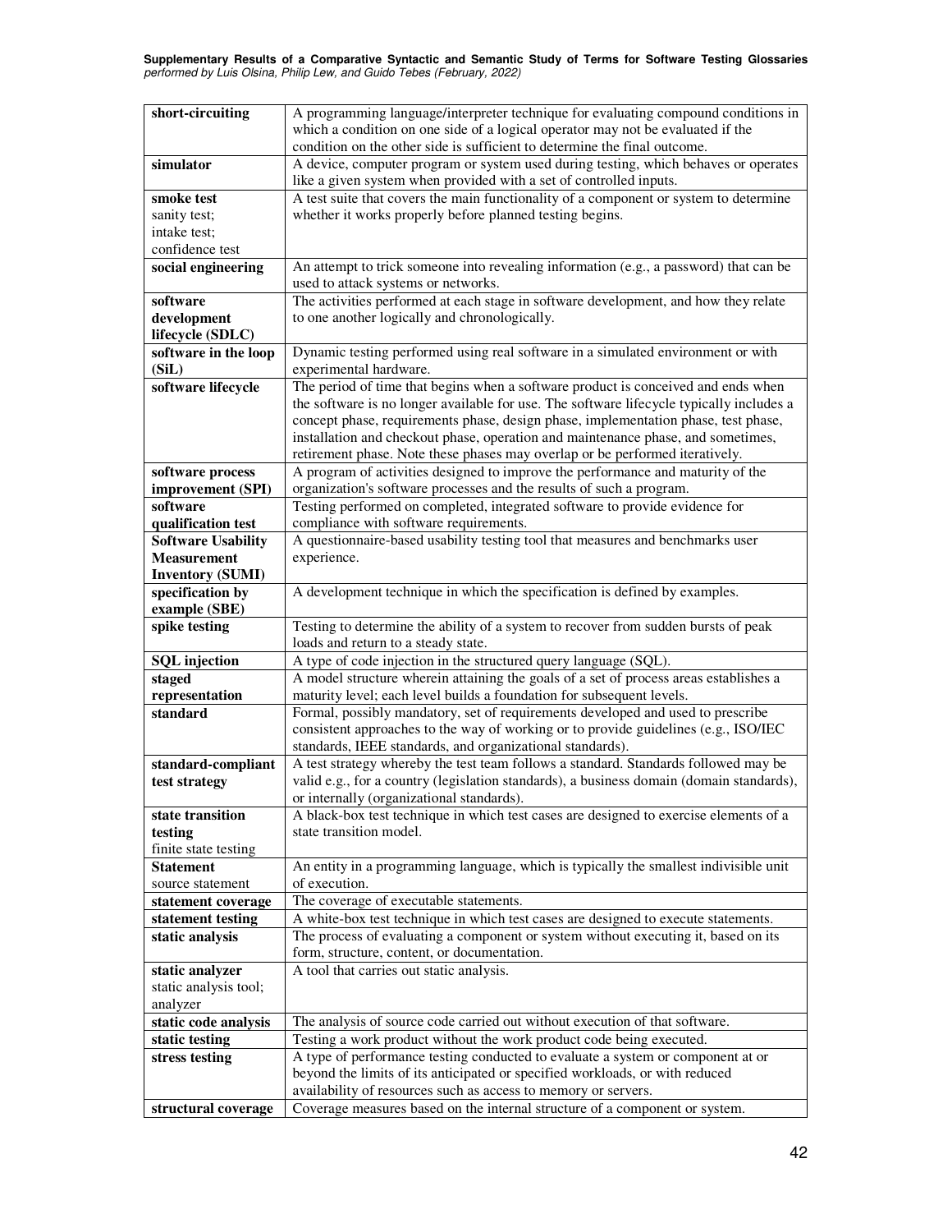| | |
|---|---|
| **short-circuiting** | A programming language/interpreter technique for evaluating compound conditions in which a condition on one side of a logical operator may not be evaluated if the condition on the other side is sufficient to determine the final outcome. |
| **simulator** | A device, computer program or system used during testing, which behaves or operates like a given system when provided with a set of controlled inputs. |
| **smoke test**<br>sanity test;<br>intake test;<br>confidence test | A test suite that covers the main functionality of a component or system to determine whether it works properly before planned testing begins. |
| **social engineering** | An attempt to trick someone into revealing information (e.g., a password) that can be used to attack systems or networks. |
| **software development lifecycle (SDLC)** | The activities performed at each stage in software development, and how they relate to one another logically and chronologically. |
| **software in the loop (SiL)** | Dynamic testing performed using real software in a simulated environment or with experimental hardware. |
| **software lifecycle** | The period of time that begins when a software product is conceived and ends when the software is no longer available for use. The software lifecycle typically includes a concept phase, requirements phase, design phase, implementation phase, test phase, installation and checkout phase, operation and maintenance phase, and sometimes, retirement phase. Note these phases may overlap or be performed iteratively. |
| **software process improvement (SPI)** | A program of activities designed to improve the performance and maturity of the organization's software processes and the results of such a program. |
| **software qualification test** | Testing performed on completed, integrated software to provide evidence for compliance with software requirements. |
| **Software Usability Measurement Inventory (SUMI)** | A questionnaire-based usability testing tool that measures and benchmarks user experience. |
| **specification by example (SBE)** | A development technique in which the specification is defined by examples. |
| **spike testing** | Testing to determine the ability of a system to recover from sudden bursts of peak loads and return to a steady state. |
| **SQL injection** | A type of code injection in the structured query language (SQL). |
| **staged representation** | A model structure wherein attaining the goals of a set of process areas establishes a maturity level; each level builds a foundation for subsequent levels. |
| **standard** | Formal, possibly mandatory, set of requirements developed and used to prescribe consistent approaches to the way of working or to provide guidelines (e.g., ISO/IEC standards, IEEE standards, and organizational standards). |
| **standard-compliant test strategy** | A test strategy whereby the test team follows a standard. Standards followed may be valid e.g., for a country (legislation standards), a business domain (domain standards), or internally (organizational standards). |
| **state transition testing**<br>finite state testing | A black-box test technique in which test cases are designed to exercise elements of a state transition model. |
| **Statement**<br>source statement | An entity in a programming language, which is typically the smallest indivisible unit of execution. |
| **statement coverage** | The coverage of executable statements. |
| **statement testing** | A white-box test technique in which test cases are designed to execute statements. |
| **static analysis** | The process of evaluating a component or system without executing it, based on its form, structure, content, or documentation. |
| **static analyzer**<br>static analysis tool;<br>analyzer | A tool that carries out static analysis. |
| **static code analysis** | The analysis of source code carried out without execution of that software. |
| **static testing** | Testing a work product without the work product code being executed. |
| **stress testing** | A type of performance testing conducted to evaluate a system or component at or beyond the limits of its anticipated or specified workloads, or with reduced availability of resources such as access to memory or servers. |
| **structural coverage** | Coverage measures based on the internal structure of a component or system. |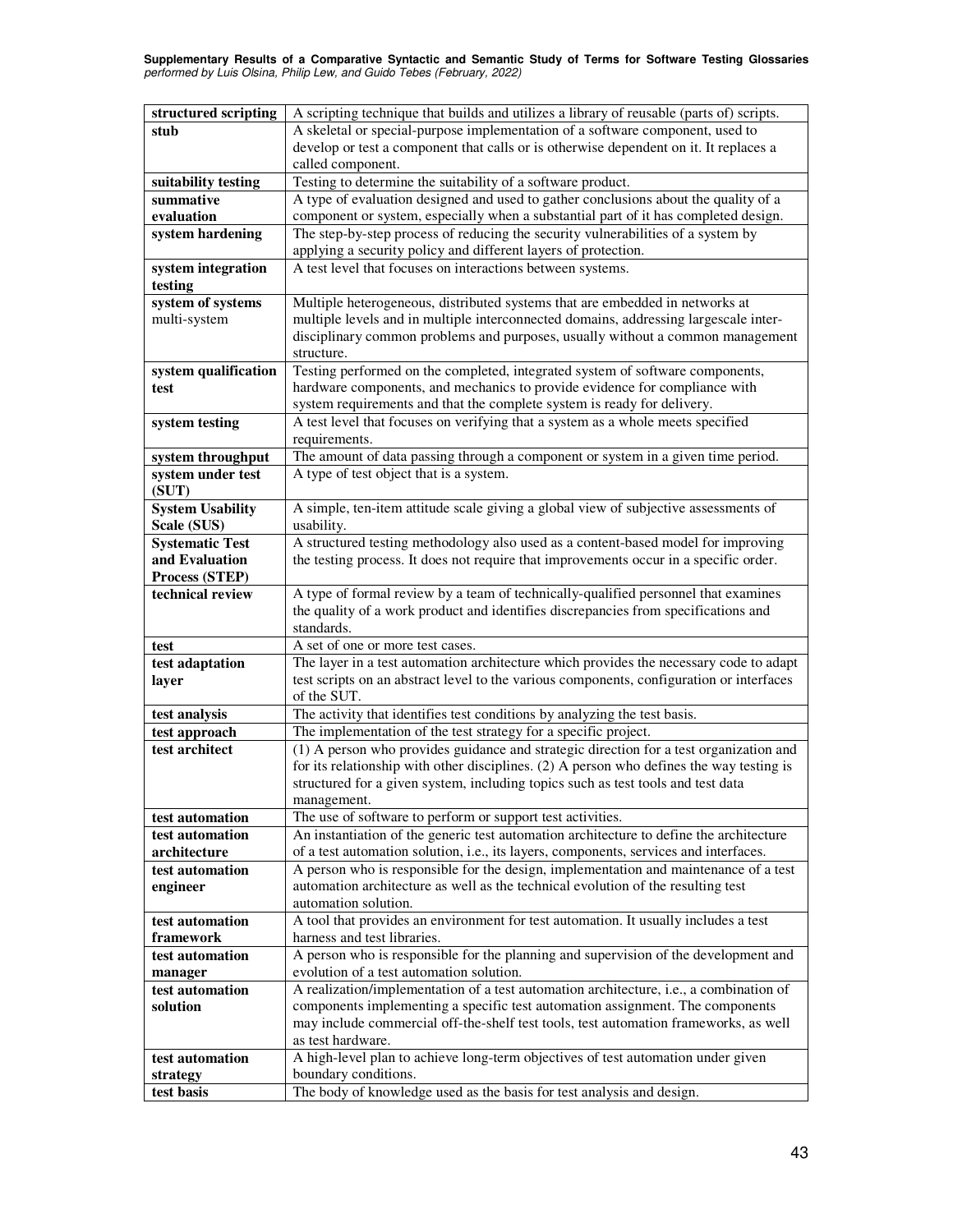| | |
|---|---|
| **structured scripting** | A scripting technique that builds and utilizes a library of reusable (parts of) scripts. |
| **stub** | A skeletal or special-purpose implementation of a software component, used to develop or test a component that calls or is otherwise dependent on it. It replaces a called component. |
| **suitability testing** | Testing to determine the suitability of a software product. |
| **summative evaluation** | A type of evaluation designed and used to gather conclusions about the quality of a component or system, especially when a substantial part of it has completed design. |
| **system hardening** | The step-by-step process of reducing the security vulnerabilities of a system by applying a security policy and different layers of protection. |
| **system integration testing** | A test level that focuses on interactions between systems. |
| **system of systems** multi-system | Multiple heterogeneous, distributed systems that are embedded in networks at multiple levels and in multiple interconnected domains, addressing largescale inter-disciplinary common problems and purposes, usually without a common management structure. |
| **system qualification test** | Testing performed on the completed, integrated system of software components, hardware components, and mechanics to provide evidence for compliance with system requirements and that the complete system is ready for delivery. |
| **system testing** | A test level that focuses on verifying that a system as a whole meets specified requirements. |
| **system throughput** | The amount of data passing through a component or system in a given time period. |
| **system under test (SUT)** | A type of test object that is a system. |
| **System Usability Scale (SUS)** | A simple, ten-item attitude scale giving a global view of subjective assessments of usability. |
| **Systematic Test and Evaluation Process (STEP)** | A structured testing methodology also used as a content-based model for improving the testing process. It does not require that improvements occur in a specific order. |
| **technical review** | A type of formal review by a team of technically-qualified personnel that examines the quality of a work product and identifies discrepancies from specifications and standards. |
| **test** | A set of one or more test cases. |
| **test adaptation layer** | The layer in a test automation architecture which provides the necessary code to adapt test scripts on an abstract level to the various components, configuration or interfaces of the SUT. |
| **test analysis** | The activity that identifies test conditions by analyzing the test basis. |
| **test approach** | The implementation of the test strategy for a specific project. |
| **test architect** | (1) A person who provides guidance and strategic direction for a test organization and for its relationship with other disciplines. (2) A person who defines the way testing is structured for a given system, including topics such as test tools and test data management. |
| **test automation** | The use of software to perform or support test activities. |
| **test automation architecture** | An instantiation of the generic test automation architecture to define the architecture of a test automation solution, i.e., its layers, components, services and interfaces. |
| **test automation engineer** | A person who is responsible for the design, implementation and maintenance of a test automation architecture as well as the technical evolution of the resulting test automation solution. |
| **test automation framework** | A tool that provides an environment for test automation. It usually includes a test harness and test libraries. |
| **test automation manager** | A person who is responsible for the planning and supervision of the development and evolution of a test automation solution. |
| **test automation solution** | A realization/implementation of a test automation architecture, i.e., a combination of components implementing a specific test automation assignment. The components may include commercial off-the-shelf test tools, test automation frameworks, as well as test hardware. |
| **test automation strategy** | A high-level plan to achieve long-term objectives of test automation under given boundary conditions. |
| **test basis** | The body of knowledge used as the basis for test analysis and design. |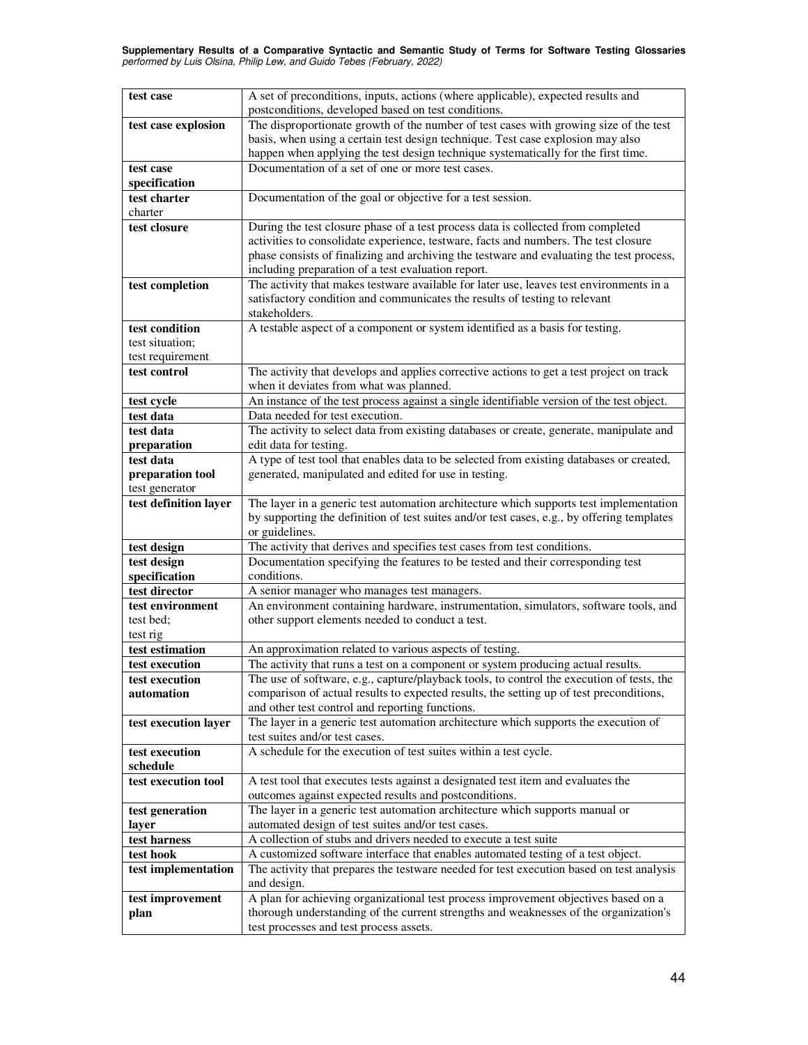| **test case** | A set of preconditions, inputs, actions (where applicable), expected results and postconditions, developed based on test conditions. |
|---|---|
| **test case explosion** | The disproportionate growth of the number of test cases with growing size of the test basis, when using a certain test design technique. Test case explosion may also happen when applying the test design technique systematically for the first time. |
| **test case specification** | Documentation of a set of one or more test cases. |
| **test charter**<br>charter | Documentation of the goal or objective for a test session. |
| **test closure** | During the test closure phase of a test process data is collected from completed activities to consolidate experience, testware, facts and numbers. The test closure phase consists of finalizing and archiving the testware and evaluating the test process, including preparation of a test evaluation report. |
| **test completion** | The activity that makes testware available for later use, leaves test environments in a satisfactory condition and communicates the results of testing to relevant stakeholders. |
| **test condition**<br>test situation;<br>test requirement | A testable aspect of a component or system identified as a basis for testing. |
| **test control** | The activity that develops and applies corrective actions to get a test project on track when it deviates from what was planned. |
| **test cycle** | An instance of the test process against a single identifiable version of the test object. |
| **test data** | Data needed for test execution. |
| **test data preparation** | The activity to select data from existing databases or create, generate, manipulate and edit data for testing. |
| **test data preparation tool**<br>test generator | A type of test tool that enables data to be selected from existing databases or created, generated, manipulated and edited for use in testing. |
| **test definition layer** | The layer in a generic test automation architecture which supports test implementation by supporting the definition of test suites and/or test cases, e.g., by offering templates or guidelines. |
| **test design** | The activity that derives and specifies test cases from test conditions. |
| **test design specification** | Documentation specifying the features to be tested and their corresponding test conditions. |
| **test director** | A senior manager who manages test managers. |
| **test environment**<br>test bed;<br>test rig | An environment containing hardware, instrumentation, simulators, software tools, and other support elements needed to conduct a test. |
| **test estimation** | An approximation related to various aspects of testing. |
| **test execution** | The activity that runs a test on a component or system producing actual results. |
| **test execution automation** | The use of software, e.g., capture/playback tools, to control the execution of tests, the comparison of actual results to expected results, the setting up of test preconditions, and other test control and reporting functions. |
| **test execution layer** | The layer in a generic test automation architecture which supports the execution of test suites and/or test cases. |
| **test execution schedule** | A schedule for the execution of test suites within a test cycle. |
| **test execution tool** | A test tool that executes tests against a designated test item and evaluates the outcomes against expected results and postconditions. |
| **test generation layer** | The layer in a generic test automation architecture which supports manual or automated design of test suites and/or test cases. |
| **test harness** | A collection of stubs and drivers needed to execute a test suite |
| **test hook** | A customized software interface that enables automated testing of a test object. |
| **test implementation** | The activity that prepares the testware needed for test execution based on test analysis and design. |
| **test improvement plan** | A plan for achieving organizational test process improvement objectives based on a thorough understanding of the current strengths and weaknesses of the organization's test processes and test process assets. |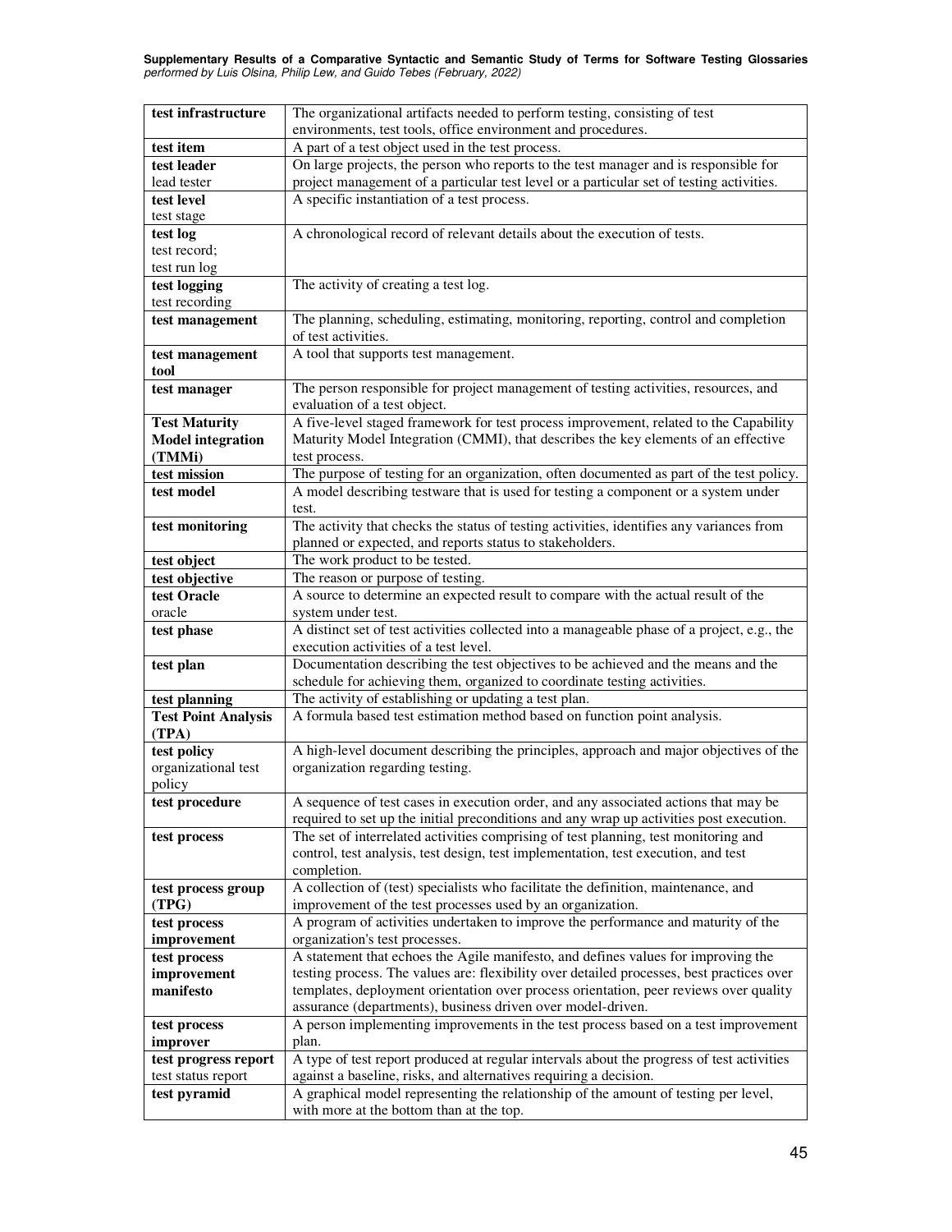| | |
|---|---|
| **test infrastructure** | The organizational artifacts needed to perform testing, consisting of test environments, test tools, office environment and procedures. |
| **test item** | A part of a test object used in the test process. |
| **test leader**<br>lead tester | On large projects, the person who reports to the test manager and is responsible for project management of a particular test level or a particular set of testing activities. |
| **test level**<br>test stage | A specific instantiation of a test process. |
| **test log**<br>test record;<br>test run log | A chronological record of relevant details about the execution of tests. |
| **test logging**<br>test recording | The activity of creating a test log. |
| **test management** | The planning, scheduling, estimating, monitoring, reporting, control and completion of test activities. |
| **test management tool** | A tool that supports test management. |
| **test manager** | The person responsible for project management of testing activities, resources, and evaluation of a test object. |
| **Test Maturity Model integration (TMMi)** | A five-level staged framework for test process improvement, related to the Capability Maturity Model Integration (CMMI), that describes the key elements of an effective test process. |
| **test mission** | The purpose of testing for an organization, often documented as part of the test policy. |
| **test model** | A model describing testware that is used for testing a component or a system under test. |
| **test monitoring** | The activity that checks the status of testing activities, identifies any variances from planned or expected, and reports status to stakeholders. |
| **test object** | The work product to be tested. |
| **test objective** | The reason or purpose of testing. |
| **test Oracle**<br>oracle | A source to determine an expected result to compare with the actual result of the system under test. |
| **test phase** | A distinct set of test activities collected into a manageable phase of a project, e.g., the execution activities of a test level. |
| **test plan** | Documentation describing the test objectives to be achieved and the means and the schedule for achieving them, organized to coordinate testing activities. |
| **test planning** | The activity of establishing or updating a test plan. |
| **Test Point Analysis (TPA)** | A formula based test estimation method based on function point analysis. |
| **test policy**<br>organizational test policy | A high-level document describing the principles, approach and major objectives of the organization regarding testing. |
| **test procedure** | A sequence of test cases in execution order, and any associated actions that may be required to set up the initial preconditions and any wrap up activities post execution. |
| **test process** | The set of interrelated activities comprising of test planning, test monitoring and control, test analysis, test design, test implementation, test execution, and test completion. |
| **test process group (TPG)** | A collection of (test) specialists who facilitate the definition, maintenance, and improvement of the test processes used by an organization. |
| **test process improvement** | A program of activities undertaken to improve the performance and maturity of the organization's test processes. |
| **test process improvement manifesto** | A statement that echoes the Agile manifesto, and defines values for improving the testing process. The values are: flexibility over detailed processes, best practices over templates, deployment orientation over process orientation, peer reviews over quality assurance (departments), business driven over model-driven. |
| **test process improver** | A person implementing improvements in the test process based on a test improvement plan. |
| **test progress report**<br>test status report | A type of test report produced at regular intervals about the progress of test activities against a baseline, risks, and alternatives requiring a decision. |
| **test pyramid** | A graphical model representing the relationship of the amount of testing per level, with more at the bottom than at the top. |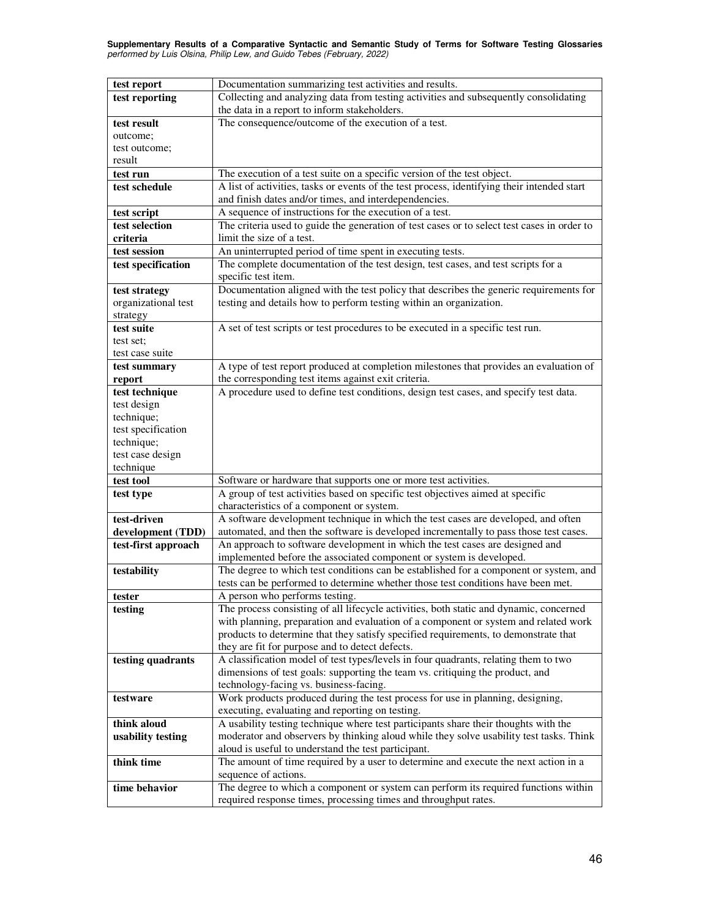| | |
|---|---|
| **test report** | Documentation summarizing test activities and results. |
| **test reporting** | Collecting and analyzing data from testing activities and subsequently consolidating the data in a report to inform stakeholders. |
| **test result**<br>outcome;<br>test outcome;<br>result | The consequence/outcome of the execution of a test. |
| **test run** | The execution of a test suite on a specific version of the test object. |
| **test schedule** | A list of activities, tasks or events of the test process, identifying their intended start and finish dates and/or times, and interdependencies. |
| **test script** | A sequence of instructions for the execution of a test. |
| **test selection criteria** | The criteria used to guide the generation of test cases or to select test cases in order to limit the size of a test. |
| **test session** | An uninterrupted period of time spent in executing tests. |
| **test specification** | The complete documentation of the test design, test cases, and test scripts for a specific test item. |
| **test strategy**<br>organizational test strategy | Documentation aligned with the test policy that describes the generic requirements for testing and details how to perform testing within an organization. |
| **test suite**<br>test set;<br>test case suite | A set of test scripts or test procedures to be executed in a specific test run. |
| **test summary report** | A type of test report produced at completion milestones that provides an evaluation of the corresponding test items against exit criteria. |
| **test technique**<br>test design technique;<br>test specification technique;<br>test case design technique | A procedure used to define test conditions, design test cases, and specify test data. |
| **test tool** | Software or hardware that supports one or more test activities. |
| **test type** | A group of test activities based on specific test objectives aimed at specific characteristics of a component or system. |
| **test-driven development (TDD)** | A software development technique in which the test cases are developed, and often automated, and then the software is developed incrementally to pass those test cases. |
| **test-first approach** | An approach to software development in which the test cases are designed and implemented before the associated component or system is developed. |
| **testability** | The degree to which test conditions can be established for a component or system, and tests can be performed to determine whether those test conditions have been met. |
| **tester** | A person who performs testing. |
| **testing** | The process consisting of all lifecycle activities, both static and dynamic, concerned with planning, preparation and evaluation of a component or system and related work products to determine that they satisfy specified requirements, to demonstrate that they are fit for purpose and to detect defects. |
| **testing quadrants** | A classification model of test types/levels in four quadrants, relating them to two dimensions of test goals: supporting the team vs. critiquing the product, and technology-facing vs. business-facing. |
| **testware** | Work products produced during the test process for use in planning, designing, executing, evaluating and reporting on testing. |
| **think aloud usability testing** | A usability testing technique where test participants share their thoughts with the moderator and observers by thinking aloud while they solve usability test tasks. Think aloud is useful to understand the test participant. |
| **think time** | The amount of time required by a user to determine and execute the next action in a sequence of actions. |
| **time behavior** | The degree to which a component or system can perform its required functions within required response times, processing times and throughput rates. |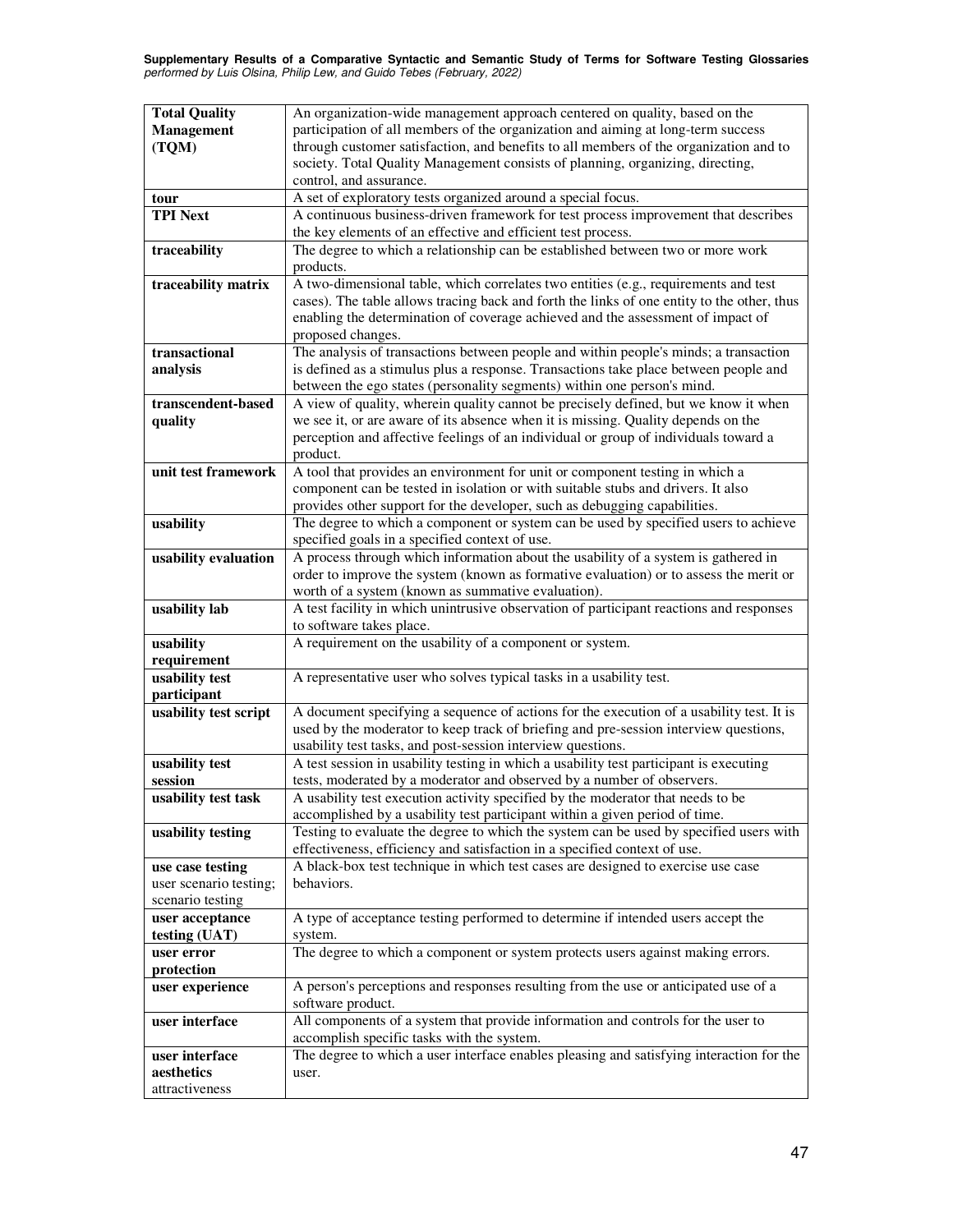| | |
|---|---|
| **Total Quality Management (TQM)** | An organization-wide management approach centered on quality, based on the participation of all members of the organization and aiming at long-term success through customer satisfaction, and benefits to all members of the organization and to society. Total Quality Management consists of planning, organizing, directing, control, and assurance. |
| **tour** | A set of exploratory tests organized around a special focus. |
| **TPI Next** | A continuous business-driven framework for test process improvement that describes the key elements of an effective and efficient test process. |
| **traceability** | The degree to which a relationship can be established between two or more work products. |
| **traceability matrix** | A two-dimensional table, which correlates two entities (e.g., requirements and test cases). The table allows tracing back and forth the links of one entity to the other, thus enabling the determination of coverage achieved and the assessment of impact of proposed changes. |
| **transactional analysis** | The analysis of transactions between people and within people's minds; a transaction is defined as a stimulus plus a response. Transactions take place between people and between the ego states (personality segments) within one person's mind. |
| **transcendent-based quality** | A view of quality, wherein quality cannot be precisely defined, but we know it when we see it, or are aware of its absence when it is missing. Quality depends on the perception and affective feelings of an individual or group of individuals toward a product. |
| **unit test framework** | A tool that provides an environment for unit or component testing in which a component can be tested in isolation or with suitable stubs and drivers. It also provides other support for the developer, such as debugging capabilities. |
| **usability** | The degree to which a component or system can be used by specified users to achieve specified goals in a specified context of use. |
| **usability evaluation** | A process through which information about the usability of a system is gathered in order to improve the system (known as formative evaluation) or to assess the merit or worth of a system (known as summative evaluation). |
| **usability lab** | A test facility in which unintrusive observation of participant reactions and responses to software takes place. |
| **usability requirement** | A requirement on the usability of a component or system. |
| **usability test participant** | A representative user who solves typical tasks in a usability test. |
| **usability test script** | A document specifying a sequence of actions for the execution of a usability test. It is used by the moderator to keep track of briefing and pre-session interview questions, usability test tasks, and post-session interview questions. |
| **usability test session** | A test session in usability testing in which a usability test participant is executing tests, moderated by a moderator and observed by a number of observers. |
| **usability test task** | A usability test execution activity specified by the moderator that needs to be accomplished by a usability test participant within a given period of time. |
| **usability testing** | Testing to evaluate the degree to which the system can be used by specified users with effectiveness, efficiency and satisfaction in a specified context of use. |
| **use case testing** user scenario testing; scenario testing | A black-box test technique in which test cases are designed to exercise use case behaviors. |
| **user acceptance testing (UAT)** | A type of acceptance testing performed to determine if intended users accept the system. |
| **user error protection** | The degree to which a component or system protects users against making errors. |
| **user experience** | A person's perceptions and responses resulting from the use or anticipated use of a software product. |
| **user interface** | All components of a system that provide information and controls for the user to accomplish specific tasks with the system. |
| **user interface aesthetics** attractiveness | The degree to which a user interface enables pleasing and satisfying interaction for the user. |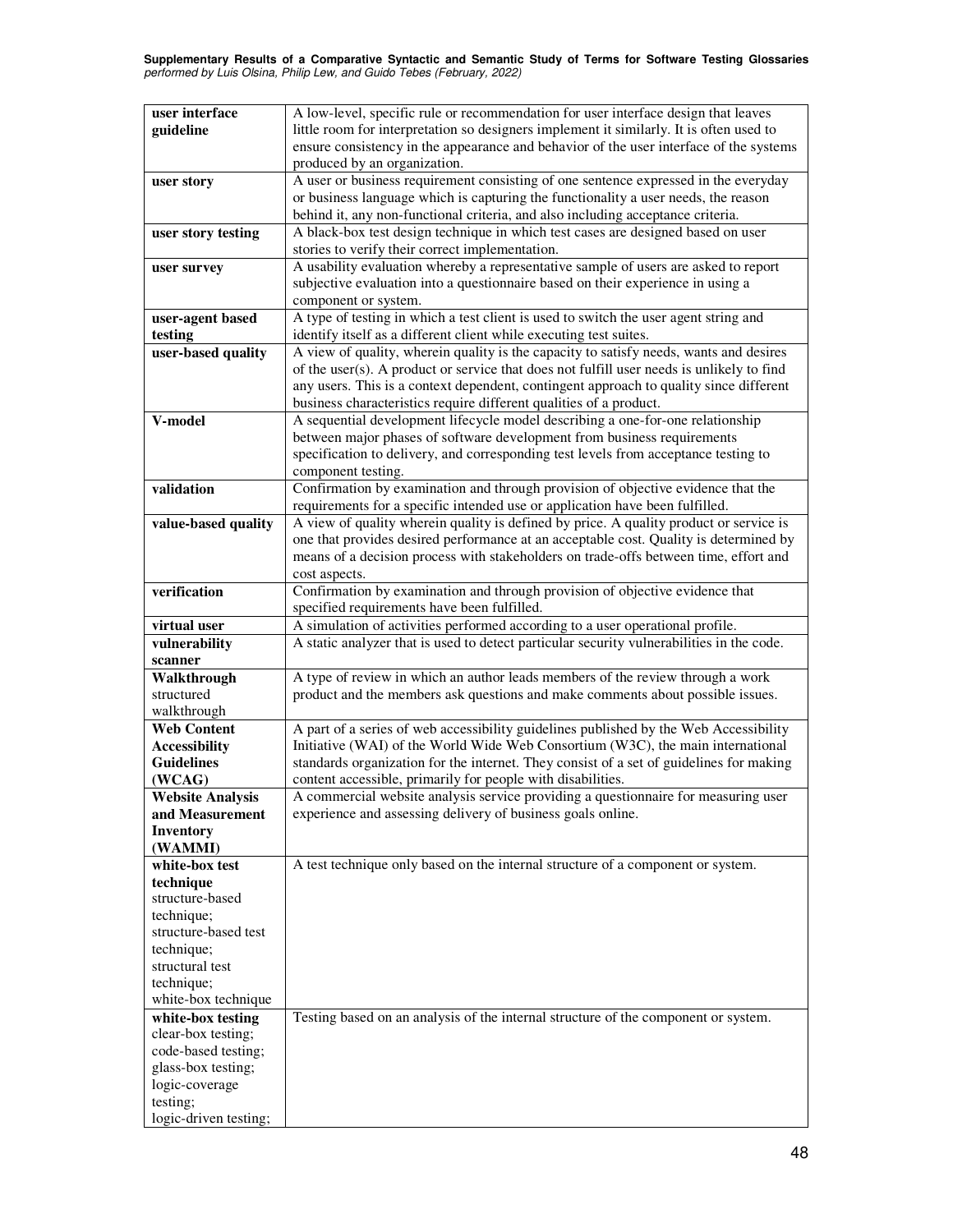| | |
|---|---|
| **user interface guideline** | A low-level, specific rule or recommendation for user interface design that leaves little room for interpretation so designers implement it similarly. It is often used to ensure consistency in the appearance and behavior of the user interface of the systems produced by an organization. |
| **user story** | A user or business requirement consisting of one sentence expressed in the everyday or business language which is capturing the functionality a user needs, the reason behind it, any non-functional criteria, and also including acceptance criteria. |
| **user story testing** | A black-box test design technique in which test cases are designed based on user stories to verify their correct implementation. |
| **user survey** | A usability evaluation whereby a representative sample of users are asked to report subjective evaluation into a questionnaire based on their experience in using a component or system. |
| **user-agent based testing** | A type of testing in which a test client is used to switch the user agent string and identify itself as a different client while executing test suites. |
| **user-based quality** | A view of quality, wherein quality is the capacity to satisfy needs, wants and desires of the user(s). A product or service that does not fulfill user needs is unlikely to find any users. This is a context dependent, contingent approach to quality since different business characteristics require different qualities of a product. |
| **V-model** | A sequential development lifecycle model describing a one-for-one relationship between major phases of software development from business requirements specification to delivery, and corresponding test levels from acceptance testing to component testing. |
| **validation** | Confirmation by examination and through provision of objective evidence that the requirements for a specific intended use or application have been fulfilled. |
| **value-based quality** | A view of quality wherein quality is defined by price. A quality product or service is one that provides desired performance at an acceptable cost. Quality is determined by means of a decision process with stakeholders on trade-offs between time, effort and cost aspects. |
| **verification** | Confirmation by examination and through provision of objective evidence that specified requirements have been fulfilled. |
| **virtual user** | A simulation of activities performed according to a user operational profile. |
| **vulnerability scanner** | A static analyzer that is used to detect particular security vulnerabilities in the code. |
| **Walkthrough** structured walkthrough | A type of review in which an author leads members of the review through a work product and the members ask questions and make comments about possible issues. |
| **Web Content Accessibility Guidelines (WCAG)** | A part of a series of web accessibility guidelines published by the Web Accessibility Initiative (WAI) of the World Wide Web Consortium (W3C), the main international standards organization for the internet. They consist of a set of guidelines for making content accessible, primarily for people with disabilities. |
| **Website Analysis and Measurement Inventory (WAMMI)** | A commercial website analysis service providing a questionnaire for measuring user experience and assessing delivery of business goals online. |
| **white-box test technique** structure-based technique; structure-based test technique; structural test technique; white-box technique | A test technique only based on the internal structure of a component or system. |
| **white-box testing** clear-box testing; code-based testing; glass-box testing; logic-coverage testing; logic-driven testing; | Testing based on an analysis of the internal structure of the component or system. |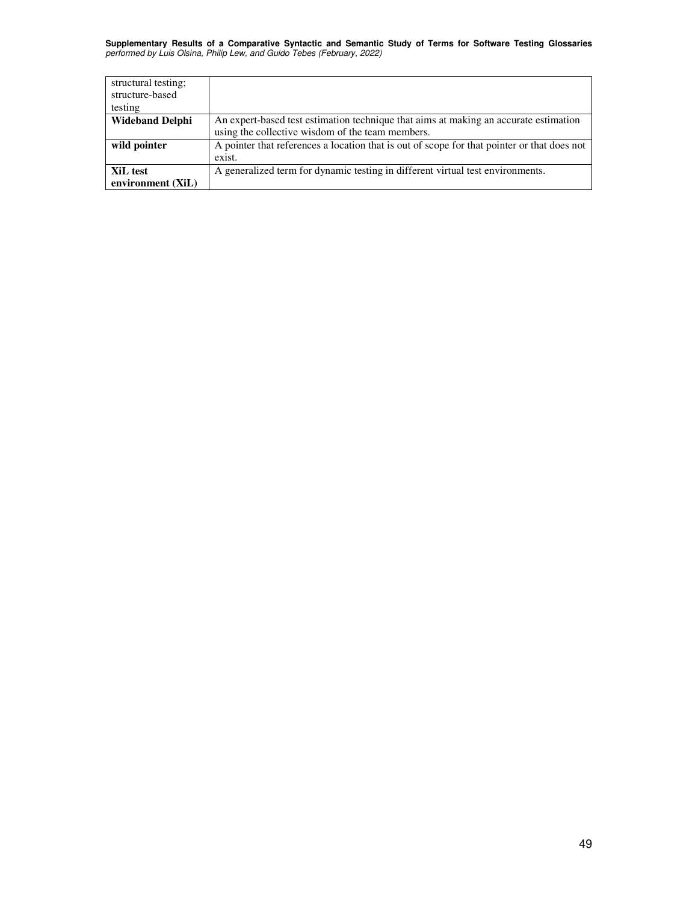| | |
|---|---|
| structural testing; structure-based testing | |
| **Wideband Delphi** | An expert-based test estimation technique that aims at making an accurate estimation using the collective wisdom of the team members. |
| **wild pointer** | A pointer that references a location that is out of scope for that pointer or that does not exist. |
| **XiL test environment (XiL)** | A generalized term for dynamic testing in different virtual test environments. |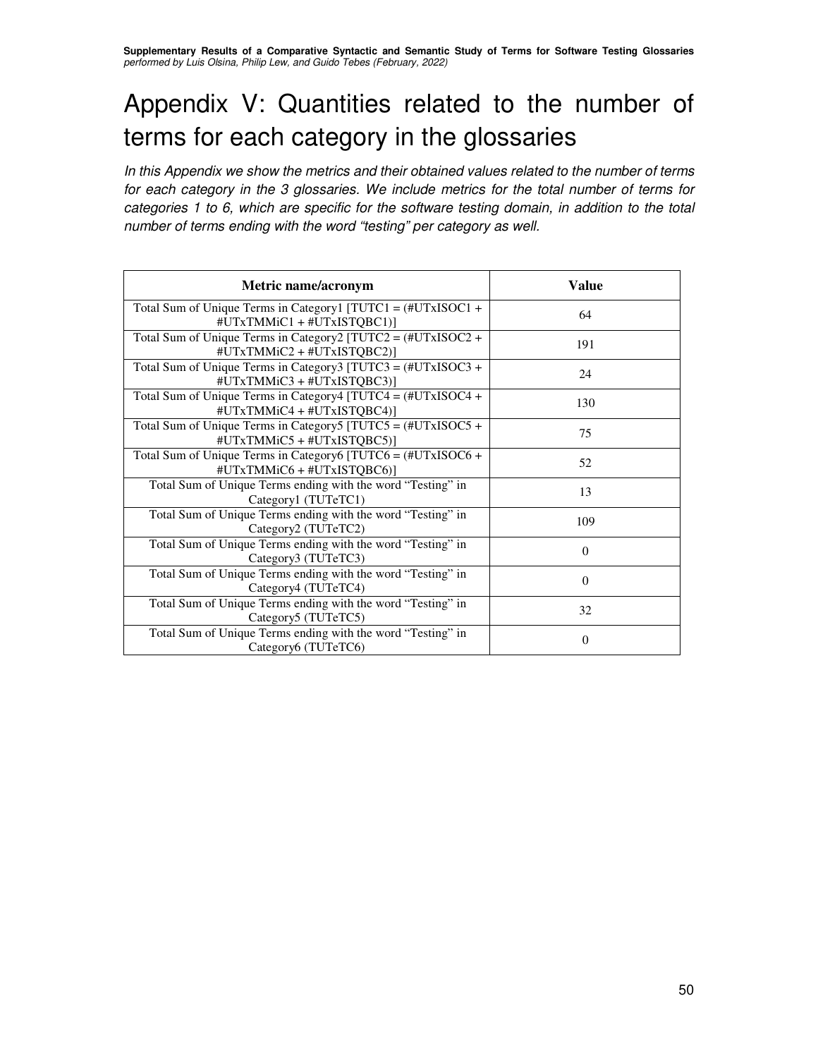# Appendix V: Quantities related to the number of terms for each category in the glossaries

*In this Appendix we show the metrics and their obtained values related to the number of terms for each category in the 3 glossaries. We include metrics for the total number of terms for categories 1 to 6, which are specific for the software testing domain, in addition to the total number of terms ending with the word "testing" per category as well.*

| Metric name/acronym | Value |
|---|---|
| Total Sum of Unique Terms in Category1 [TUTC1 = (#UTxISOC1 + #UTxTMMiC1 + #UTxISTQBC1)] | 64 |
| Total Sum of Unique Terms in Category2 [TUTC2 = (#UTxISOC2 + #UTxTMMiC2 + #UTxISTQBC2)] | 191 |
| Total Sum of Unique Terms in Category3 [TUTC3 = (#UTxISOC3 + #UTxTMMiC3 + #UTxISTQBC3)] | 24 |
| Total Sum of Unique Terms in Category4 [TUTC4 = (#UTxISOC4 + #UTxTMMiC4 + #UTxISTQBC4)] | 130 |
| Total Sum of Unique Terms in Category5 [TUTC5 = (#UTxISOC5 + #UTxTMMiC5 + #UTxISTQBC5)] | 75 |
| Total Sum of Unique Terms in Category6 [TUTC6 = (#UTxISOC6 + #UTxTMMiC6 + #UTxISTQBC6)] | 52 |
| Total Sum of Unique Terms ending with the word "Testing" in Category1 (TUTeTC1) | 13 |
| Total Sum of Unique Terms ending with the word "Testing" in Category2 (TUTeTC2) | 109 |
| Total Sum of Unique Terms ending with the word "Testing" in Category3 (TUTeTC3) | 0 |
| Total Sum of Unique Terms ending with the word "Testing" in Category4 (TUTeTC4) | 0 |
| Total Sum of Unique Terms ending with the word "Testing" in Category5 (TUTeTC5) | 32 |
| Total Sum of Unique Terms ending with the word "Testing" in Category6 (TUTeTC6) | 0 |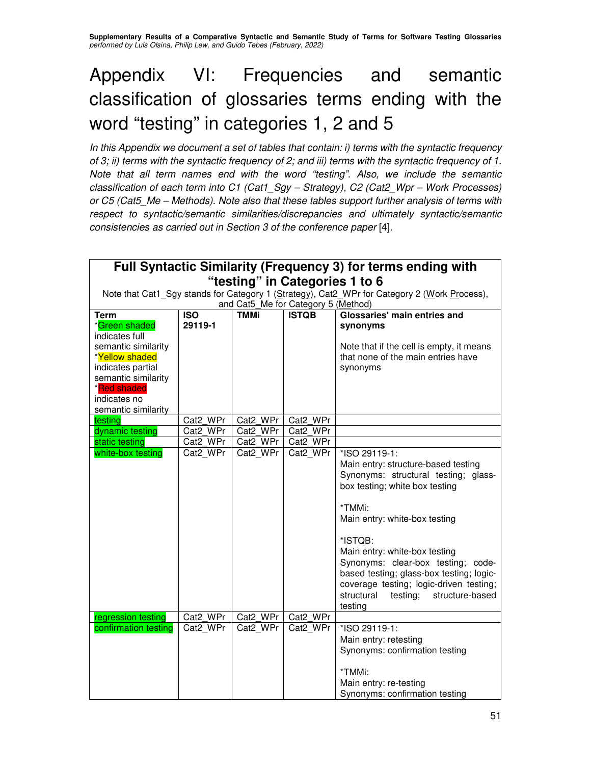# Appendix VI: Frequencies and semantic classification of glossaries terms ending with the word "testing" in categories 1, 2 and 5

*In this Appendix we document a set of tables that contain: i) terms with the syntactic frequency of 3; ii) terms with the syntactic frequency of 2; and iii) terms with the syntactic frequency of 1. Note that all term names end with the word "testing". Also, we include the semantic classification of each term into C1 (Cat1_Sgy – Strategy), C2 (Cat2_Wpr – Work Processes) or C5 (Cat5_Me – Methods). Note also that these tables support further analysis of terms with respect to syntactic/semantic similarities/discrepancies and ultimately syntactic/semantic consistencies as carried out in Section 3 of the conference paper* [4].

**Full Syntactic Similarity (Frequency 3) for terms ending with "testing" in Categories 1 to 6**

Note that Cat1_Sgy stands for Category 1 (Strategy), Cat2_WPr for Category 2 (Work Process), and Cat5_Me for Category 5 (Method)

| Term<br>*Green shaded indicates full semantic similarity<br>*Yellow shaded indicates partial semantic similarity<br>*Red shaded indicates no semantic similarity | ISO 29119-1 | TMMi | ISTQB | Glossaries' main entries and synonyms<br><br>Note that if the cell is empty, it means that none of the main entries have synonyms |
|---|---|---|---|---|
| testing | Cat2_WPr | Cat2_WPr | Cat2_WPr | |
| dynamic testing | Cat2_WPr | Cat2_WPr | Cat2_WPr | |
| static testing | Cat2_WPr | Cat2_WPr | Cat2_WPr | |
| white-box testing | Cat2_WPr | Cat2_WPr | Cat2_WPr | *ISO 29119-1:<br>Main entry: structure-based testing<br>Synonyms: structural testing; glass-box testing; white box testing<br><br>*TMMi:<br>Main entry: white-box testing<br><br>*ISTQB:<br>Main entry: white-box testing<br>Synonyms: clear-box testing; code-based testing; glass-box testing; logic-coverage testing; logic-driven testing; structural testing; structure-based testing |
| regression testing | Cat2_WPr | Cat2_WPr | Cat2_WPr | |
| confirmation testing | Cat2_WPr | Cat2_WPr | Cat2_WPr | *ISO 29119-1:<br>Main entry: retesting<br>Synonyms: confirmation testing<br><br>*TMMi:<br>Main entry: re-testing<br>Synonyms: confirmation testing |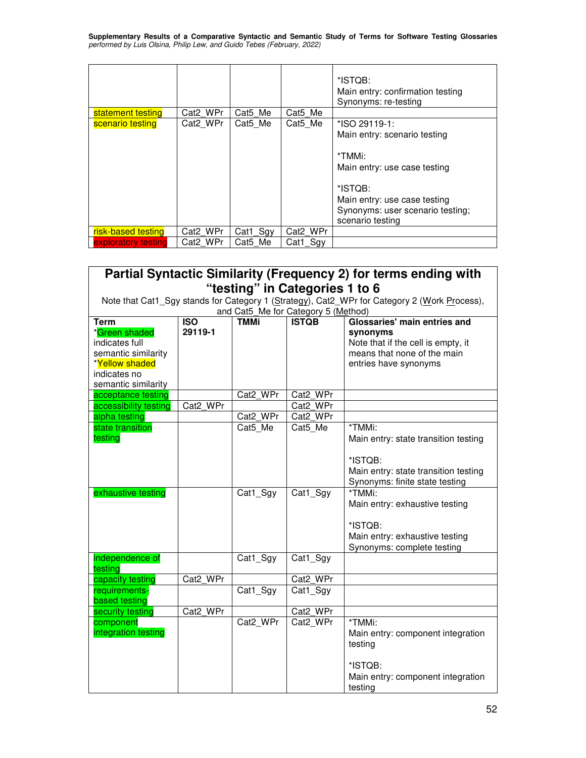| | | | | *ISTQB:<br>Main entry: confirmation testing<br>Synonyms: re-testing |
|---|---|---|---|---|
| statement testing | Cat2_WPr | Cat5_Me | Cat5_Me | |
| scenario testing | Cat2_WPr | Cat5_Me | Cat5_Me | *ISO 29119-1:<br>Main entry: scenario testing<br><br>*TMMi:<br>Main entry: use case testing<br><br>*ISTQB:<br>Main entry: use case testing<br>Synonyms: user scenario testing; scenario testing |
| risk-based testing | Cat2_WPr | Cat1_Sgy | Cat2_WPr | |
| exploratory testing | Cat2_WPr | Cat5_Me | Cat1_Sgy | |

## Partial Syntactic Similarity (Frequency 2) for terms ending with "testing" in Categories 1 to 6

Note that Cat1_Sgy stands for Category 1 (Strategy), Cat2_WPr for Category 2 (Work Process), and Cat5_Me for Category 5 (Method)

| Term<br>*Green shaded indicates full semantic similarity<br>*Yellow shaded indicates no semantic similarity | ISO 29119-1 | TMMi | ISTQB | Glossaries' main entries and synonyms<br>Note that if the cell is empty, it means that none of the main entries have synonyms |
|---|---|---|---|---|
| acceptance testing | | Cat2_WPr | Cat2_WPr | |
| accessibility testing | Cat2_WPr | | Cat2_WPr | |
| alpha testing | | Cat2_WPr | Cat2_WPr | |
| state transition testing | | Cat5_Me | Cat5_Me | *TMMi:<br>Main entry: state transition testing<br><br>*ISTQB:<br>Main entry: state transition testing<br>Synonyms: finite state testing |
| exhaustive testing | | Cat1_Sgy | Cat1_Sgy | *TMMi:<br>Main entry: exhaustive testing<br><br>*ISTQB:<br>Main entry: exhaustive testing<br>Synonyms: complete testing |
| independence of testing | | Cat1_Sgy | Cat1_Sgy | |
| capacity testing | Cat2_WPr | | Cat2_WPr | |
| requirements-based testing | | Cat1_Sgy | Cat1_Sgy | |
| security testing | Cat2_WPr | | Cat2_WPr | |
| component integration testing | | Cat2_WPr | Cat2_WPr | *TMMi:<br>Main entry: component integration testing<br><br>*ISTQB:<br>Main entry: component integration testing |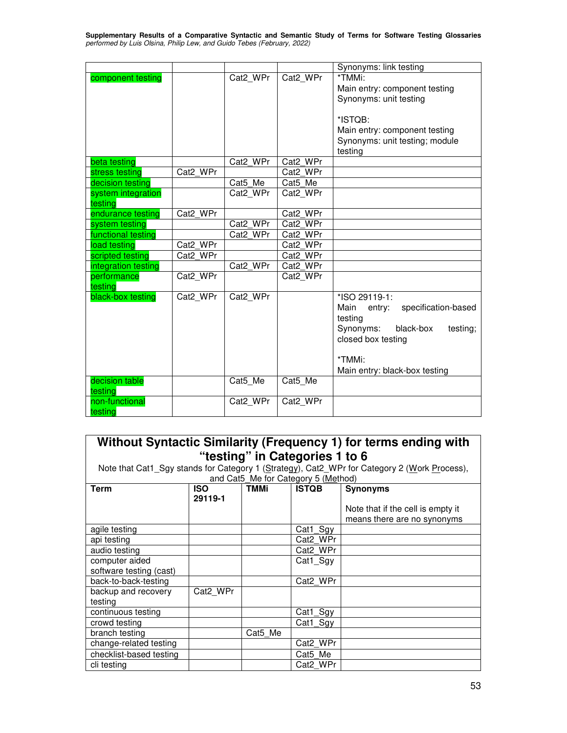| | | | | Synonyms: link testing |
|---|---|---|---|---|
| component testing | | Cat2_WPr | Cat2_WPr | *TMMi:<br>Main entry: component testing<br>Synonyms: unit testing<br><br>*ISTQB:<br>Main entry: component testing<br>Synonyms: unit testing; module testing |
| beta testing | | Cat2_WPr | Cat2_WPr | |
| stress testing | Cat2_WPr | | Cat2_WPr | |
| decision testing | | Cat5_Me | Cat5_Me | |
| system integration testing | | Cat2_WPr | Cat2_WPr | |
| endurance testing | Cat2_WPr | | Cat2_WPr | |
| system testing | | Cat2_WPr | Cat2_WPr | |
| functional testing | | Cat2_WPr | Cat2_WPr | |
| load testing | Cat2_WPr | | Cat2_WPr | |
| scripted testing | Cat2_WPr | | Cat2_WPr | |
| integration testing | | Cat2_WPr | Cat2_WPr | |
| performance testing | Cat2_WPr | | Cat2_WPr | |
| black-box testing | Cat2_WPr | Cat2_WPr | | *ISO 29119-1:<br>Main entry: specification-based testing<br>Synonyms: black-box testing; closed box testing<br><br>*TMMi:<br>Main entry: black-box testing |
| decision table testing | | Cat5_Me | Cat5_Me | |
| non-functional testing | | Cat2_WPr | Cat2_WPr | |

**Without Syntactic Similarity (Frequency 1) for terms ending with "testing" in Categories 1 to 6**

Note that Cat1_Sgy stands for Category 1 (Strategy), Cat2_WPr for Category 2 (Work Process), and Cat5_Me for Category 5 (Method)

| Term | ISO 29119-1 | TMMi | ISTQB | Synonyms<br><br>Note that if the cell is empty it means there are no synonyms |
|---|---|---|---|---|
| agile testing | | | Cat1_Sgy | |
| api testing | | | Cat2_WPr | |
| audio testing | | | Cat2_WPr | |
| computer aided software testing (cast) | | | Cat1_Sgy | |
| back-to-back-testing | | | Cat2_WPr | |
| backup and recovery testing | Cat2_WPr | | | |
| continuous testing | | | Cat1_Sgy | |
| crowd testing | | | Cat1_Sgy | |
| branch testing | | Cat5_Me | | |
| change-related testing | | | Cat2_WPr | |
| checklist-based testing | | | Cat5_Me | |
| cli testing | | | Cat2_WPr | |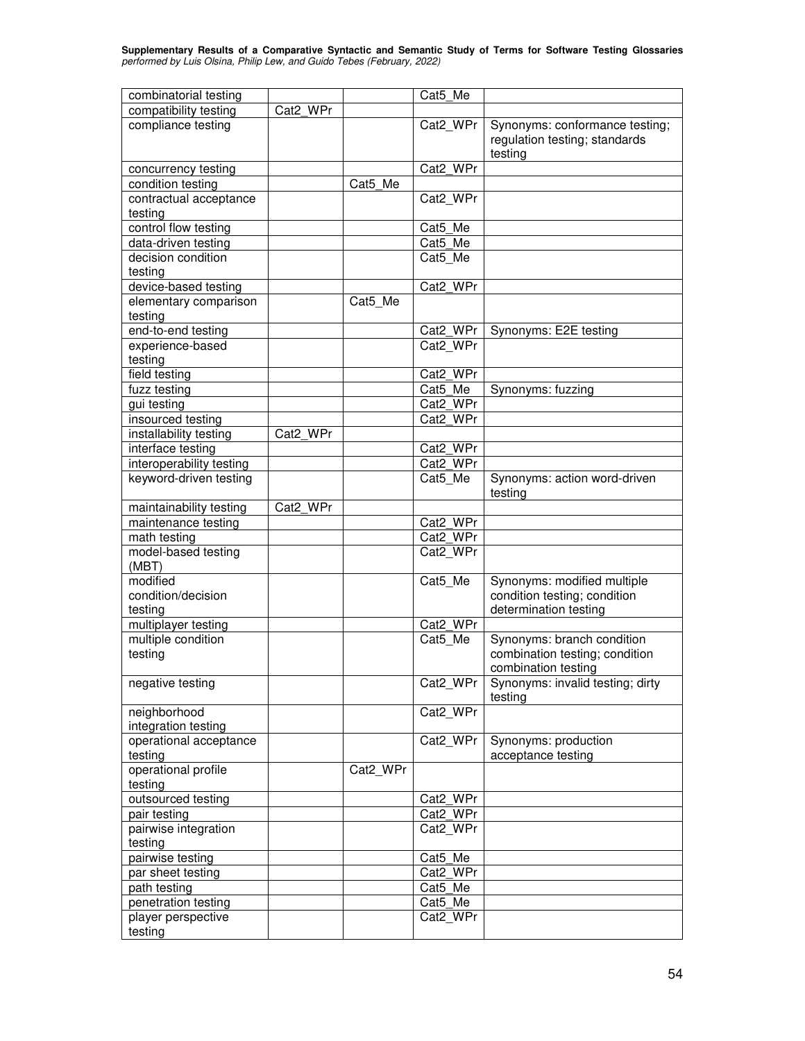| | | | | |
|---|---|---|---|---|
| combinatorial testing | | | Cat5_Me | |
| compatibility testing | Cat2_WPr | | | |
| compliance testing | | | Cat2_WPr | Synonyms: conformance testing; regulation testing; standards testing |
| concurrency testing | | | Cat2_WPr | |
| condition testing | | Cat5_Me | | |
| contractual acceptance testing | | | Cat2_WPr | |
| control flow testing | | | Cat5_Me | |
| data-driven testing | | | Cat5_Me | |
| decision condition testing | | | Cat5_Me | |
| device-based testing | | | Cat2_WPr | |
| elementary comparison testing | | Cat5_Me | | |
| end-to-end testing | | | Cat2_WPr | Synonyms: E2E testing |
| experience-based testing | | | Cat2_WPr | |
| field testing | | | Cat2_WPr | |
| fuzz testing | | | Cat5_Me | Synonyms: fuzzing |
| gui testing | | | Cat2_WPr | |
| insourced testing | | | Cat2_WPr | |
| installability testing | Cat2_WPr | | | |
| interface testing | | | Cat2_WPr | |
| interoperability testing | | | Cat2_WPr | |
| keyword-driven testing | | | Cat5_Me | Synonyms: action word-driven testing |
| maintainability testing | Cat2_WPr | | | |
| maintenance testing | | | Cat2_WPr | |
| math testing | | | Cat2_WPr | |
| model-based testing (MBT) | | | Cat2_WPr | |
| modified condition/decision testing | | | Cat5_Me | Synonyms: modified multiple condition testing; condition determination testing |
| multiplayer testing | | | Cat2_WPr | |
| multiple condition testing | | | Cat5_Me | Synonyms: branch condition combination testing; condition combination testing |
| negative testing | | | Cat2_WPr | Synonyms: invalid testing; dirty testing |
| neighborhood integration testing | | | Cat2_WPr | |
| operational acceptance testing | | | Cat2_WPr | Synonyms: production acceptance testing |
| operational profile testing | | Cat2_WPr | | |
| outsourced testing | | | Cat2_WPr | |
| pair testing | | | Cat2_WPr | |
| pairwise integration testing | | | Cat2_WPr | |
| pairwise testing | | | Cat5_Me | |
| par sheet testing | | | Cat2_WPr | |
| path testing | | | Cat5_Me | |
| penetration testing | | | Cat5_Me | |
| player perspective testing | | | Cat2_WPr | |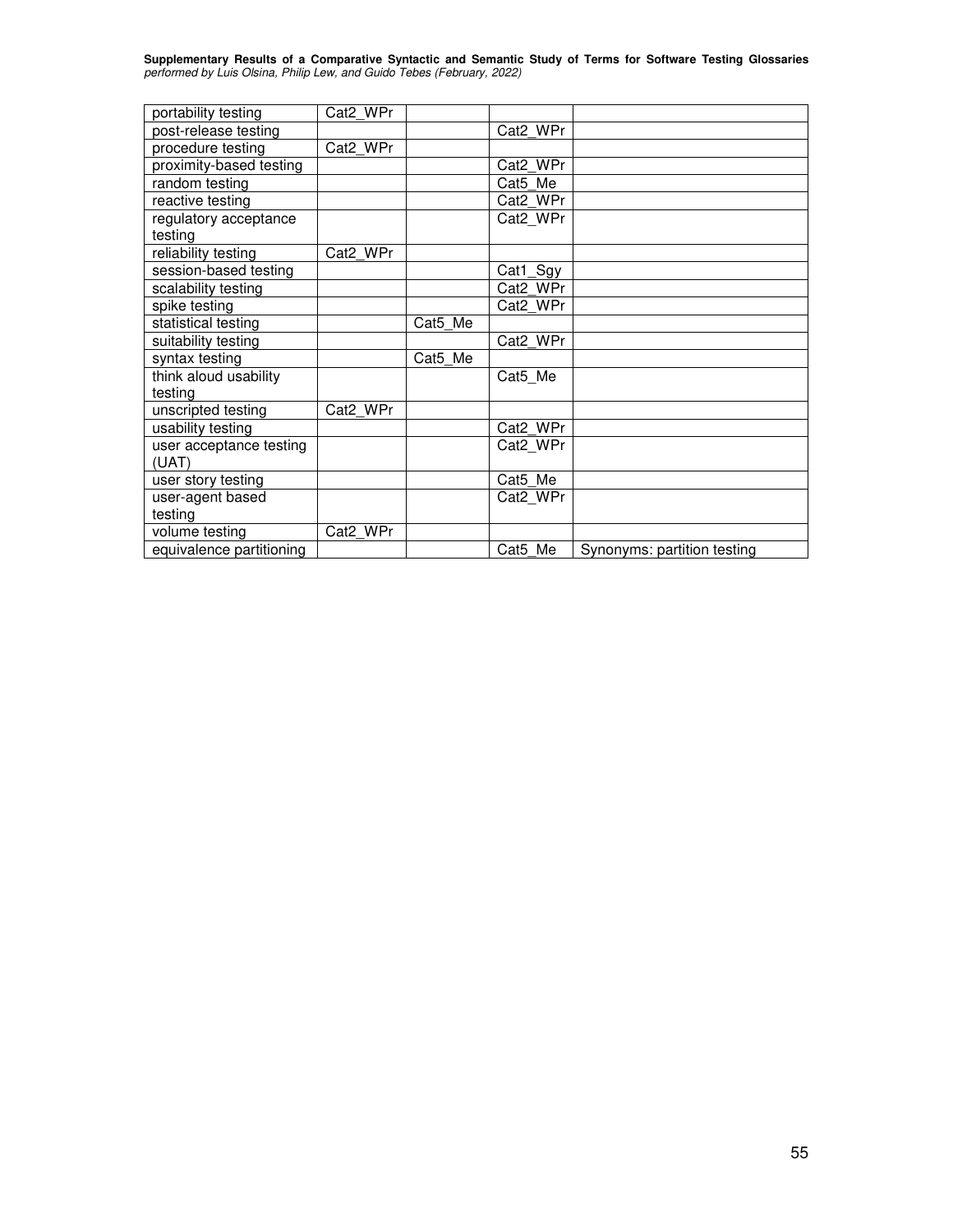| | | | | |
|---|---|---|---|---|
| portability testing | Cat2_WPr | | | |
| post-release testing | | | Cat2_WPr | |
| procedure testing | Cat2_WPr | | | |
| proximity-based testing | | | Cat2_WPr | |
| random testing | | | Cat5_Me | |
| reactive testing | | | Cat2_WPr | |
| regulatory acceptance testing | | | Cat2_WPr | |
| reliability testing | Cat2_WPr | | | |
| session-based testing | | | Cat1_Sgy | |
| scalability testing | | | Cat2_WPr | |
| spike testing | | | Cat2_WPr | |
| statistical testing | | Cat5_Me | | |
| suitability testing | | | Cat2_WPr | |
| syntax testing | | Cat5_Me | | |
| think aloud usability testing | | | Cat5_Me | |
| unscripted testing | Cat2_WPr | | | |
| usability testing | | | Cat2_WPr | |
| user acceptance testing (UAT) | | | Cat2_WPr | |
| user story testing | | | Cat5_Me | |
| user-agent based testing | | | Cat2_WPr | |
| volume testing | Cat2_WPr | | | |
| equivalence partitioning | | | Cat5_Me | Synonyms: partition testing |